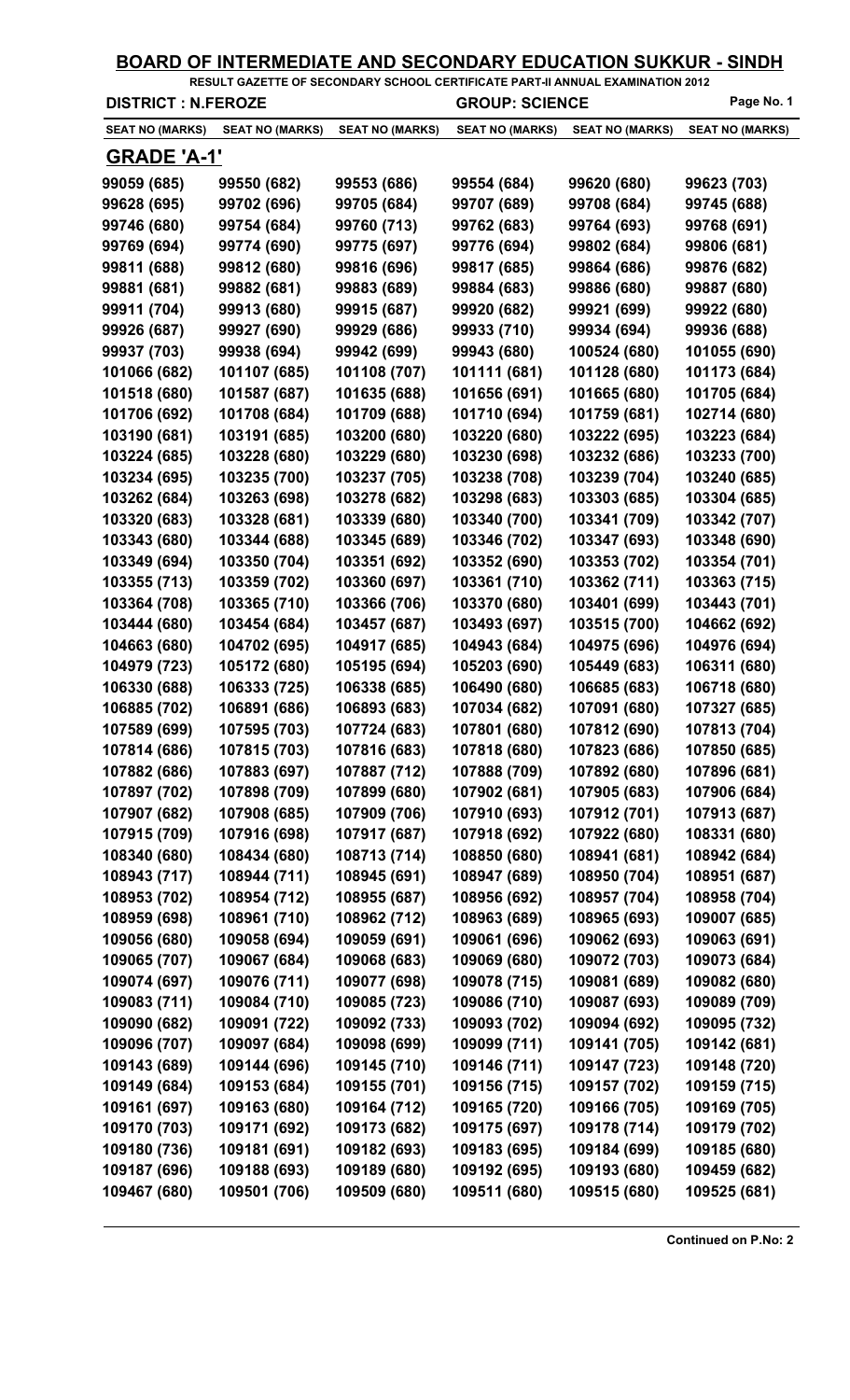# BOARD OF INTERMEDIATE AND SECONDARY EDUCATION SUKKUR - SINDH

**RESULT GAZETTE OF SECONDARY SCHOOL CERTIFICATE PART-II ANNUAL EXAMINATION 2012**

**DISTRICT : N.FEROZE** | **GROUP: SCIENCE**

## GRADE 'A-1'

| SEAT NO (MARKS) | SEAT NO (MARKS) | SEAT NO (MARKS) | SEAT NO (MARKS) | SEAT NO (MARKS) | SEAT NO (MARKS) |
|---|---|---|---|---|---|
| 99059 (685) | 99550 (682) | 99553 (686) | 99554 (684) | 99620 (680) | 99623 (703) |
| 99628 (695) | 99702 (696) | 99705 (684) | 99707 (689) | 99708 (684) | 99745 (688) |
| 99746 (680) | 99754 (684) | 99760 (713) | 99762 (683) | 99764 (693) | 99768 (691) |
| 99769 (694) | 99774 (690) | 99775 (697) | 99776 (694) | 99802 (684) | 99806 (681) |
| 99811 (688) | 99812 (680) | 99816 (696) | 99817 (685) | 99864 (686) | 99876 (682) |
| 99881 (681) | 99882 (681) | 99883 (689) | 99884 (683) | 99886 (680) | 99887 (680) |
| 99911 (704) | 99913 (680) | 99915 (687) | 99920 (682) | 99921 (699) | 99922 (680) |
| 99926 (687) | 99927 (690) | 99929 (686) | 99933 (710) | 99934 (694) | 99936 (688) |
| 99937 (703) | 99938 (694) | 99942 (699) | 99943 (680) | 100524 (680) | 101055 (690) |
| 101066 (682) | 101107 (685) | 101108 (707) | 101111 (681) | 101128 (680) | 101173 (684) |
| 101518 (680) | 101587 (687) | 101635 (688) | 101656 (691) | 101665 (680) | 101705 (684) |
| 101706 (692) | 101708 (684) | 101709 (688) | 101710 (694) | 101759 (681) | 102714 (680) |
| 103190 (681) | 103191 (685) | 103200 (680) | 103220 (680) | 103222 (695) | 103223 (684) |
| 103224 (685) | 103228 (680) | 103229 (680) | 103230 (698) | 103232 (686) | 103233 (700) |
| 103234 (695) | 103235 (700) | 103237 (705) | 103238 (708) | 103239 (704) | 103240 (685) |
| 103262 (684) | 103263 (698) | 103278 (682) | 103298 (683) | 103303 (685) | 103304 (685) |
| 103320 (683) | 103328 (681) | 103339 (680) | 103340 (700) | 103341 (709) | 103342 (707) |
| 103343 (680) | 103344 (688) | 103345 (689) | 103346 (702) | 103347 (693) | 103348 (690) |
| 103349 (694) | 103350 (704) | 103351 (692) | 103352 (690) | 103353 (702) | 103354 (701) |
| 103355 (713) | 103359 (702) | 103360 (697) | 103361 (710) | 103362 (711) | 103363 (715) |
| 103364 (708) | 103365 (710) | 103366 (706) | 103370 (680) | 103401 (699) | 103443 (701) |
| 103444 (680) | 103454 (684) | 103457 (687) | 103493 (697) | 103515 (700) | 104662 (692) |
| 104663 (680) | 104702 (695) | 104917 (685) | 104943 (684) | 104975 (696) | 104976 (694) |
| 104979 (723) | 105172 (680) | 105195 (694) | 105203 (690) | 105449 (683) | 106311 (680) |
| 106330 (688) | 106333 (725) | 106338 (685) | 106490 (680) | 106685 (683) | 106718 (680) |
| 106885 (702) | 106891 (686) | 106893 (683) | 107034 (682) | 107091 (680) | 107327 (685) |
| 107589 (699) | 107595 (703) | 107724 (683) | 107801 (680) | 107812 (690) | 107813 (704) |
| 107814 (686) | 107815 (703) | 107816 (683) | 107818 (680) | 107823 (686) | 107850 (685) |
| 107882 (686) | 107883 (697) | 107887 (712) | 107888 (709) | 107892 (680) | 107896 (681) |
| 107897 (702) | 107898 (709) | 107899 (680) | 107902 (681) | 107905 (683) | 107906 (684) |
| 107907 (682) | 107908 (685) | 107909 (706) | 107910 (693) | 107912 (701) | 107913 (687) |
| 107915 (709) | 107916 (698) | 107917 (687) | 107918 (692) | 107922 (680) | 108331 (680) |
| 108340 (680) | 108434 (680) | 108713 (714) | 108850 (680) | 108941 (681) | 108942 (684) |
| 108943 (717) | 108944 (711) | 108945 (691) | 108947 (689) | 108950 (704) | 108951 (687) |
| 108953 (702) | 108954 (712) | 108955 (687) | 108956 (692) | 108957 (704) | 108958 (704) |
| 108959 (698) | 108961 (710) | 108962 (712) | 108963 (689) | 108965 (693) | 109007 (685) |
| 109056 (680) | 109058 (694) | 109059 (691) | 109061 (696) | 109062 (693) | 109063 (691) |
| 109065 (707) | 109067 (684) | 109068 (683) | 109069 (680) | 109072 (703) | 109073 (684) |
| 109074 (697) | 109076 (711) | 109077 (698) | 109078 (715) | 109081 (689) | 109082 (680) |
| 109083 (711) | 109084 (710) | 109085 (723) | 109086 (710) | 109087 (693) | 109089 (709) |
| 109090 (682) | 109091 (722) | 109092 (733) | 109093 (702) | 109094 (692) | 109095 (732) |
| 109096 (707) | 109097 (684) | 109098 (699) | 109099 (711) | 109141 (705) | 109142 (681) |
| 109143 (689) | 109144 (696) | 109145 (710) | 109146 (711) | 109147 (723) | 109148 (720) |
| 109149 (684) | 109153 (684) | 109155 (701) | 109156 (715) | 109157 (702) | 109159 (715) |
| 109161 (697) | 109163 (680) | 109164 (712) | 109165 (720) | 109166 (705) | 109169 (705) |
| 109170 (703) | 109171 (692) | 109173 (682) | 109175 (697) | 109178 (714) | 109179 (702) |
| 109180 (736) | 109181 (691) | 109182 (693) | 109183 (695) | 109184 (699) | 109185 (680) |
| 109187 (696) | 109188 (693) | 109189 (680) | 109192 (695) | 109193 (680) | 109459 (682) |
| 109467 (680) | 109501 (706) | 109509 (680) | 109511 (680) | 109515 (680) | 109525 (681) |

**Continued on P.No: 2**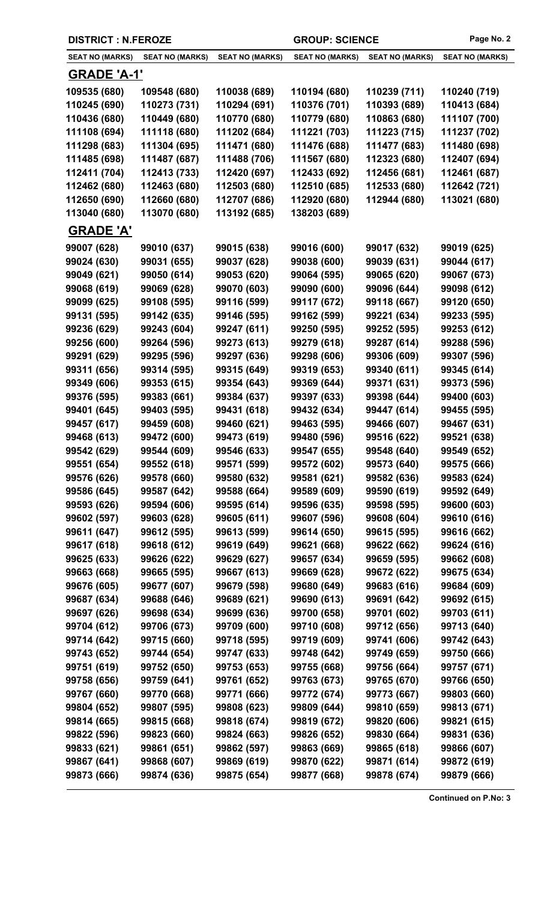**DISTRICT : N.FEROZE** | **GROUP: SCIENCE**

| SEAT NO (MARKS) | SEAT NO (MARKS) | SEAT NO (MARKS) | SEAT NO (MARKS) | SEAT NO (MARKS) | SEAT NO (MARKS) |
|---|---|---|---|---|---|

## GRADE 'A-1'

| | | | | | |
|---|---|---|---|---|---|
| 109535 (680) | 109548 (680) | 110038 (689) | 110194 (680) | 110239 (711) | 110240 (719) |
| 110245 (690) | 110273 (731) | 110294 (691) | 110376 (701) | 110393 (689) | 110413 (684) |
| 110436 (680) | 110449 (680) | 110770 (680) | 110779 (680) | 110863 (680) | 111107 (700) |
| 111108 (694) | 111118 (680) | 111202 (684) | 111221 (703) | 111223 (715) | 111237 (702) |
| 111298 (683) | 111304 (695) | 111471 (680) | 111476 (688) | 111477 (683) | 111480 (698) |
| 111485 (698) | 111487 (687) | 111488 (706) | 111567 (680) | 112323 (680) | 112407 (694) |
| 112411 (704) | 112413 (733) | 112420 (697) | 112433 (692) | 112456 (681) | 112461 (687) |
| 112462 (680) | 112463 (680) | 112503 (680) | 112510 (685) | 112533 (680) | 112642 (721) |
| 112650 (690) | 112660 (680) | 112707 (686) | 112920 (680) | 112944 (680) | 113021 (680) |
| 113040 (680) | 113070 (680) | 113192 (685) | 138203 (689) | | |

## GRADE 'A'

| | | | | | |
|---|---|---|---|---|---|
| 99007 (628) | 99010 (637) | 99015 (638) | 99016 (600) | 99017 (632) | 99019 (625) |
| 99024 (630) | 99031 (655) | 99037 (628) | 99038 (600) | 99039 (631) | 99044 (617) |
| 99049 (621) | 99050 (614) | 99053 (620) | 99064 (595) | 99065 (620) | 99067 (673) |
| 99068 (619) | 99069 (628) | 99070 (603) | 99090 (600) | 99096 (644) | 99098 (612) |
| 99099 (625) | 99108 (595) | 99116 (599) | 99117 (672) | 99118 (667) | 99120 (650) |
| 99131 (595) | 99142 (635) | 99146 (595) | 99162 (599) | 99221 (634) | 99233 (595) |
| 99236 (629) | 99243 (604) | 99247 (611) | 99250 (595) | 99252 (595) | 99253 (612) |
| 99256 (600) | 99264 (596) | 99273 (613) | 99279 (618) | 99287 (614) | 99288 (596) |
| 99291 (629) | 99295 (596) | 99297 (636) | 99298 (606) | 99306 (609) | 99307 (596) |
| 99311 (656) | 99314 (595) | 99315 (649) | 99319 (653) | 99340 (611) | 99345 (614) |
| 99349 (606) | 99353 (615) | 99354 (643) | 99369 (644) | 99371 (631) | 99373 (596) |
| 99376 (595) | 99383 (661) | 99384 (637) | 99397 (633) | 99398 (644) | 99400 (603) |
| 99401 (645) | 99403 (595) | 99431 (618) | 99432 (634) | 99447 (614) | 99455 (595) |
| 99457 (617) | 99459 (608) | 99460 (621) | 99463 (595) | 99466 (607) | 99467 (631) |
| 99468 (613) | 99472 (600) | 99473 (619) | 99480 (596) | 99516 (622) | 99521 (638) |
| 99542 (629) | 99544 (609) | 99546 (633) | 99547 (655) | 99548 (640) | 99549 (652) |
| 99551 (654) | 99552 (618) | 99571 (599) | 99572 (602) | 99573 (640) | 99575 (666) |
| 99576 (626) | 99578 (660) | 99580 (632) | 99581 (621) | 99582 (636) | 99583 (624) |
| 99586 (645) | 99587 (642) | 99588 (664) | 99589 (609) | 99590 (619) | 99592 (649) |
| 99593 (626) | 99594 (606) | 99595 (614) | 99596 (635) | 99598 (595) | 99600 (603) |
| 99602 (597) | 99603 (628) | 99605 (611) | 99607 (596) | 99608 (604) | 99610 (616) |
| 99611 (647) | 99612 (595) | 99613 (599) | 99614 (650) | 99615 (595) | 99616 (662) |
| 99617 (618) | 99618 (612) | 99619 (649) | 99621 (668) | 99622 (662) | 99624 (616) |
| 99625 (633) | 99626 (622) | 99629 (627) | 99657 (634) | 99659 (595) | 99662 (608) |
| 99663 (668) | 99665 (595) | 99667 (613) | 99669 (628) | 99672 (622) | 99675 (634) |
| 99676 (605) | 99677 (607) | 99679 (598) | 99680 (649) | 99683 (616) | 99684 (609) |
| 99687 (634) | 99688 (646) | 99689 (621) | 99690 (613) | 99691 (642) | 99692 (615) |
| 99697 (626) | 99698 (634) | 99699 (636) | 99700 (658) | 99701 (602) | 99703 (611) |
| 99704 (612) | 99706 (673) | 99709 (600) | 99710 (608) | 99712 (656) | 99713 (640) |
| 99714 (642) | 99715 (660) | 99718 (595) | 99719 (609) | 99741 (606) | 99742 (643) |
| 99743 (652) | 99744 (654) | 99747 (633) | 99748 (642) | 99749 (659) | 99750 (666) |
| 99751 (619) | 99752 (650) | 99753 (653) | 99755 (668) | 99756 (664) | 99757 (671) |
| 99758 (656) | 99759 (641) | 99761 (652) | 99763 (673) | 99765 (670) | 99766 (650) |
| 99767 (660) | 99770 (668) | 99771 (666) | 99772 (674) | 99773 (667) | 99803 (660) |
| 99804 (652) | 99807 (595) | 99808 (623) | 99809 (644) | 99810 (659) | 99813 (671) |
| 99814 (665) | 99815 (668) | 99818 (674) | 99819 (672) | 99820 (606) | 99821 (615) |
| 99822 (596) | 99823 (660) | 99824 (663) | 99826 (652) | 99830 (664) | 99831 (636) |
| 99833 (621) | 99861 (651) | 99862 (597) | 99863 (669) | 99865 (618) | 99866 (607) |
| 99867 (641) | 99868 (607) | 99869 (619) | 99870 (622) | 99871 (614) | 99872 (619) |
| 99873 (666) | 99874 (636) | 99875 (654) | 99877 (668) | 99878 (674) | 99879 (666) |

**Continued on P.No: 3**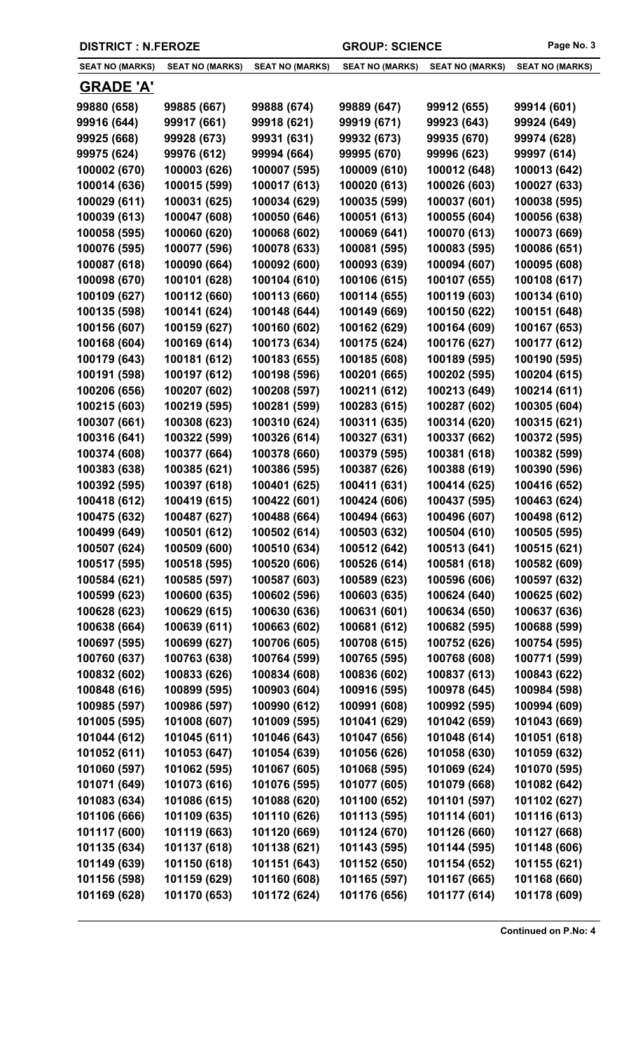DISTRICT : N.FEROZE | GROUP: SCIENCE

| SEAT NO (MARKS) | SEAT NO (MARKS) | SEAT NO (MARKS) | SEAT NO (MARKS) | SEAT NO (MARKS) | SEAT NO (MARKS) |
|---|---|---|---|---|---|

## GRADE 'A'

| | | | | | |
|---|---|---|---|---|---|
| 99880 (658) | 99885 (667) | 99888 (674) | 99889 (647) | 99912 (655) | 99914 (601) |
| 99916 (644) | 99917 (661) | 99918 (621) | 99919 (671) | 99923 (643) | 99924 (649) |
| 99925 (668) | 99928 (673) | 99931 (631) | 99932 (673) | 99935 (670) | 99974 (628) |
| 99975 (624) | 99976 (612) | 99994 (664) | 99995 (670) | 99996 (623) | 99997 (614) |
| 100002 (670) | 100003 (626) | 100007 (595) | 100009 (610) | 100012 (648) | 100013 (642) |
| 100014 (636) | 100015 (599) | 100017 (613) | 100020 (613) | 100026 (603) | 100027 (633) |
| 100029 (611) | 100031 (625) | 100034 (629) | 100035 (599) | 100037 (601) | 100038 (595) |
| 100039 (613) | 100047 (608) | 100050 (646) | 100051 (613) | 100055 (604) | 100056 (638) |
| 100058 (595) | 100060 (620) | 100068 (602) | 100069 (641) | 100070 (613) | 100073 (669) |
| 100076 (595) | 100077 (596) | 100078 (633) | 100081 (595) | 100083 (595) | 100086 (651) |
| 100087 (618) | 100090 (664) | 100092 (600) | 100093 (639) | 100094 (607) | 100095 (608) |
| 100098 (670) | 100101 (628) | 100104 (610) | 100106 (615) | 100107 (655) | 100108 (617) |
| 100109 (627) | 100112 (660) | 100113 (660) | 100114 (655) | 100119 (603) | 100134 (610) |
| 100135 (598) | 100141 (624) | 100148 (644) | 100149 (669) | 100150 (622) | 100151 (648) |
| 100156 (607) | 100159 (627) | 100160 (602) | 100162 (629) | 100164 (609) | 100167 (653) |
| 100168 (604) | 100169 (614) | 100173 (634) | 100175 (624) | 100176 (627) | 100177 (612) |
| 100179 (643) | 100181 (612) | 100183 (655) | 100185 (608) | 100189 (595) | 100190 (595) |
| 100191 (598) | 100197 (612) | 100198 (596) | 100201 (665) | 100202 (595) | 100204 (615) |
| 100206 (656) | 100207 (602) | 100208 (597) | 100211 (612) | 100213 (649) | 100214 (611) |
| 100215 (603) | 100219 (595) | 100281 (599) | 100283 (615) | 100287 (602) | 100305 (604) |
| 100307 (661) | 100308 (623) | 100310 (624) | 100311 (635) | 100314 (620) | 100315 (621) |
| 100316 (641) | 100322 (599) | 100326 (614) | 100327 (631) | 100337 (662) | 100372 (595) |
| 100374 (608) | 100377 (664) | 100378 (660) | 100379 (595) | 100381 (618) | 100382 (599) |
| 100383 (638) | 100385 (621) | 100386 (595) | 100387 (626) | 100388 (619) | 100390 (596) |
| 100392 (595) | 100397 (618) | 100401 (625) | 100411 (631) | 100414 (625) | 100416 (652) |
| 100418 (612) | 100419 (615) | 100422 (601) | 100424 (606) | 100437 (595) | 100463 (624) |
| 100475 (632) | 100487 (627) | 100488 (664) | 100494 (663) | 100496 (607) | 100498 (612) |
| 100499 (649) | 100501 (612) | 100502 (614) | 100503 (632) | 100504 (610) | 100505 (595) |
| 100507 (624) | 100509 (600) | 100510 (634) | 100512 (642) | 100513 (641) | 100515 (621) |
| 100517 (595) | 100518 (595) | 100520 (606) | 100526 (614) | 100581 (618) | 100582 (609) |
| 100584 (621) | 100585 (597) | 100587 (603) | 100589 (623) | 100596 (606) | 100597 (632) |
| 100599 (623) | 100600 (635) | 100602 (596) | 100603 (635) | 100624 (640) | 100625 (602) |
| 100628 (623) | 100629 (615) | 100630 (636) | 100631 (601) | 100634 (650) | 100637 (636) |
| 100638 (664) | 100639 (611) | 100663 (602) | 100681 (612) | 100682 (595) | 100688 (599) |
| 100697 (595) | 100699 (627) | 100706 (605) | 100708 (615) | 100752 (626) | 100754 (595) |
| 100760 (637) | 100763 (638) | 100764 (599) | 100765 (595) | 100768 (608) | 100771 (599) |
| 100832 (602) | 100833 (626) | 100834 (608) | 100836 (602) | 100837 (613) | 100843 (622) |
| 100848 (616) | 100899 (595) | 100903 (604) | 100916 (595) | 100978 (645) | 100984 (598) |
| 100985 (597) | 100986 (597) | 100990 (612) | 100991 (608) | 100992 (595) | 100994 (609) |
| 101005 (595) | 101008 (607) | 101009 (595) | 101041 (629) | 101042 (659) | 101043 (669) |
| 101044 (612) | 101045 (611) | 101046 (643) | 101047 (656) | 101048 (614) | 101051 (618) |
| 101052 (611) | 101053 (647) | 101054 (639) | 101056 (626) | 101058 (630) | 101059 (632) |
| 101060 (597) | 101062 (595) | 101067 (605) | 101068 (595) | 101069 (624) | 101070 (595) |
| 101071 (649) | 101073 (616) | 101076 (595) | 101077 (605) | 101079 (668) | 101082 (642) |
| 101083 (634) | 101086 (615) | 101088 (620) | 101100 (652) | 101101 (597) | 101102 (627) |
| 101106 (666) | 101109 (635) | 101110 (626) | 101113 (595) | 101114 (601) | 101116 (613) |
| 101117 (600) | 101119 (663) | 101120 (669) | 101124 (670) | 101126 (660) | 101127 (668) |
| 101135 (634) | 101137 (618) | 101138 (621) | 101143 (595) | 101144 (595) | 101148 (606) |
| 101149 (639) | 101150 (618) | 101151 (643) | 101152 (650) | 101154 (652) | 101155 (621) |
| 101156 (598) | 101159 (629) | 101160 (608) | 101165 (597) | 101167 (665) | 101168 (660) |
| 101169 (628) | 101170 (653) | 101172 (624) | 101176 (656) | 101177 (614) | 101178 (609) |

**Continued on P.No: 4**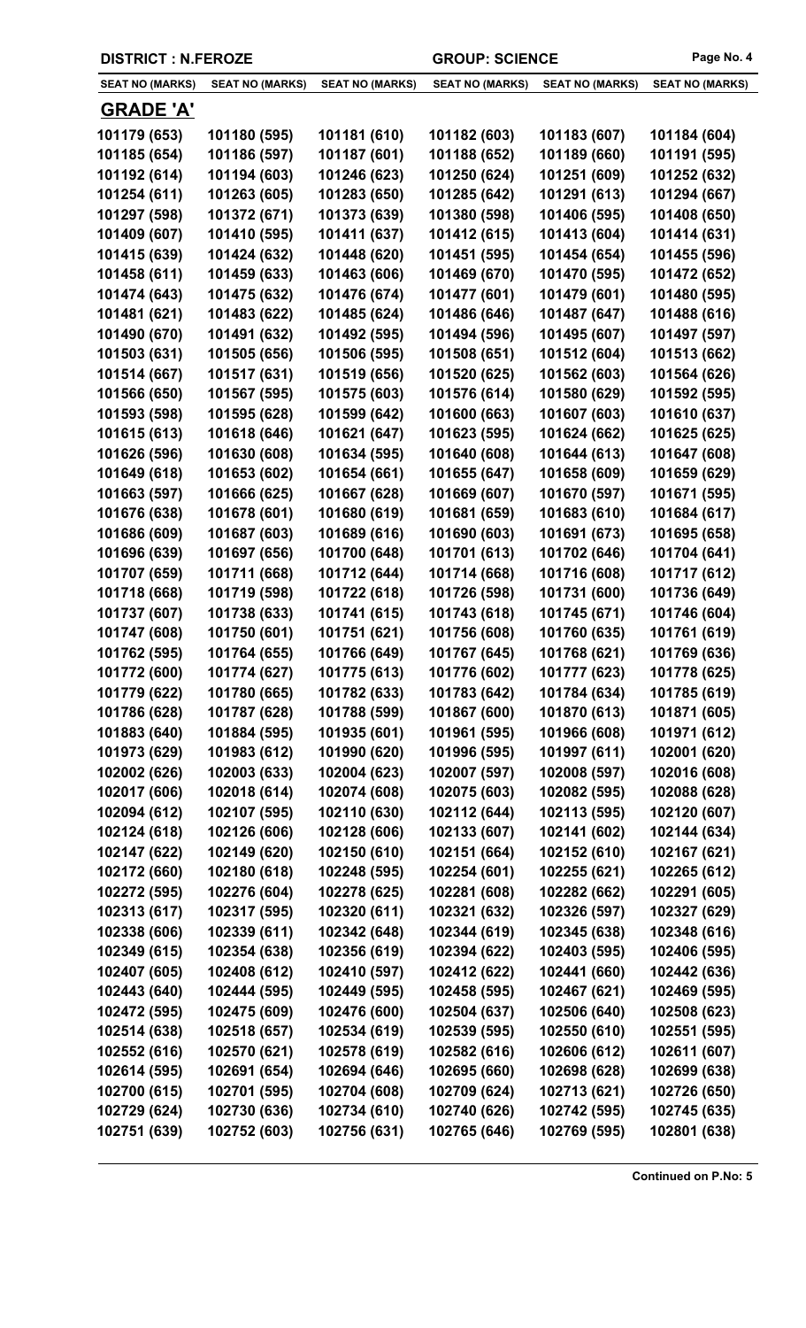DISTRICT : N.FEROZE | GROUP: SCIENCE

| SEAT NO (MARKS) | SEAT NO (MARKS) | SEAT NO (MARKS) | SEAT NO (MARKS) | SEAT NO (MARKS) | SEAT NO (MARKS) |
|---|---|---|---|---|---|

## GRADE 'A'

| | | | | | |
|---|---|---|---|---|---|
| 101179 (653) | 101180 (595) | 101181 (610) | 101182 (603) | 101183 (607) | 101184 (604) |
| 101185 (654) | 101186 (597) | 101187 (601) | 101188 (652) | 101189 (660) | 101191 (595) |
| 101192 (614) | 101194 (603) | 101246 (623) | 101250 (624) | 101251 (609) | 101252 (632) |
| 101254 (611) | 101263 (605) | 101283 (650) | 101285 (642) | 101291 (613) | 101294 (667) |
| 101297 (598) | 101372 (671) | 101373 (639) | 101380 (598) | 101406 (595) | 101408 (650) |
| 101409 (607) | 101410 (595) | 101411 (637) | 101412 (615) | 101413 (604) | 101414 (631) |
| 101415 (639) | 101424 (632) | 101448 (620) | 101451 (595) | 101454 (654) | 101455 (596) |
| 101458 (611) | 101459 (633) | 101463 (606) | 101469 (670) | 101470 (595) | 101472 (652) |
| 101474 (643) | 101475 (632) | 101476 (674) | 101477 (601) | 101479 (601) | 101480 (595) |
| 101481 (621) | 101483 (622) | 101485 (624) | 101486 (646) | 101487 (647) | 101488 (616) |
| 101490 (670) | 101491 (632) | 101492 (595) | 101494 (596) | 101495 (607) | 101497 (597) |
| 101503 (631) | 101505 (656) | 101506 (595) | 101508 (651) | 101512 (604) | 101513 (662) |
| 101514 (667) | 101517 (631) | 101519 (656) | 101520 (625) | 101562 (603) | 101564 (626) |
| 101566 (650) | 101567 (595) | 101575 (603) | 101576 (614) | 101580 (629) | 101592 (595) |
| 101593 (598) | 101595 (628) | 101599 (642) | 101600 (663) | 101607 (603) | 101610 (637) |
| 101615 (613) | 101618 (646) | 101621 (647) | 101623 (595) | 101624 (662) | 101625 (625) |
| 101626 (596) | 101630 (608) | 101634 (595) | 101640 (608) | 101644 (613) | 101647 (608) |
| 101649 (618) | 101653 (602) | 101654 (661) | 101655 (647) | 101658 (609) | 101659 (629) |
| 101663 (597) | 101666 (625) | 101667 (628) | 101669 (607) | 101670 (597) | 101671 (595) |
| 101676 (638) | 101678 (601) | 101680 (619) | 101681 (659) | 101683 (610) | 101684 (617) |
| 101686 (609) | 101687 (603) | 101689 (616) | 101690 (603) | 101691 (673) | 101695 (658) |
| 101696 (639) | 101697 (656) | 101700 (648) | 101701 (613) | 101702 (646) | 101704 (641) |
| 101707 (659) | 101711 (668) | 101712 (644) | 101714 (668) | 101716 (608) | 101717 (612) |
| 101718 (668) | 101719 (598) | 101722 (618) | 101726 (598) | 101731 (600) | 101736 (649) |
| 101737 (607) | 101738 (633) | 101741 (615) | 101743 (618) | 101745 (671) | 101746 (604) |
| 101747 (608) | 101750 (601) | 101751 (621) | 101756 (608) | 101760 (635) | 101761 (619) |
| 101762 (595) | 101764 (655) | 101766 (649) | 101767 (645) | 101768 (621) | 101769 (636) |
| 101772 (600) | 101774 (627) | 101775 (613) | 101776 (602) | 101777 (623) | 101778 (625) |
| 101779 (622) | 101780 (665) | 101782 (633) | 101783 (642) | 101784 (634) | 101785 (619) |
| 101786 (628) | 101787 (628) | 101788 (599) | 101867 (600) | 101870 (613) | 101871 (605) |
| 101883 (640) | 101884 (595) | 101935 (601) | 101961 (595) | 101966 (608) | 101971 (612) |
| 101973 (629) | 101983 (612) | 101990 (620) | 101996 (595) | 101997 (611) | 102001 (620) |
| 102002 (626) | 102003 (633) | 102004 (623) | 102007 (597) | 102008 (597) | 102016 (608) |
| 102017 (606) | 102018 (614) | 102074 (608) | 102075 (603) | 102082 (595) | 102088 (628) |
| 102094 (612) | 102107 (595) | 102110 (630) | 102112 (644) | 102113 (595) | 102120 (607) |
| 102124 (618) | 102126 (606) | 102128 (606) | 102133 (607) | 102141 (602) | 102144 (634) |
| 102147 (622) | 102149 (620) | 102150 (610) | 102151 (664) | 102152 (610) | 102167 (621) |
| 102172 (660) | 102180 (618) | 102248 (595) | 102254 (601) | 102255 (621) | 102265 (612) |
| 102272 (595) | 102276 (604) | 102278 (625) | 102281 (608) | 102282 (662) | 102291 (605) |
| 102313 (617) | 102317 (595) | 102320 (611) | 102321 (632) | 102326 (597) | 102327 (629) |
| 102338 (606) | 102339 (611) | 102342 (648) | 102344 (619) | 102345 (638) | 102348 (616) |
| 102349 (615) | 102354 (638) | 102356 (619) | 102394 (622) | 102403 (595) | 102406 (595) |
| 102407 (605) | 102408 (612) | 102410 (597) | 102412 (622) | 102441 (660) | 102442 (636) |
| 102443 (640) | 102444 (595) | 102449 (595) | 102458 (595) | 102467 (621) | 102469 (595) |
| 102472 (595) | 102475 (609) | 102476 (600) | 102504 (637) | 102506 (640) | 102508 (623) |
| 102514 (638) | 102518 (657) | 102534 (619) | 102539 (595) | 102550 (610) | 102551 (595) |
| 102552 (616) | 102570 (621) | 102578 (619) | 102582 (616) | 102606 (612) | 102611 (607) |
| 102614 (595) | 102691 (654) | 102694 (646) | 102695 (660) | 102698 (628) | 102699 (638) |
| 102700 (615) | 102701 (595) | 102704 (608) | 102709 (624) | 102713 (621) | 102726 (650) |
| 102729 (624) | 102730 (636) | 102734 (610) | 102740 (626) | 102742 (595) | 102745 (635) |
| 102751 (639) | 102752 (603) | 102756 (631) | 102765 (646) | 102769 (595) | 102801 (638) |

**Continued on P.No: 5**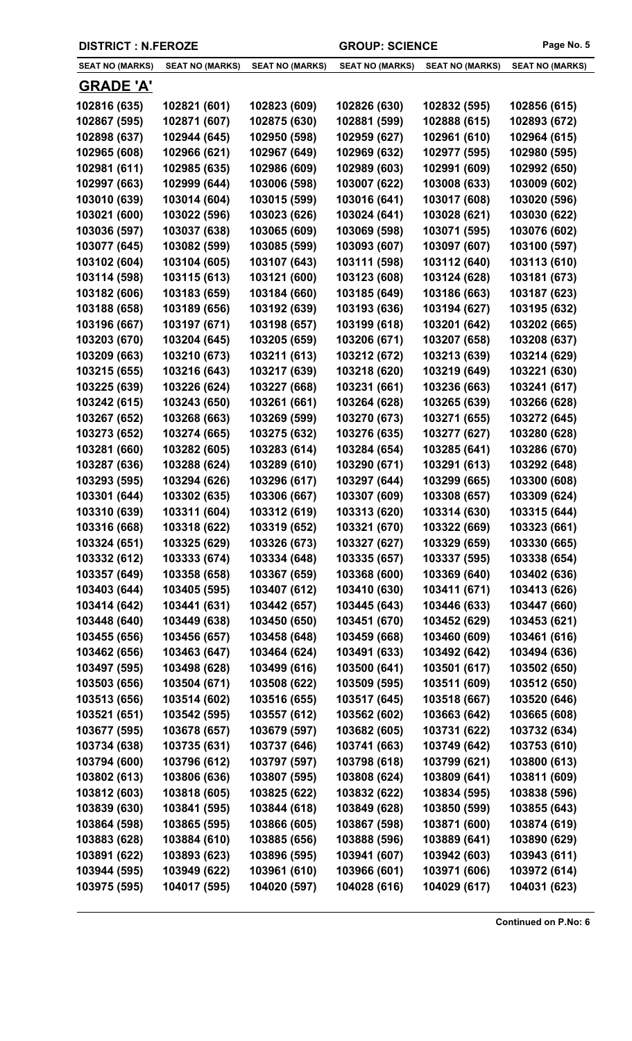| DISTRICT : N.FEROZE | | | GROUP: SCIENCE | | |
|---|---|---|---|---|---|
| **SEAT NO (MARKS)** | **SEAT NO (MARKS)** | **SEAT NO (MARKS)** | **SEAT NO (MARKS)** | **SEAT NO (MARKS)** | **SEAT NO (MARKS)** |

## GRADE 'A'

| | | | | | |
|---|---|---|---|---|---|
| 102816 (635) | 102821 (601) | 102823 (609) | 102826 (630) | 102832 (595) | 102856 (615) |
| 102867 (595) | 102871 (607) | 102875 (630) | 102881 (599) | 102888 (615) | 102893 (672) |
| 102898 (637) | 102944 (645) | 102950 (598) | 102959 (627) | 102961 (610) | 102964 (615) |
| 102965 (608) | 102966 (621) | 102967 (649) | 102969 (632) | 102977 (595) | 102980 (595) |
| 102981 (611) | 102985 (635) | 102986 (609) | 102989 (603) | 102991 (609) | 102992 (650) |
| 102997 (663) | 102999 (644) | 103006 (598) | 103007 (622) | 103008 (633) | 103009 (602) |
| 103010 (639) | 103014 (604) | 103015 (599) | 103016 (641) | 103017 (608) | 103020 (596) |
| 103021 (600) | 103022 (596) | 103023 (626) | 103024 (641) | 103028 (621) | 103030 (622) |
| 103036 (597) | 103037 (638) | 103065 (609) | 103069 (598) | 103071 (595) | 103076 (602) |
| 103077 (645) | 103082 (599) | 103085 (599) | 103093 (607) | 103097 (607) | 103100 (597) |
| 103102 (604) | 103104 (605) | 103107 (643) | 103111 (598) | 103112 (640) | 103113 (610) |
| 103114 (598) | 103115 (613) | 103121 (600) | 103123 (608) | 103124 (628) | 103181 (673) |
| 103182 (606) | 103183 (659) | 103184 (660) | 103185 (649) | 103186 (663) | 103187 (623) |
| 103188 (658) | 103189 (656) | 103192 (639) | 103193 (636) | 103194 (627) | 103195 (632) |
| 103196 (667) | 103197 (671) | 103198 (657) | 103199 (618) | 103201 (642) | 103202 (665) |
| 103203 (670) | 103204 (645) | 103205 (659) | 103206 (671) | 103207 (658) | 103208 (637) |
| 103209 (663) | 103210 (673) | 103211 (613) | 103212 (672) | 103213 (639) | 103214 (629) |
| 103215 (655) | 103216 (643) | 103217 (639) | 103218 (620) | 103219 (649) | 103221 (630) |
| 103225 (639) | 103226 (624) | 103227 (668) | 103231 (661) | 103236 (663) | 103241 (617) |
| 103242 (615) | 103243 (650) | 103261 (661) | 103264 (628) | 103265 (639) | 103266 (628) |
| 103267 (652) | 103268 (663) | 103269 (599) | 103270 (673) | 103271 (655) | 103272 (645) |
| 103273 (652) | 103274 (665) | 103275 (632) | 103276 (635) | 103277 (627) | 103280 (628) |
| 103281 (660) | 103282 (605) | 103283 (614) | 103284 (654) | 103285 (641) | 103286 (670) |
| 103287 (636) | 103288 (624) | 103289 (610) | 103290 (671) | 103291 (613) | 103292 (648) |
| 103293 (595) | 103294 (626) | 103296 (617) | 103297 (644) | 103299 (665) | 103300 (608) |
| 103301 (644) | 103302 (635) | 103306 (667) | 103307 (609) | 103308 (657) | 103309 (624) |
| 103310 (639) | 103311 (604) | 103312 (619) | 103313 (620) | 103314 (630) | 103315 (644) |
| 103316 (668) | 103318 (622) | 103319 (652) | 103321 (670) | 103322 (669) | 103323 (661) |
| 103324 (651) | 103325 (629) | 103326 (673) | 103327 (627) | 103329 (659) | 103330 (665) |
| 103332 (612) | 103333 (674) | 103334 (648) | 103335 (657) | 103337 (595) | 103338 (654) |
| 103357 (649) | 103358 (658) | 103367 (659) | 103368 (600) | 103369 (640) | 103402 (636) |
| 103403 (644) | 103405 (595) | 103407 (612) | 103410 (630) | 103411 (671) | 103413 (626) |
| 103414 (642) | 103441 (631) | 103442 (657) | 103445 (643) | 103446 (633) | 103447 (660) |
| 103448 (640) | 103449 (638) | 103450 (650) | 103451 (670) | 103452 (629) | 103453 (621) |
| 103455 (656) | 103456 (657) | 103458 (648) | 103459 (668) | 103460 (609) | 103461 (616) |
| 103462 (656) | 103463 (647) | 103464 (624) | 103491 (633) | 103492 (642) | 103494 (636) |
| 103497 (595) | 103498 (628) | 103499 (616) | 103500 (641) | 103501 (617) | 103502 (650) |
| 103503 (656) | 103504 (671) | 103508 (622) | 103509 (595) | 103511 (609) | 103512 (650) |
| 103513 (656) | 103514 (602) | 103516 (655) | 103517 (645) | 103518 (667) | 103520 (646) |
| 103521 (651) | 103542 (595) | 103557 (612) | 103562 (602) | 103663 (642) | 103665 (608) |
| 103677 (595) | 103678 (657) | 103679 (597) | 103682 (605) | 103731 (622) | 103732 (634) |
| 103734 (638) | 103735 (631) | 103737 (646) | 103741 (663) | 103749 (642) | 103753 (610) |
| 103794 (600) | 103796 (612) | 103797 (597) | 103798 (618) | 103799 (621) | 103800 (613) |
| 103802 (613) | 103806 (636) | 103807 (595) | 103808 (624) | 103809 (641) | 103811 (609) |
| 103812 (603) | 103818 (605) | 103825 (622) | 103832 (622) | 103834 (595) | 103838 (596) |
| 103839 (630) | 103841 (595) | 103844 (618) | 103849 (628) | 103850 (599) | 103855 (643) |
| 103864 (598) | 103865 (595) | 103866 (605) | 103867 (598) | 103871 (600) | 103874 (619) |
| 103883 (628) | 103884 (610) | 103885 (656) | 103888 (596) | 103889 (641) | 103890 (629) |
| 103891 (622) | 103893 (623) | 103896 (595) | 103941 (607) | 103942 (603) | 103943 (611) |
| 103944 (595) | 103949 (622) | 103961 (610) | 103966 (601) | 103971 (606) | 103972 (614) |
| 103975 (595) | 104017 (595) | 104020 (597) | 104028 (616) | 104029 (617) | 104031 (623) |

**Continued on P.No: 6**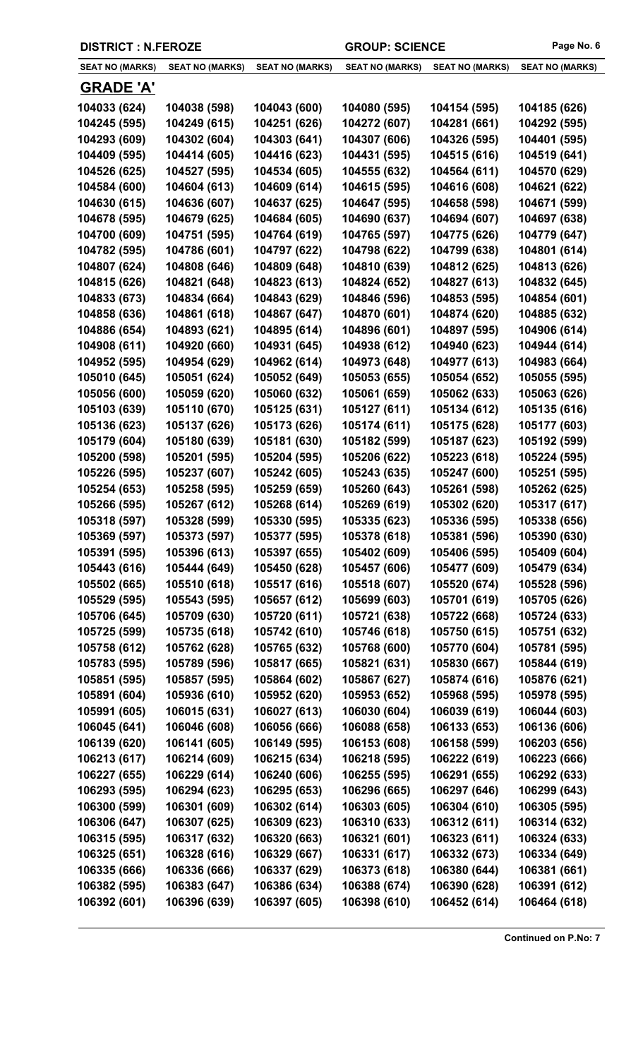DISTRICT : N.FEROZE | GROUP: SCIENCE

| SEAT NO (MARKS) | SEAT NO (MARKS) | SEAT NO (MARKS) | SEAT NO (MARKS) | SEAT NO (MARKS) | SEAT NO (MARKS) |
|---|---|---|---|---|---|

## GRADE 'A'

| | | | | | |
|---|---|---|---|---|---|
| 104033 (624) | 104038 (598) | 104043 (600) | 104080 (595) | 104154 (595) | 104185 (626) |
| 104245 (595) | 104249 (615) | 104251 (626) | 104272 (607) | 104281 (661) | 104292 (595) |
| 104293 (609) | 104302 (604) | 104303 (641) | 104307 (606) | 104326 (595) | 104401 (595) |
| 104409 (595) | 104414 (605) | 104416 (623) | 104431 (595) | 104515 (616) | 104519 (641) |
| 104526 (625) | 104527 (595) | 104534 (605) | 104555 (632) | 104564 (611) | 104570 (629) |
| 104584 (600) | 104604 (613) | 104609 (614) | 104615 (595) | 104616 (608) | 104621 (622) |
| 104630 (615) | 104636 (607) | 104637 (625) | 104647 (595) | 104658 (598) | 104671 (599) |
| 104678 (595) | 104679 (625) | 104684 (605) | 104690 (637) | 104694 (607) | 104697 (638) |
| 104700 (609) | 104751 (595) | 104764 (619) | 104765 (597) | 104775 (626) | 104779 (647) |
| 104782 (595) | 104786 (601) | 104797 (622) | 104798 (622) | 104799 (638) | 104801 (614) |
| 104807 (624) | 104808 (646) | 104809 (648) | 104810 (639) | 104812 (625) | 104813 (626) |
| 104815 (626) | 104821 (648) | 104823 (613) | 104824 (652) | 104827 (613) | 104832 (645) |
| 104833 (673) | 104834 (664) | 104843 (629) | 104846 (596) | 104853 (595) | 104854 (601) |
| 104858 (636) | 104861 (618) | 104867 (647) | 104870 (601) | 104874 (620) | 104885 (632) |
| 104886 (654) | 104893 (621) | 104895 (614) | 104896 (601) | 104897 (595) | 104906 (614) |
| 104908 (611) | 104920 (660) | 104931 (645) | 104938 (612) | 104940 (623) | 104944 (614) |
| 104952 (595) | 104954 (629) | 104962 (614) | 104973 (648) | 104977 (613) | 104983 (664) |
| 105010 (645) | 105051 (624) | 105052 (649) | 105053 (655) | 105054 (652) | 105055 (595) |
| 105056 (600) | 105059 (620) | 105060 (632) | 105061 (659) | 105062 (633) | 105063 (626) |
| 105103 (639) | 105110 (670) | 105125 (631) | 105127 (611) | 105134 (612) | 105135 (616) |
| 105136 (623) | 105137 (626) | 105173 (626) | 105174 (611) | 105175 (628) | 105177 (603) |
| 105179 (604) | 105180 (639) | 105181 (630) | 105182 (599) | 105187 (623) | 105192 (599) |
| 105200 (598) | 105201 (595) | 105204 (595) | 105206 (622) | 105223 (618) | 105224 (595) |
| 105226 (595) | 105237 (607) | 105242 (605) | 105243 (635) | 105247 (600) | 105251 (595) |
| 105254 (653) | 105258 (595) | 105259 (659) | 105260 (643) | 105261 (598) | 105262 (625) |
| 105266 (595) | 105267 (612) | 105268 (614) | 105269 (619) | 105302 (620) | 105317 (617) |
| 105318 (597) | 105328 (599) | 105330 (595) | 105335 (623) | 105336 (595) | 105338 (656) |
| 105369 (597) | 105373 (597) | 105377 (595) | 105378 (618) | 105381 (596) | 105390 (630) |
| 105391 (595) | 105396 (613) | 105397 (655) | 105402 (609) | 105406 (595) | 105409 (604) |
| 105443 (616) | 105444 (649) | 105450 (628) | 105457 (606) | 105477 (609) | 105479 (634) |
| 105502 (665) | 105510 (618) | 105517 (616) | 105518 (607) | 105520 (674) | 105528 (596) |
| 105529 (595) | 105543 (595) | 105657 (612) | 105699 (603) | 105701 (619) | 105705 (626) |
| 105706 (645) | 105709 (630) | 105720 (611) | 105721 (638) | 105722 (668) | 105724 (633) |
| 105725 (599) | 105735 (618) | 105742 (610) | 105746 (618) | 105750 (615) | 105751 (632) |
| 105758 (612) | 105762 (628) | 105765 (632) | 105768 (600) | 105770 (604) | 105781 (595) |
| 105783 (595) | 105789 (596) | 105817 (665) | 105821 (631) | 105830 (667) | 105844 (619) |
| 105851 (595) | 105857 (595) | 105864 (602) | 105867 (627) | 105874 (616) | 105876 (621) |
| 105891 (604) | 105936 (610) | 105952 (620) | 105953 (652) | 105968 (595) | 105978 (595) |
| 105991 (605) | 106015 (631) | 106027 (613) | 106030 (604) | 106039 (619) | 106044 (603) |
| 106045 (641) | 106046 (608) | 106056 (666) | 106088 (658) | 106133 (653) | 106136 (606) |
| 106139 (620) | 106141 (605) | 106149 (595) | 106153 (608) | 106158 (599) | 106203 (656) |
| 106213 (617) | 106214 (609) | 106215 (634) | 106218 (595) | 106222 (619) | 106223 (666) |
| 106227 (655) | 106229 (614) | 106240 (606) | 106255 (595) | 106291 (655) | 106292 (633) |
| 106293 (595) | 106294 (623) | 106295 (653) | 106296 (665) | 106297 (646) | 106299 (643) |
| 106300 (599) | 106301 (609) | 106302 (614) | 106303 (605) | 106304 (610) | 106305 (595) |
| 106306 (647) | 106307 (625) | 106309 (623) | 106310 (633) | 106312 (611) | 106314 (632) |
| 106315 (595) | 106317 (632) | 106320 (663) | 106321 (601) | 106323 (611) | 106324 (633) |
| 106325 (651) | 106328 (616) | 106329 (667) | 106331 (617) | 106332 (673) | 106334 (649) |
| 106335 (666) | 106336 (666) | 106337 (629) | 106373 (618) | 106380 (644) | 106381 (661) |
| 106382 (595) | 106383 (647) | 106386 (634) | 106388 (674) | 106390 (628) | 106391 (612) |
| 106392 (601) | 106396 (639) | 106397 (605) | 106398 (610) | 106452 (614) | 106464 (618) |

**Continued on P.No: 7**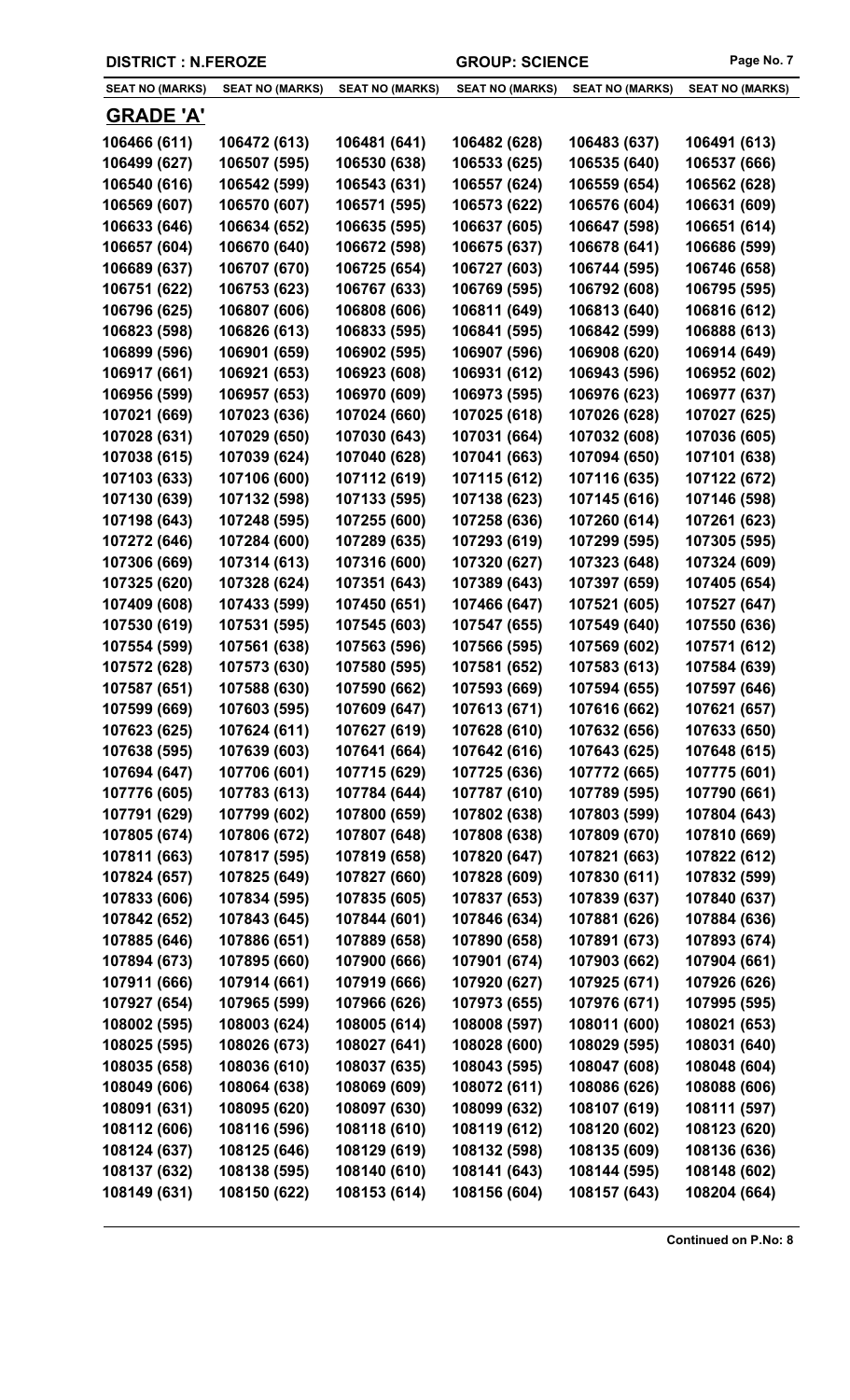**DISTRICT : N.FEROZE** **GROUP: SCIENCE**

| SEAT NO (MARKS) | SEAT NO (MARKS) | SEAT NO (MARKS) | SEAT NO (MARKS) | SEAT NO (MARKS) | SEAT NO (MARKS) |
|---|---|---|---|---|---|

## GRADE 'A'

| | | | | | |
|---|---|---|---|---|---|
| 106466 (611) | 106472 (613) | 106481 (641) | 106482 (628) | 106483 (637) | 106491 (613) |
| 106499 (627) | 106507 (595) | 106530 (638) | 106533 (625) | 106535 (640) | 106537 (666) |
| 106540 (616) | 106542 (599) | 106543 (631) | 106557 (624) | 106559 (654) | 106562 (628) |
| 106569 (607) | 106570 (607) | 106571 (595) | 106573 (622) | 106576 (604) | 106631 (609) |
| 106633 (646) | 106634 (652) | 106635 (595) | 106637 (605) | 106647 (598) | 106651 (614) |
| 106657 (604) | 106670 (640) | 106672 (598) | 106675 (637) | 106678 (641) | 106686 (599) |
| 106689 (637) | 106707 (670) | 106725 (654) | 106727 (603) | 106744 (595) | 106746 (658) |
| 106751 (622) | 106753 (623) | 106767 (633) | 106769 (595) | 106792 (608) | 106795 (595) |
| 106796 (625) | 106807 (606) | 106808 (606) | 106811 (649) | 106813 (640) | 106816 (612) |
| 106823 (598) | 106826 (613) | 106833 (595) | 106841 (595) | 106842 (599) | 106888 (613) |
| 106899 (596) | 106901 (659) | 106902 (595) | 106907 (596) | 106908 (620) | 106914 (649) |
| 106917 (661) | 106921 (653) | 106923 (608) | 106931 (612) | 106943 (596) | 106952 (602) |
| 106956 (599) | 106957 (653) | 106970 (609) | 106973 (595) | 106976 (623) | 106977 (637) |
| 107021 (669) | 107023 (636) | 107024 (660) | 107025 (618) | 107026 (628) | 107027 (625) |
| 107028 (631) | 107029 (650) | 107030 (643) | 107031 (664) | 107032 (608) | 107036 (605) |
| 107038 (615) | 107039 (624) | 107040 (628) | 107041 (663) | 107094 (650) | 107101 (638) |
| 107103 (633) | 107106 (600) | 107112 (619) | 107115 (612) | 107116 (635) | 107122 (672) |
| 107130 (639) | 107132 (598) | 107133 (595) | 107138 (623) | 107145 (616) | 107146 (598) |
| 107198 (643) | 107248 (595) | 107255 (600) | 107258 (636) | 107260 (614) | 107261 (623) |
| 107272 (646) | 107284 (600) | 107289 (635) | 107293 (619) | 107299 (595) | 107305 (595) |
| 107306 (669) | 107314 (613) | 107316 (600) | 107320 (627) | 107323 (648) | 107324 (609) |
| 107325 (620) | 107328 (624) | 107351 (643) | 107389 (643) | 107397 (659) | 107405 (654) |
| 107409 (608) | 107433 (599) | 107450 (651) | 107466 (647) | 107521 (605) | 107527 (647) |
| 107530 (619) | 107531 (595) | 107545 (603) | 107547 (655) | 107549 (640) | 107550 (636) |
| 107554 (599) | 107561 (638) | 107563 (596) | 107566 (595) | 107569 (602) | 107571 (612) |
| 107572 (628) | 107573 (630) | 107580 (595) | 107581 (652) | 107583 (613) | 107584 (639) |
| 107587 (651) | 107588 (630) | 107590 (662) | 107593 (669) | 107594 (655) | 107597 (646) |
| 107599 (669) | 107603 (595) | 107609 (647) | 107613 (671) | 107616 (662) | 107621 (657) |
| 107623 (625) | 107624 (611) | 107627 (619) | 107628 (610) | 107632 (656) | 107633 (650) |
| 107638 (595) | 107639 (603) | 107641 (664) | 107642 (616) | 107643 (625) | 107648 (615) |
| 107694 (647) | 107706 (601) | 107715 (629) | 107725 (636) | 107772 (665) | 107775 (601) |
| 107776 (605) | 107783 (613) | 107784 (644) | 107787 (610) | 107789 (595) | 107790 (661) |
| 107791 (629) | 107799 (602) | 107800 (659) | 107802 (638) | 107803 (599) | 107804 (643) |
| 107805 (674) | 107806 (672) | 107807 (648) | 107808 (638) | 107809 (670) | 107810 (669) |
| 107811 (663) | 107817 (595) | 107819 (658) | 107820 (647) | 107821 (663) | 107822 (612) |
| 107824 (657) | 107825 (649) | 107827 (660) | 107828 (609) | 107830 (611) | 107832 (599) |
| 107833 (606) | 107834 (595) | 107835 (605) | 107837 (653) | 107839 (637) | 107840 (637) |
| 107842 (652) | 107843 (645) | 107844 (601) | 107846 (634) | 107881 (626) | 107884 (636) |
| 107885 (646) | 107886 (651) | 107889 (658) | 107890 (658) | 107891 (673) | 107893 (674) |
| 107894 (673) | 107895 (660) | 107900 (666) | 107901 (674) | 107903 (662) | 107904 (661) |
| 107911 (666) | 107914 (661) | 107919 (666) | 107920 (627) | 107925 (671) | 107926 (626) |
| 107927 (654) | 107965 (599) | 107966 (626) | 107973 (655) | 107976 (671) | 107995 (595) |
| 108002 (595) | 108003 (624) | 108005 (614) | 108008 (597) | 108011 (600) | 108021 (653) |
| 108025 (595) | 108026 (673) | 108027 (641) | 108028 (600) | 108029 (595) | 108031 (640) |
| 108035 (658) | 108036 (610) | 108037 (635) | 108043 (595) | 108047 (608) | 108048 (604) |
| 108049 (606) | 108064 (638) | 108069 (609) | 108072 (611) | 108086 (626) | 108088 (606) |
| 108091 (631) | 108095 (620) | 108097 (630) | 108099 (632) | 108107 (619) | 108111 (597) |
| 108112 (606) | 108116 (596) | 108118 (610) | 108119 (612) | 108120 (602) | 108123 (620) |
| 108124 (637) | 108125 (646) | 108129 (619) | 108132 (598) | 108135 (609) | 108136 (636) |
| 108137 (632) | 108138 (595) | 108140 (610) | 108141 (643) | 108144 (595) | 108148 (602) |
| 108149 (631) | 108150 (622) | 108153 (614) | 108156 (604) | 108157 (643) | 108204 (664) |

**Continued on P.No: 8**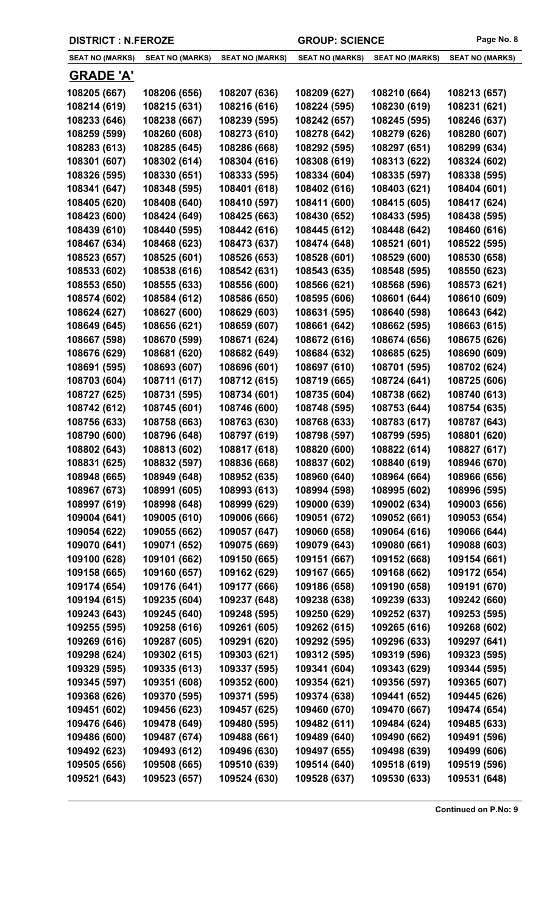DISTRICT : N.FEROZE | GROUP: SCIENCE

| SEAT NO (MARKS) | SEAT NO (MARKS) | SEAT NO (MARKS) | SEAT NO (MARKS) | SEAT NO (MARKS) | SEAT NO (MARKS) |
|---|---|---|---|---|---|
| **GRADE 'A'** | | | | | |
| 108205 (667) | 108206 (656) | 108207 (636) | 108209 (627) | 108210 (664) | 108213 (657) |
| 108214 (619) | 108215 (631) | 108216 (616) | 108224 (595) | 108230 (619) | 108231 (621) |
| 108233 (646) | 108238 (667) | 108239 (595) | 108242 (657) | 108245 (595) | 108246 (637) |
| 108259 (599) | 108260 (608) | 108273 (610) | 108278 (642) | 108279 (626) | 108280 (607) |
| 108283 (613) | 108285 (645) | 108286 (668) | 108292 (595) | 108297 (651) | 108299 (634) |
| 108301 (607) | 108302 (614) | 108304 (616) | 108308 (619) | 108313 (622) | 108324 (602) |
| 108326 (595) | 108330 (651) | 108333 (595) | 108334 (604) | 108335 (597) | 108338 (595) |
| 108341 (647) | 108348 (595) | 108401 (618) | 108402 (616) | 108403 (621) | 108404 (601) |
| 108405 (620) | 108408 (640) | 108410 (597) | 108411 (600) | 108415 (605) | 108417 (624) |
| 108423 (600) | 108424 (649) | 108425 (663) | 108430 (652) | 108433 (595) | 108438 (595) |
| 108439 (610) | 108440 (595) | 108442 (616) | 108445 (612) | 108448 (642) | 108460 (616) |
| 108467 (634) | 108468 (623) | 108473 (637) | 108474 (648) | 108521 (601) | 108522 (595) |
| 108523 (657) | 108525 (601) | 108526 (653) | 108528 (601) | 108529 (600) | 108530 (658) |
| 108533 (602) | 108538 (616) | 108542 (631) | 108543 (635) | 108548 (595) | 108550 (623) |
| 108553 (650) | 108555 (633) | 108556 (600) | 108566 (621) | 108568 (596) | 108573 (621) |
| 108574 (602) | 108584 (612) | 108586 (650) | 108595 (606) | 108601 (644) | 108610 (609) |
| 108624 (627) | 108627 (600) | 108629 (603) | 108631 (595) | 108640 (598) | 108643 (642) |
| 108649 (645) | 108656 (621) | 108659 (607) | 108661 (642) | 108662 (595) | 108663 (615) |
| 108667 (598) | 108670 (599) | 108671 (624) | 108672 (616) | 108674 (656) | 108675 (626) |
| 108676 (629) | 108681 (620) | 108682 (649) | 108684 (632) | 108685 (625) | 108690 (609) |
| 108691 (595) | 108693 (607) | 108696 (601) | 108697 (610) | 108701 (595) | 108702 (624) |
| 108703 (604) | 108711 (617) | 108712 (615) | 108719 (665) | 108724 (641) | 108725 (606) |
| 108727 (625) | 108731 (595) | 108734 (601) | 108735 (604) | 108738 (662) | 108740 (613) |
| 108742 (612) | 108745 (601) | 108746 (600) | 108748 (595) | 108753 (644) | 108754 (635) |
| 108756 (633) | 108758 (663) | 108763 (630) | 108768 (633) | 108783 (617) | 108787 (643) |
| 108790 (600) | 108796 (648) | 108797 (619) | 108798 (597) | 108799 (595) | 108801 (620) |
| 108802 (643) | 108813 (602) | 108817 (618) | 108820 (600) | 108822 (614) | 108827 (617) |
| 108831 (625) | 108832 (597) | 108836 (668) | 108837 (602) | 108840 (619) | 108946 (670) |
| 108948 (665) | 108949 (648) | 108952 (635) | 108960 (640) | 108964 (664) | 108966 (656) |
| 108967 (673) | 108991 (605) | 108993 (613) | 108994 (598) | 108995 (602) | 108996 (595) |
| 108997 (619) | 108998 (648) | 108999 (629) | 109000 (639) | 109002 (634) | 109003 (656) |
| 109004 (641) | 109005 (610) | 109006 (666) | 109051 (672) | 109052 (661) | 109053 (654) |
| 109054 (622) | 109055 (662) | 109057 (647) | 109060 (658) | 109064 (616) | 109066 (644) |
| 109070 (641) | 109071 (652) | 109075 (669) | 109079 (643) | 109080 (661) | 109088 (603) |
| 109100 (628) | 109101 (662) | 109150 (665) | 109151 (667) | 109152 (668) | 109154 (661) |
| 109158 (665) | 109160 (657) | 109162 (629) | 109167 (665) | 109168 (662) | 109172 (654) |
| 109174 (654) | 109176 (641) | 109177 (666) | 109186 (658) | 109190 (658) | 109191 (670) |
| 109194 (615) | 109235 (604) | 109237 (648) | 109238 (638) | 109239 (633) | 109242 (660) |
| 109243 (643) | 109245 (640) | 109248 (595) | 109250 (629) | 109252 (637) | 109253 (595) |
| 109255 (595) | 109258 (616) | 109261 (605) | 109262 (615) | 109265 (616) | 109268 (602) |
| 109269 (616) | 109287 (605) | 109291 (620) | 109292 (595) | 109296 (633) | 109297 (641) |
| 109298 (624) | 109302 (615) | 109303 (621) | 109312 (595) | 109319 (596) | 109323 (595) |
| 109329 (595) | 109335 (613) | 109337 (595) | 109341 (604) | 109343 (629) | 109344 (595) |
| 109345 (597) | 109351 (608) | 109352 (600) | 109354 (621) | 109356 (597) | 109365 (607) |
| 109368 (626) | 109370 (595) | 109371 (595) | 109374 (638) | 109441 (652) | 109445 (626) |
| 109451 (602) | 109456 (623) | 109457 (625) | 109460 (670) | 109470 (667) | 109474 (654) |
| 109476 (646) | 109478 (649) | 109480 (595) | 109482 (611) | 109484 (624) | 109485 (633) |
| 109486 (600) | 109487 (674) | 109488 (661) | 109489 (640) | 109490 (662) | 109491 (596) |
| 109492 (623) | 109493 (612) | 109496 (630) | 109497 (655) | 109498 (639) | 109499 (606) |
| 109505 (656) | 109508 (665) | 109510 (639) | 109514 (640) | 109518 (619) | 109519 (596) |
| 109521 (643) | 109523 (657) | 109524 (630) | 109528 (637) | 109530 (633) | 109531 (648) |

**Continued on P.No: 9**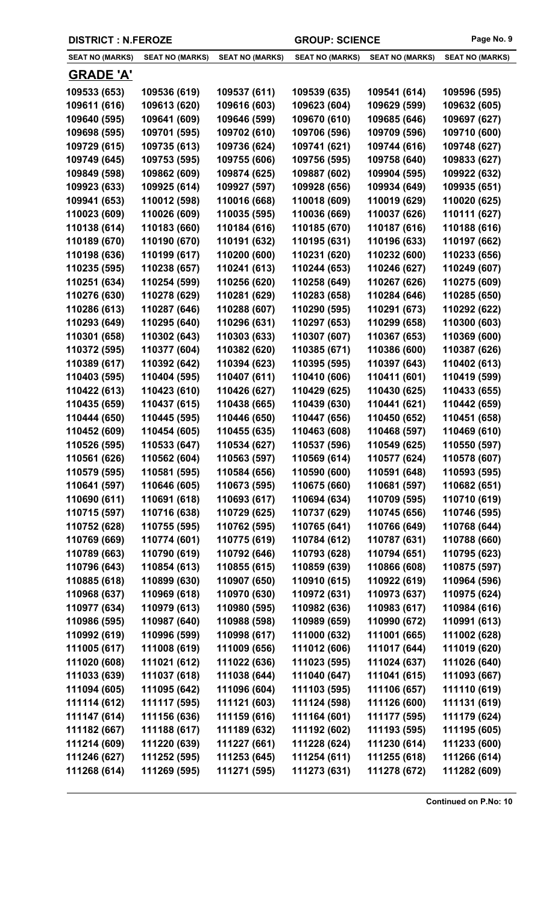DISTRICT : N.FEROZE GROUP: SCIENCE

| SEAT NO (MARKS) | SEAT NO (MARKS) | SEAT NO (MARKS) | SEAT NO (MARKS) | SEAT NO (MARKS) | SEAT NO (MARKS) |
|---|---|---|---|---|---|

## GRADE 'A'

| SEAT NO (MARKS) | SEAT NO (MARKS) | SEAT NO (MARKS) | SEAT NO (MARKS) | SEAT NO (MARKS) | SEAT NO (MARKS) |
|---|---|---|---|---|---|
| 109533 (653) | 109536 (619) | 109537 (611) | 109539 (635) | 109541 (614) | 109596 (595) |
| 109611 (616) | 109613 (620) | 109616 (603) | 109623 (604) | 109629 (599) | 109632 (605) |
| 109640 (595) | 109641 (609) | 109646 (599) | 109670 (610) | 109685 (646) | 109697 (627) |
| 109698 (595) | 109701 (595) | 109702 (610) | 109706 (596) | 109709 (596) | 109710 (600) |
| 109729 (615) | 109735 (613) | 109736 (624) | 109741 (621) | 109744 (616) | 109748 (627) |
| 109749 (645) | 109753 (595) | 109755 (606) | 109756 (595) | 109758 (640) | 109833 (627) |
| 109849 (598) | 109862 (609) | 109874 (625) | 109887 (602) | 109904 (595) | 109922 (632) |
| 109923 (633) | 109925 (614) | 109927 (597) | 109928 (656) | 109934 (649) | 109935 (651) |
| 109941 (653) | 110012 (598) | 110016 (668) | 110018 (609) | 110019 (629) | 110020 (625) |
| 110023 (609) | 110026 (609) | 110035 (595) | 110036 (669) | 110037 (626) | 110111 (627) |
| 110138 (614) | 110183 (660) | 110184 (616) | 110185 (670) | 110187 (616) | 110188 (616) |
| 110189 (670) | 110190 (670) | 110191 (632) | 110195 (631) | 110196 (633) | 110197 (662) |
| 110198 (636) | 110199 (617) | 110200 (600) | 110231 (620) | 110232 (600) | 110233 (656) |
| 110235 (595) | 110238 (657) | 110241 (613) | 110244 (653) | 110246 (627) | 110249 (607) |
| 110251 (634) | 110254 (599) | 110256 (620) | 110258 (649) | 110267 (626) | 110275 (609) |
| 110276 (630) | 110278 (629) | 110281 (629) | 110283 (658) | 110284 (646) | 110285 (650) |
| 110286 (613) | 110287 (646) | 110288 (607) | 110290 (595) | 110291 (673) | 110292 (622) |
| 110293 (649) | 110295 (640) | 110296 (631) | 110297 (653) | 110299 (658) | 110300 (603) |
| 110301 (658) | 110302 (643) | 110303 (633) | 110307 (607) | 110367 (653) | 110369 (600) |
| 110372 (595) | 110377 (604) | 110382 (620) | 110385 (671) | 110386 (600) | 110387 (626) |
| 110389 (617) | 110392 (642) | 110394 (623) | 110395 (595) | 110397 (643) | 110402 (613) |
| 110403 (595) | 110404 (595) | 110407 (611) | 110410 (606) | 110411 (601) | 110419 (599) |
| 110422 (613) | 110423 (610) | 110426 (627) | 110429 (625) | 110430 (625) | 110433 (655) |
| 110435 (659) | 110437 (615) | 110438 (665) | 110439 (630) | 110441 (621) | 110442 (659) |
| 110444 (650) | 110445 (595) | 110446 (650) | 110447 (656) | 110450 (652) | 110451 (658) |
| 110452 (609) | 110454 (605) | 110455 (635) | 110463 (608) | 110468 (597) | 110469 (610) |
| 110526 (595) | 110533 (647) | 110534 (627) | 110537 (596) | 110549 (625) | 110550 (597) |
| 110561 (626) | 110562 (604) | 110563 (597) | 110569 (614) | 110577 (624) | 110578 (607) |
| 110579 (595) | 110581 (595) | 110584 (656) | 110590 (600) | 110591 (648) | 110593 (595) |
| 110641 (597) | 110646 (605) | 110673 (595) | 110675 (660) | 110681 (597) | 110682 (651) |
| 110690 (611) | 110691 (618) | 110693 (617) | 110694 (634) | 110709 (595) | 110710 (619) |
| 110715 (597) | 110716 (638) | 110729 (625) | 110737 (629) | 110745 (656) | 110746 (595) |
| 110752 (628) | 110755 (595) | 110762 (595) | 110765 (641) | 110766 (649) | 110768 (644) |
| 110769 (669) | 110774 (601) | 110775 (619) | 110784 (612) | 110787 (631) | 110788 (660) |
| 110789 (663) | 110790 (619) | 110792 (646) | 110793 (628) | 110794 (651) | 110795 (623) |
| 110796 (643) | 110854 (613) | 110855 (615) | 110859 (639) | 110866 (608) | 110875 (597) |
| 110885 (618) | 110899 (630) | 110907 (650) | 110910 (615) | 110922 (619) | 110964 (596) |
| 110968 (637) | 110969 (618) | 110970 (630) | 110972 (631) | 110973 (637) | 110975 (624) |
| 110977 (634) | 110979 (613) | 110980 (595) | 110982 (636) | 110983 (617) | 110984 (616) |
| 110986 (595) | 110987 (640) | 110988 (598) | 110989 (659) | 110990 (672) | 110991 (613) |
| 110992 (619) | 110996 (599) | 110998 (617) | 111000 (632) | 111001 (665) | 111002 (628) |
| 111005 (617) | 111008 (619) | 111009 (656) | 111012 (606) | 111017 (644) | 111019 (620) |
| 111020 (608) | 111021 (612) | 111022 (636) | 111023 (595) | 111024 (637) | 111026 (640) |
| 111033 (639) | 111037 (618) | 111038 (644) | 111040 (647) | 111041 (615) | 111093 (667) |
| 111094 (605) | 111095 (642) | 111096 (604) | 111103 (595) | 111106 (657) | 111110 (619) |
| 111114 (612) | 111117 (595) | 111121 (603) | 111124 (598) | 111126 (600) | 111131 (619) |
| 111147 (614) | 111156 (636) | 111159 (616) | 111164 (601) | 111177 (595) | 111179 (624) |
| 111182 (667) | 111188 (617) | 111189 (632) | 111192 (602) | 111193 (595) | 111195 (605) |
| 111214 (609) | 111220 (639) | 111227 (661) | 111228 (624) | 111230 (614) | 111233 (600) |
| 111246 (627) | 111252 (595) | 111253 (645) | 111254 (611) | 111255 (618) | 111266 (614) |
| 111268 (614) | 111269 (595) | 111271 (595) | 111273 (631) | 111278 (672) | 111282 (609) |

**Continued on P.No: 10**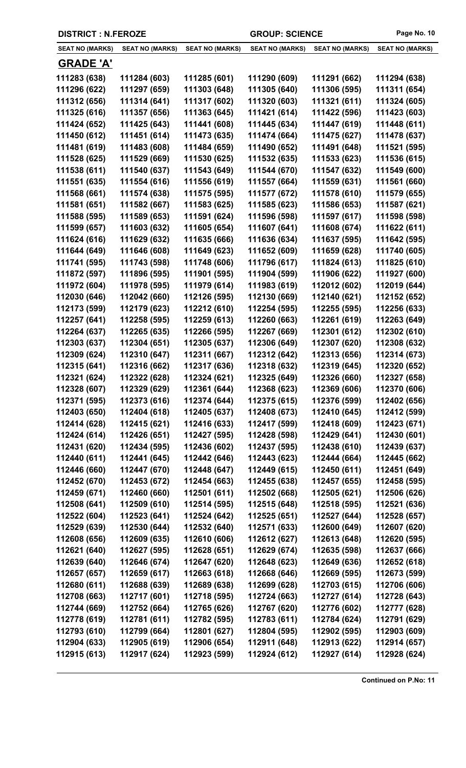**DISTRICT : N.FEROZE** **GROUP: SCIENCE**

| SEAT NO (MARKS) | SEAT NO (MARKS) | SEAT NO (MARKS) | SEAT NO (MARKS) | SEAT NO (MARKS) | SEAT NO (MARKS) |
|---|---|---|---|---|---|

## GRADE 'A'

| | | | | | |
|---|---|---|---|---|---|
| 111283 (638) | 111284 (603) | 111285 (601) | 111290 (609) | 111291 (662) | 111294 (638) |
| 111296 (622) | 111297 (659) | 111303 (648) | 111305 (640) | 111306 (595) | 111311 (654) |
| 111312 (656) | 111314 (641) | 111317 (602) | 111320 (603) | 111321 (611) | 111324 (605) |
| 111325 (616) | 111357 (656) | 111363 (645) | 111421 (614) | 111422 (596) | 111423 (603) |
| 111424 (652) | 111425 (643) | 111441 (608) | 111445 (634) | 111447 (619) | 111448 (611) |
| 111450 (612) | 111451 (614) | 111473 (635) | 111474 (664) | 111475 (627) | 111478 (637) |
| 111481 (619) | 111483 (608) | 111484 (659) | 111490 (652) | 111491 (648) | 111521 (595) |
| 111528 (625) | 111529 (669) | 111530 (625) | 111532 (635) | 111533 (623) | 111536 (615) |
| 111538 (611) | 111540 (637) | 111543 (649) | 111544 (670) | 111547 (632) | 111549 (600) |
| 111551 (635) | 111554 (616) | 111556 (619) | 111557 (664) | 111559 (631) | 111561 (660) |
| 111568 (661) | 111574 (638) | 111575 (595) | 111577 (672) | 111578 (610) | 111579 (655) |
| 111581 (651) | 111582 (667) | 111583 (625) | 111585 (623) | 111586 (653) | 111587 (621) |
| 111588 (595) | 111589 (653) | 111591 (624) | 111596 (598) | 111597 (617) | 111598 (598) |
| 111599 (657) | 111603 (632) | 111605 (654) | 111607 (641) | 111608 (674) | 111622 (611) |
| 111624 (616) | 111629 (632) | 111635 (666) | 111636 (634) | 111637 (595) | 111642 (595) |
| 111644 (649) | 111646 (608) | 111649 (623) | 111652 (609) | 111659 (628) | 111740 (605) |
| 111741 (595) | 111743 (598) | 111748 (606) | 111796 (617) | 111824 (613) | 111825 (610) |
| 111872 (597) | 111896 (595) | 111901 (595) | 111904 (599) | 111906 (622) | 111927 (600) |
| 111972 (604) | 111978 (595) | 111979 (614) | 111983 (619) | 112012 (602) | 112019 (644) |
| 112030 (646) | 112042 (660) | 112126 (595) | 112130 (669) | 112140 (621) | 112152 (652) |
| 112173 (599) | 112179 (623) | 112212 (610) | 112254 (595) | 112255 (595) | 112256 (633) |
| 112257 (641) | 112258 (595) | 112259 (613) | 112260 (663) | 112261 (619) | 112263 (649) |
| 112264 (637) | 112265 (635) | 112266 (595) | 112267 (669) | 112301 (612) | 112302 (610) |
| 112303 (637) | 112304 (651) | 112305 (637) | 112306 (649) | 112307 (620) | 112308 (632) |
| 112309 (624) | 112310 (647) | 112311 (667) | 112312 (642) | 112313 (656) | 112314 (673) |
| 112315 (641) | 112316 (662) | 112317 (636) | 112318 (632) | 112319 (645) | 112320 (652) |
| 112321 (624) | 112322 (628) | 112324 (621) | 112325 (649) | 112326 (660) | 112327 (658) |
| 112328 (607) | 112329 (629) | 112361 (644) | 112368 (623) | 112369 (606) | 112370 (606) |
| 112371 (595) | 112373 (616) | 112374 (644) | 112375 (615) | 112376 (599) | 112402 (656) |
| 112403 (650) | 112404 (618) | 112405 (637) | 112408 (673) | 112410 (645) | 112412 (599) |
| 112414 (628) | 112415 (621) | 112416 (633) | 112417 (599) | 112418 (609) | 112423 (671) |
| 112424 (614) | 112426 (651) | 112427 (595) | 112428 (598) | 112429 (641) | 112430 (601) |
| 112431 (620) | 112434 (595) | 112436 (602) | 112437 (595) | 112438 (610) | 112439 (637) |
| 112440 (611) | 112441 (645) | 112442 (646) | 112443 (623) | 112444 (664) | 112445 (662) |
| 112446 (660) | 112447 (670) | 112448 (647) | 112449 (615) | 112450 (611) | 112451 (649) |
| 112452 (670) | 112453 (672) | 112454 (663) | 112455 (638) | 112457 (655) | 112458 (595) |
| 112459 (671) | 112460 (660) | 112501 (611) | 112502 (668) | 112505 (621) | 112506 (626) |
| 112508 (641) | 112509 (610) | 112514 (595) | 112515 (648) | 112518 (595) | 112521 (636) |
| 112522 (604) | 112523 (641) | 112524 (642) | 112525 (651) | 112527 (644) | 112528 (657) |
| 112529 (639) | 112530 (644) | 112532 (640) | 112571 (633) | 112600 (649) | 112607 (620) |
| 112608 (656) | 112609 (635) | 112610 (606) | 112612 (627) | 112613 (648) | 112620 (595) |
| 112621 (640) | 112627 (595) | 112628 (651) | 112629 (674) | 112635 (598) | 112637 (666) |
| 112639 (640) | 112646 (674) | 112647 (620) | 112648 (623) | 112649 (636) | 112652 (618) |
| 112657 (657) | 112659 (617) | 112663 (618) | 112668 (646) | 112669 (595) | 112673 (599) |
| 112680 (611) | 112688 (639) | 112689 (638) | 112699 (628) | 112703 (615) | 112706 (606) |
| 112708 (663) | 112717 (601) | 112718 (595) | 112724 (663) | 112727 (614) | 112728 (643) |
| 112744 (669) | 112752 (664) | 112765 (626) | 112767 (620) | 112776 (602) | 112777 (628) |
| 112778 (619) | 112781 (611) | 112782 (595) | 112783 (611) | 112784 (624) | 112791 (629) |
| 112793 (610) | 112799 (664) | 112801 (627) | 112804 (595) | 112902 (595) | 112903 (609) |
| 112904 (633) | 112905 (619) | 112906 (654) | 112911 (648) | 112913 (622) | 112914 (657) |
| 112915 (613) | 112917 (624) | 112923 (599) | 112924 (612) | 112927 (614) | 112928 (624) |

**Continued on P.No: 11**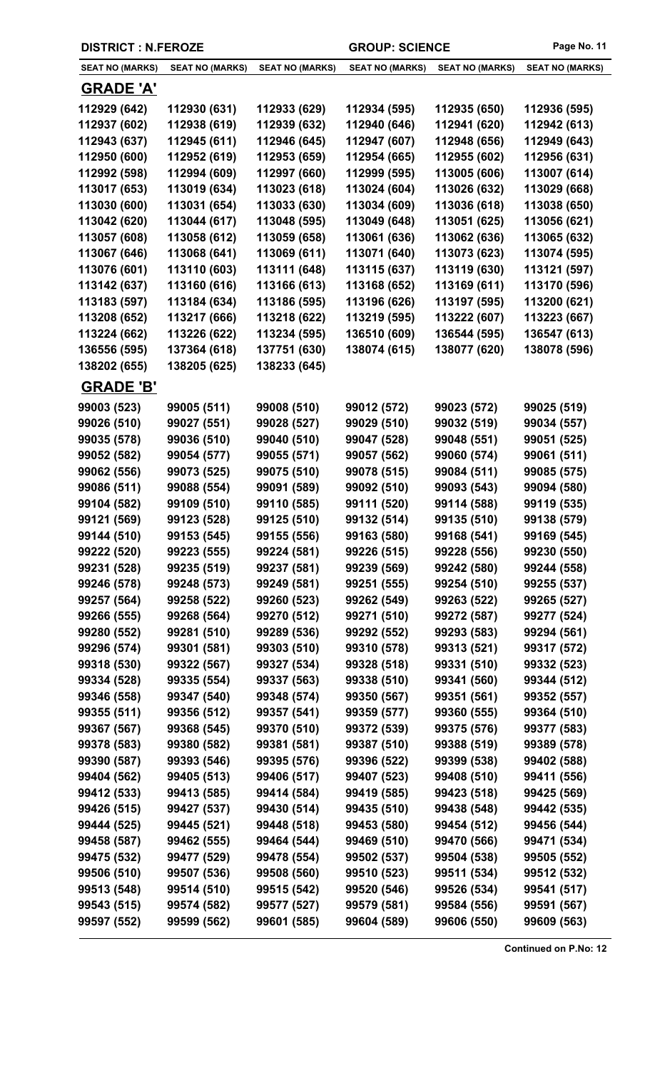DISTRICT : N.FEROZE | GROUP: SCIENCE

| SEAT NO (MARKS) | SEAT NO (MARKS) | SEAT NO (MARKS) | SEAT NO (MARKS) | SEAT NO (MARKS) | SEAT NO (MARKS) |
|---|---|---|---|---|---|

## GRADE 'A'

| | | | | | |
|---|---|---|---|---|---|
| 112929 (642) | 112930 (631) | 112933 (629) | 112934 (595) | 112935 (650) | 112936 (595) |
| 112937 (602) | 112938 (619) | 112939 (632) | 112940 (646) | 112941 (620) | 112942 (613) |
| 112943 (637) | 112945 (611) | 112946 (645) | 112947 (607) | 112948 (656) | 112949 (643) |
| 112950 (600) | 112952 (619) | 112953 (659) | 112954 (665) | 112955 (602) | 112956 (631) |
| 112992 (598) | 112994 (609) | 112997 (660) | 112999 (595) | 113005 (606) | 113007 (614) |
| 113017 (653) | 113019 (634) | 113023 (618) | 113024 (604) | 113026 (632) | 113029 (668) |
| 113030 (600) | 113031 (654) | 113033 (630) | 113034 (609) | 113036 (618) | 113038 (650) |
| 113042 (620) | 113044 (617) | 113048 (595) | 113049 (648) | 113051 (625) | 113056 (621) |
| 113057 (608) | 113058 (612) | 113059 (658) | 113061 (636) | 113062 (636) | 113065 (632) |
| 113067 (646) | 113068 (641) | 113069 (611) | 113071 (640) | 113073 (623) | 113074 (595) |
| 113076 (601) | 113110 (603) | 113111 (648) | 113115 (637) | 113119 (630) | 113121 (597) |
| 113142 (637) | 113160 (616) | 113166 (613) | 113168 (652) | 113169 (611) | 113170 (596) |
| 113183 (597) | 113184 (634) | 113186 (595) | 113196 (626) | 113197 (595) | 113200 (621) |
| 113208 (652) | 113217 (666) | 113218 (622) | 113219 (595) | 113222 (607) | 113223 (667) |
| 113224 (662) | 113226 (622) | 113234 (595) | 136510 (609) | 136544 (595) | 136547 (613) |
| 136556 (595) | 137364 (618) | 137751 (630) | 138074 (615) | 138077 (620) | 138078 (596) |
| 138202 (655) | 138205 (625) | 138233 (645) | | | |

## GRADE 'B'

| | | | | | |
|---|---|---|---|---|---|
| 99003 (523) | 99005 (511) | 99008 (510) | 99012 (572) | 99023 (572) | 99025 (519) |
| 99026 (510) | 99027 (551) | 99028 (527) | 99029 (510) | 99032 (519) | 99034 (557) |
| 99035 (578) | 99036 (510) | 99040 (510) | 99047 (528) | 99048 (551) | 99051 (525) |
| 99052 (582) | 99054 (577) | 99055 (571) | 99057 (562) | 99060 (574) | 99061 (511) |
| 99062 (556) | 99073 (525) | 99075 (510) | 99078 (515) | 99084 (511) | 99085 (575) |
| 99086 (511) | 99088 (554) | 99091 (589) | 99092 (510) | 99093 (543) | 99094 (580) |
| 99104 (582) | 99109 (510) | 99110 (585) | 99111 (520) | 99114 (588) | 99119 (535) |
| 99121 (569) | 99123 (528) | 99125 (510) | 99132 (514) | 99135 (510) | 99138 (579) |
| 99144 (510) | 99153 (545) | 99155 (556) | 99163 (580) | 99168 (541) | 99169 (545) |
| 99222 (520) | 99223 (555) | 99224 (581) | 99226 (515) | 99228 (556) | 99230 (550) |
| 99231 (528) | 99235 (519) | 99237 (581) | 99239 (569) | 99242 (580) | 99244 (558) |
| 99246 (578) | 99248 (573) | 99249 (581) | 99251 (555) | 99254 (510) | 99255 (537) |
| 99257 (564) | 99258 (522) | 99260 (523) | 99262 (549) | 99263 (522) | 99265 (527) |
| 99266 (555) | 99268 (564) | 99270 (512) | 99271 (510) | 99272 (587) | 99277 (524) |
| 99280 (552) | 99281 (510) | 99289 (536) | 99292 (552) | 99293 (583) | 99294 (561) |
| 99296 (574) | 99301 (581) | 99303 (510) | 99310 (578) | 99313 (521) | 99317 (572) |
| 99318 (530) | 99322 (567) | 99327 (534) | 99328 (518) | 99331 (510) | 99332 (523) |
| 99334 (528) | 99335 (554) | 99337 (563) | 99338 (510) | 99341 (560) | 99344 (512) |
| 99346 (558) | 99347 (540) | 99348 (574) | 99350 (567) | 99351 (561) | 99352 (557) |
| 99355 (511) | 99356 (512) | 99357 (541) | 99359 (577) | 99360 (555) | 99364 (510) |
| 99367 (567) | 99368 (545) | 99370 (510) | 99372 (539) | 99375 (576) | 99377 (583) |
| 99378 (583) | 99380 (582) | 99381 (581) | 99387 (510) | 99388 (519) | 99389 (578) |
| 99390 (587) | 99393 (546) | 99395 (576) | 99396 (522) | 99399 (538) | 99402 (588) |
| 99404 (562) | 99405 (513) | 99406 (517) | 99407 (523) | 99408 (510) | 99411 (556) |
| 99412 (533) | 99413 (585) | 99414 (584) | 99419 (585) | 99423 (518) | 99425 (569) |
| 99426 (515) | 99427 (537) | 99430 (514) | 99435 (510) | 99438 (548) | 99442 (535) |
| 99444 (525) | 99445 (521) | 99448 (518) | 99453 (580) | 99454 (512) | 99456 (544) |
| 99458 (587) | 99462 (555) | 99464 (544) | 99469 (510) | 99470 (566) | 99471 (534) |
| 99475 (532) | 99477 (529) | 99478 (554) | 99502 (537) | 99504 (538) | 99505 (552) |
| 99506 (510) | 99507 (536) | 99508 (560) | 99510 (523) | 99511 (534) | 99512 (532) |
| 99513 (548) | 99514 (510) | 99515 (542) | 99520 (546) | 99526 (534) | 99541 (517) |
| 99543 (515) | 99574 (582) | 99577 (527) | 99579 (581) | 99584 (556) | 99591 (567) |
| 99597 (552) | 99599 (562) | 99601 (585) | 99604 (589) | 99606 (550) | 99609 (563) |

Continued on P.No: 12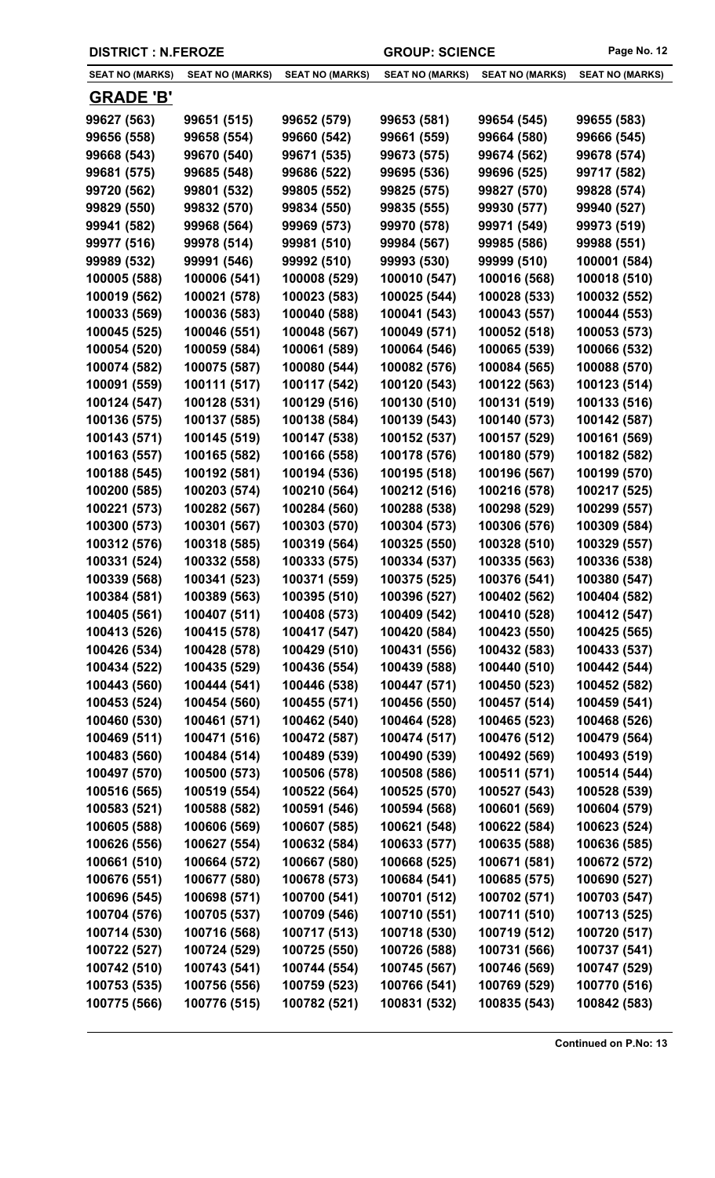DISTRICT : N.FEROZE | GROUP: SCIENCE

| SEAT NO (MARKS) | SEAT NO (MARKS) | SEAT NO (MARKS) | SEAT NO (MARKS) | SEAT NO (MARKS) | SEAT NO (MARKS) |
|---|---|---|---|---|---|
| **GRADE 'B'** | | | | | |
| 99627 (563) | 99651 (515) | 99652 (579) | 99653 (581) | 99654 (545) | 99655 (583) |
| 99656 (558) | 99658 (554) | 99660 (542) | 99661 (559) | 99664 (580) | 99666 (545) |
| 99668 (543) | 99670 (540) | 99671 (535) | 99673 (575) | 99674 (562) | 99678 (574) |
| 99681 (575) | 99685 (548) | 99686 (522) | 99695 (536) | 99696 (525) | 99717 (582) |
| 99720 (562) | 99801 (532) | 99805 (552) | 99825 (575) | 99827 (570) | 99828 (574) |
| 99829 (550) | 99832 (570) | 99834 (550) | 99835 (555) | 99930 (577) | 99940 (527) |
| 99941 (582) | 99968 (564) | 99969 (573) | 99970 (578) | 99971 (549) | 99973 (519) |
| 99977 (516) | 99978 (514) | 99981 (510) | 99984 (567) | 99985 (586) | 99988 (551) |
| 99989 (532) | 99991 (546) | 99992 (510) | 99993 (530) | 99999 (510) | 100001 (584) |
| 100005 (588) | 100006 (541) | 100008 (529) | 100010 (547) | 100016 (568) | 100018 (510) |
| 100019 (562) | 100021 (578) | 100023 (583) | 100025 (544) | 100028 (533) | 100032 (552) |
| 100033 (569) | 100036 (583) | 100040 (588) | 100041 (543) | 100043 (557) | 100044 (553) |
| 100045 (525) | 100046 (551) | 100048 (567) | 100049 (571) | 100052 (518) | 100053 (573) |
| 100054 (520) | 100059 (584) | 100061 (589) | 100064 (546) | 100065 (539) | 100066 (532) |
| 100074 (582) | 100075 (587) | 100080 (544) | 100082 (576) | 100084 (565) | 100088 (570) |
| 100091 (559) | 100111 (517) | 100117 (542) | 100120 (543) | 100122 (563) | 100123 (514) |
| 100124 (547) | 100128 (531) | 100129 (516) | 100130 (510) | 100131 (519) | 100133 (516) |
| 100136 (575) | 100137 (585) | 100138 (584) | 100139 (543) | 100140 (573) | 100142 (587) |
| 100143 (571) | 100145 (519) | 100147 (538) | 100152 (537) | 100157 (529) | 100161 (569) |
| 100163 (557) | 100165 (582) | 100166 (558) | 100178 (576) | 100180 (579) | 100182 (582) |
| 100188 (545) | 100192 (581) | 100194 (536) | 100195 (518) | 100196 (567) | 100199 (570) |
| 100200 (585) | 100203 (574) | 100210 (564) | 100212 (516) | 100216 (578) | 100217 (525) |
| 100221 (573) | 100282 (567) | 100284 (560) | 100288 (538) | 100298 (529) | 100299 (557) |
| 100300 (573) | 100301 (567) | 100303 (570) | 100304 (573) | 100306 (576) | 100309 (584) |
| 100312 (576) | 100318 (585) | 100319 (564) | 100325 (550) | 100328 (510) | 100329 (557) |
| 100331 (524) | 100332 (558) | 100333 (575) | 100334 (537) | 100335 (563) | 100336 (538) |
| 100339 (568) | 100341 (523) | 100371 (559) | 100375 (525) | 100376 (541) | 100380 (547) |
| 100384 (581) | 100389 (563) | 100395 (510) | 100396 (527) | 100402 (562) | 100404 (582) |
| 100405 (561) | 100407 (511) | 100408 (573) | 100409 (542) | 100410 (528) | 100412 (547) |
| 100413 (526) | 100415 (578) | 100417 (547) | 100420 (584) | 100423 (550) | 100425 (565) |
| 100426 (534) | 100428 (578) | 100429 (510) | 100431 (556) | 100432 (583) | 100433 (537) |
| 100434 (522) | 100435 (529) | 100436 (554) | 100439 (588) | 100440 (510) | 100442 (544) |
| 100443 (560) | 100444 (541) | 100446 (538) | 100447 (571) | 100450 (523) | 100452 (582) |
| 100453 (524) | 100454 (560) | 100455 (571) | 100456 (550) | 100457 (514) | 100459 (541) |
| 100460 (530) | 100461 (571) | 100462 (540) | 100464 (528) | 100465 (523) | 100468 (526) |
| 100469 (511) | 100471 (516) | 100472 (587) | 100474 (517) | 100476 (512) | 100479 (564) |
| 100483 (560) | 100484 (514) | 100489 (539) | 100490 (539) | 100492 (569) | 100493 (519) |
| 100497 (570) | 100500 (573) | 100506 (578) | 100508 (586) | 100511 (571) | 100514 (544) |
| 100516 (565) | 100519 (554) | 100522 (564) | 100525 (570) | 100527 (543) | 100528 (539) |
| 100583 (521) | 100588 (582) | 100591 (546) | 100594 (568) | 100601 (569) | 100604 (579) |
| 100605 (588) | 100606 (569) | 100607 (585) | 100621 (548) | 100622 (584) | 100623 (524) |
| 100626 (556) | 100627 (554) | 100632 (584) | 100633 (577) | 100635 (588) | 100636 (585) |
| 100661 (510) | 100664 (572) | 100667 (580) | 100668 (525) | 100671 (581) | 100672 (572) |
| 100676 (551) | 100677 (580) | 100678 (573) | 100684 (541) | 100685 (575) | 100690 (527) |
| 100696 (545) | 100698 (571) | 100700 (541) | 100701 (512) | 100702 (571) | 100703 (547) |
| 100704 (576) | 100705 (537) | 100709 (546) | 100710 (551) | 100711 (510) | 100713 (525) |
| 100714 (530) | 100716 (568) | 100717 (513) | 100718 (530) | 100719 (512) | 100720 (517) |
| 100722 (527) | 100724 (529) | 100725 (550) | 100726 (588) | 100731 (566) | 100737 (541) |
| 100742 (510) | 100743 (541) | 100744 (554) | 100745 (567) | 100746 (569) | 100747 (529) |
| 100753 (535) | 100756 (556) | 100759 (523) | 100766 (541) | 100769 (529) | 100770 (516) |
| 100775 (566) | 100776 (515) | 100782 (521) | 100831 (532) | 100835 (543) | 100842 (583) |

**Continued on P.No: 13**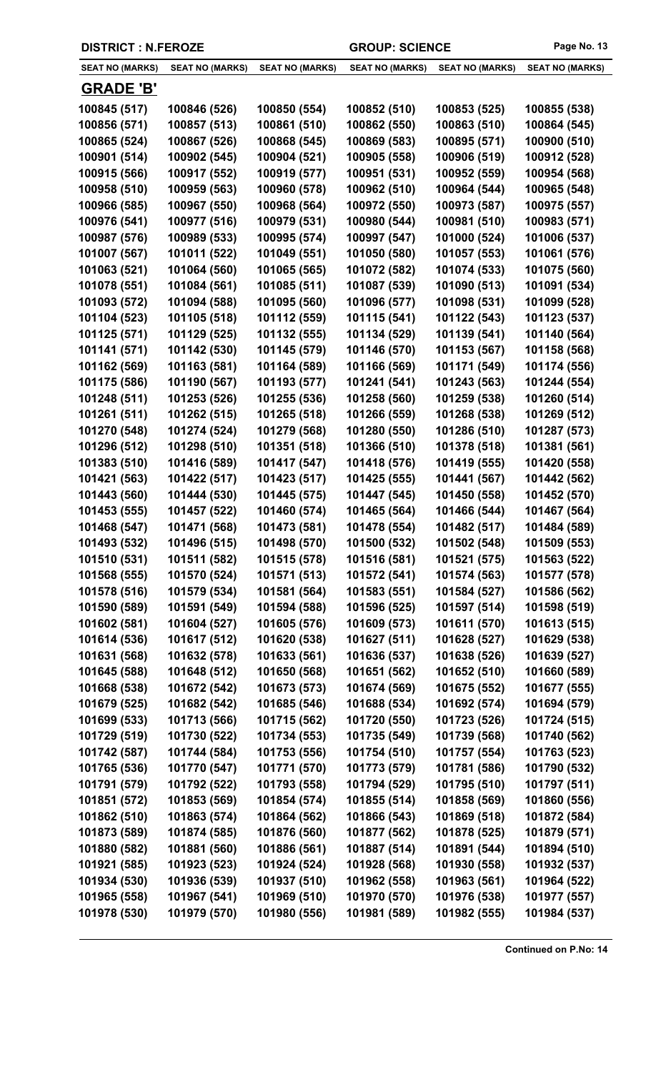DISTRICT : N.FEROZE | GROUP: SCIENCE

| SEAT NO (MARKS) | SEAT NO (MARKS) | SEAT NO (MARKS) | SEAT NO (MARKS) | SEAT NO (MARKS) | SEAT NO (MARKS) |
|---|---|---|---|---|---|

## GRADE 'B'

| | | | | | |
|---|---|---|---|---|---|
| 100845 (517) | 100846 (526) | 100850 (554) | 100852 (510) | 100853 (525) | 100855 (538) |
| 100856 (571) | 100857 (513) | 100861 (510) | 100862 (550) | 100863 (510) | 100864 (545) |
| 100865 (524) | 100867 (526) | 100868 (545) | 100869 (583) | 100895 (571) | 100900 (510) |
| 100901 (514) | 100902 (545) | 100904 (521) | 100905 (558) | 100906 (519) | 100912 (528) |
| 100915 (566) | 100917 (552) | 100919 (577) | 100951 (531) | 100952 (559) | 100954 (568) |
| 100958 (510) | 100959 (563) | 100960 (578) | 100962 (510) | 100964 (544) | 100965 (548) |
| 100966 (585) | 100967 (550) | 100968 (564) | 100972 (550) | 100973 (587) | 100975 (557) |
| 100976 (541) | 100977 (516) | 100979 (531) | 100980 (544) | 100981 (510) | 100983 (571) |
| 100987 (576) | 100989 (533) | 100995 (574) | 100997 (547) | 101000 (524) | 101006 (537) |
| 101007 (567) | 101011 (522) | 101049 (551) | 101050 (580) | 101057 (553) | 101061 (576) |
| 101063 (521) | 101064 (560) | 101065 (565) | 101072 (582) | 101074 (533) | 101075 (560) |
| 101078 (551) | 101084 (561) | 101085 (511) | 101087 (539) | 101090 (513) | 101091 (534) |
| 101093 (572) | 101094 (588) | 101095 (560) | 101096 (577) | 101098 (531) | 101099 (528) |
| 101104 (523) | 101105 (518) | 101112 (559) | 101115 (541) | 101122 (543) | 101123 (537) |
| 101125 (571) | 101129 (525) | 101132 (555) | 101134 (529) | 101139 (541) | 101140 (564) |
| 101141 (571) | 101142 (530) | 101145 (579) | 101146 (570) | 101153 (567) | 101158 (568) |
| 101162 (569) | 101163 (581) | 101164 (589) | 101166 (569) | 101171 (549) | 101174 (556) |
| 101175 (586) | 101190 (567) | 101193 (577) | 101241 (541) | 101243 (563) | 101244 (554) |
| 101248 (511) | 101253 (526) | 101255 (536) | 101258 (560) | 101259 (538) | 101260 (514) |
| 101261 (511) | 101262 (515) | 101265 (518) | 101266 (559) | 101268 (538) | 101269 (512) |
| 101270 (548) | 101274 (524) | 101279 (568) | 101280 (550) | 101286 (510) | 101287 (573) |
| 101296 (512) | 101298 (510) | 101351 (518) | 101366 (510) | 101378 (518) | 101381 (561) |
| 101383 (510) | 101416 (589) | 101417 (547) | 101418 (576) | 101419 (555) | 101420 (558) |
| 101421 (563) | 101422 (517) | 101423 (517) | 101425 (555) | 101441 (567) | 101442 (562) |
| 101443 (560) | 101444 (530) | 101445 (575) | 101447 (545) | 101450 (558) | 101452 (570) |
| 101453 (555) | 101457 (522) | 101460 (574) | 101465 (564) | 101466 (544) | 101467 (564) |
| 101468 (547) | 101471 (568) | 101473 (581) | 101478 (554) | 101482 (517) | 101484 (589) |
| 101493 (532) | 101496 (515) | 101498 (570) | 101500 (532) | 101502 (548) | 101509 (553) |
| 101510 (531) | 101511 (582) | 101515 (578) | 101516 (581) | 101521 (575) | 101563 (522) |
| 101568 (555) | 101570 (524) | 101571 (513) | 101572 (541) | 101574 (563) | 101577 (578) |
| 101578 (516) | 101579 (534) | 101581 (564) | 101583 (551) | 101584 (527) | 101586 (562) |
| 101590 (589) | 101591 (549) | 101594 (588) | 101596 (525) | 101597 (514) | 101598 (519) |
| 101602 (581) | 101604 (527) | 101605 (576) | 101609 (573) | 101611 (570) | 101613 (515) |
| 101614 (536) | 101617 (512) | 101620 (538) | 101627 (511) | 101628 (527) | 101629 (538) |
| 101631 (568) | 101632 (578) | 101633 (561) | 101636 (537) | 101638 (526) | 101639 (527) |
| 101645 (588) | 101648 (512) | 101650 (568) | 101651 (562) | 101652 (510) | 101660 (589) |
| 101668 (538) | 101672 (542) | 101673 (573) | 101674 (569) | 101675 (552) | 101677 (555) |
| 101679 (525) | 101682 (542) | 101685 (546) | 101688 (534) | 101692 (574) | 101694 (579) |
| 101699 (533) | 101713 (566) | 101715 (562) | 101720 (550) | 101723 (526) | 101724 (515) |
| 101729 (519) | 101730 (522) | 101734 (553) | 101735 (549) | 101739 (568) | 101740 (562) |
| 101742 (587) | 101744 (584) | 101753 (556) | 101754 (510) | 101757 (554) | 101763 (523) |
| 101765 (536) | 101770 (547) | 101771 (570) | 101773 (579) | 101781 (586) | 101790 (532) |
| 101791 (579) | 101792 (522) | 101793 (558) | 101794 (529) | 101795 (510) | 101797 (511) |
| 101851 (572) | 101853 (569) | 101854 (574) | 101855 (514) | 101858 (569) | 101860 (556) |
| 101862 (510) | 101863 (574) | 101864 (562) | 101866 (543) | 101869 (518) | 101872 (584) |
| 101873 (589) | 101874 (585) | 101876 (560) | 101877 (562) | 101878 (525) | 101879 (571) |
| 101880 (582) | 101881 (560) | 101886 (561) | 101887 (514) | 101891 (544) | 101894 (510) |
| 101921 (585) | 101923 (523) | 101924 (524) | 101928 (568) | 101930 (558) | 101932 (537) |
| 101934 (530) | 101936 (539) | 101937 (510) | 101962 (558) | 101963 (561) | 101964 (522) |
| 101965 (558) | 101967 (541) | 101969 (510) | 101970 (570) | 101976 (538) | 101977 (557) |
| 101978 (530) | 101979 (570) | 101980 (556) | 101981 (589) | 101982 (555) | 101984 (537) |

Continued on P.No: 14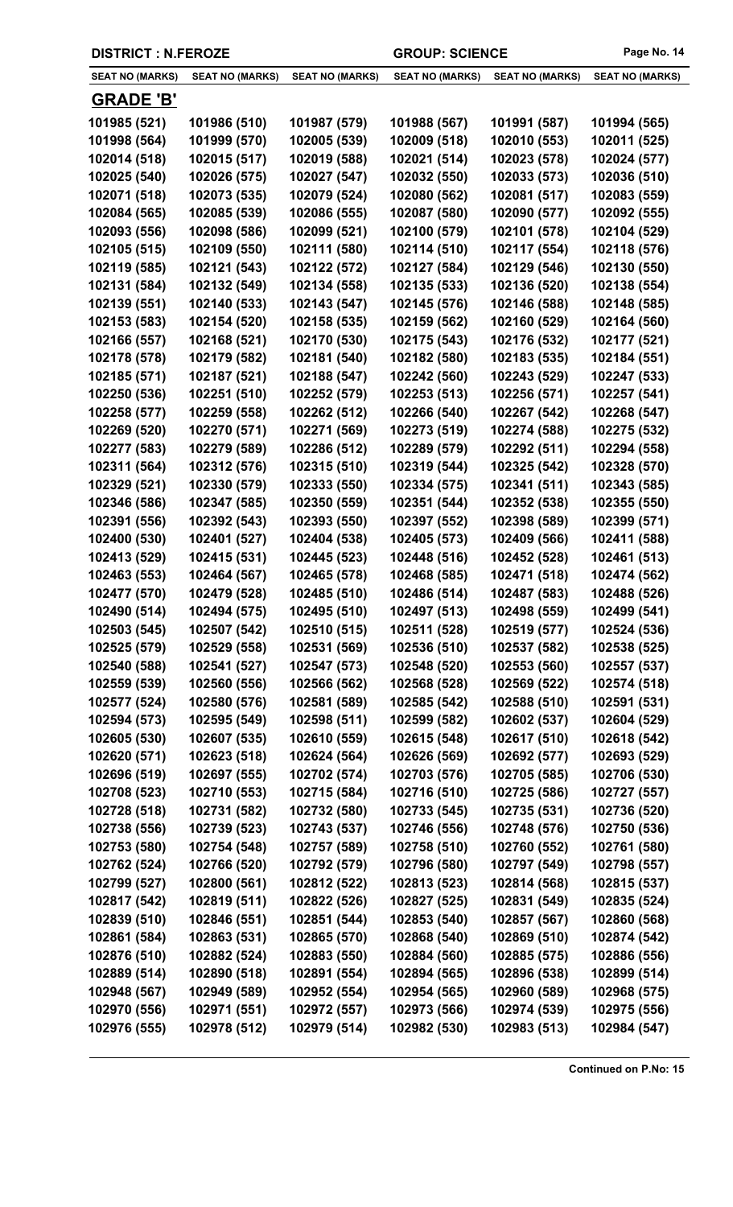DISTRICT : N.FEROZE | GROUP: SCIENCE

| SEAT NO (MARKS) | SEAT NO (MARKS) | SEAT NO (MARKS) | SEAT NO (MARKS) | SEAT NO (MARKS) | SEAT NO (MARKS) |
|---|---|---|---|---|---|
| **GRADE 'B'** | | | | | |
| 101985 (521) | 101986 (510) | 101987 (579) | 101988 (567) | 101991 (587) | 101994 (565) |
| 101998 (564) | 101999 (570) | 102005 (539) | 102009 (518) | 102010 (553) | 102011 (525) |
| 102014 (518) | 102015 (517) | 102019 (588) | 102021 (514) | 102023 (578) | 102024 (577) |
| 102025 (540) | 102026 (575) | 102027 (547) | 102032 (550) | 102033 (573) | 102036 (510) |
| 102071 (518) | 102073 (535) | 102079 (524) | 102080 (562) | 102081 (517) | 102083 (559) |
| 102084 (565) | 102085 (539) | 102086 (555) | 102087 (580) | 102090 (577) | 102092 (555) |
| 102093 (556) | 102098 (586) | 102099 (521) | 102100 (579) | 102101 (578) | 102104 (529) |
| 102105 (515) | 102109 (550) | 102111 (580) | 102114 (510) | 102117 (554) | 102118 (576) |
| 102119 (585) | 102121 (543) | 102122 (572) | 102127 (584) | 102129 (546) | 102130 (550) |
| 102131 (584) | 102132 (549) | 102134 (558) | 102135 (533) | 102136 (520) | 102138 (554) |
| 102139 (551) | 102140 (533) | 102143 (547) | 102145 (576) | 102146 (588) | 102148 (585) |
| 102153 (583) | 102154 (520) | 102158 (535) | 102159 (562) | 102160 (529) | 102164 (560) |
| 102166 (557) | 102168 (521) | 102170 (530) | 102175 (543) | 102176 (532) | 102177 (521) |
| 102178 (578) | 102179 (582) | 102181 (540) | 102182 (580) | 102183 (535) | 102184 (551) |
| 102185 (571) | 102187 (521) | 102188 (547) | 102242 (560) | 102243 (529) | 102247 (533) |
| 102250 (536) | 102251 (510) | 102252 (579) | 102253 (513) | 102256 (571) | 102257 (541) |
| 102258 (577) | 102259 (558) | 102262 (512) | 102266 (540) | 102267 (542) | 102268 (547) |
| 102269 (520) | 102270 (571) | 102271 (569) | 102273 (519) | 102274 (588) | 102275 (532) |
| 102277 (583) | 102279 (589) | 102286 (512) | 102289 (579) | 102292 (511) | 102294 (558) |
| 102311 (564) | 102312 (576) | 102315 (510) | 102319 (544) | 102325 (542) | 102328 (570) |
| 102329 (521) | 102330 (579) | 102333 (550) | 102334 (575) | 102341 (511) | 102343 (585) |
| 102346 (586) | 102347 (585) | 102350 (559) | 102351 (544) | 102352 (538) | 102355 (550) |
| 102391 (556) | 102392 (543) | 102393 (550) | 102397 (552) | 102398 (589) | 102399 (571) |
| 102400 (530) | 102401 (527) | 102404 (538) | 102405 (573) | 102409 (566) | 102411 (588) |
| 102413 (529) | 102415 (531) | 102445 (523) | 102448 (516) | 102452 (528) | 102461 (513) |
| 102463 (553) | 102464 (567) | 102465 (578) | 102468 (585) | 102471 (518) | 102474 (562) |
| 102477 (570) | 102479 (528) | 102485 (510) | 102486 (514) | 102487 (583) | 102488 (526) |
| 102490 (514) | 102494 (575) | 102495 (510) | 102497 (513) | 102498 (559) | 102499 (541) |
| 102503 (545) | 102507 (542) | 102510 (515) | 102511 (528) | 102519 (577) | 102524 (536) |
| 102525 (579) | 102529 (558) | 102531 (569) | 102536 (510) | 102537 (582) | 102538 (525) |
| 102540 (588) | 102541 (527) | 102547 (573) | 102548 (520) | 102553 (560) | 102557 (537) |
| 102559 (539) | 102560 (556) | 102566 (562) | 102568 (528) | 102569 (522) | 102574 (518) |
| 102577 (524) | 102580 (576) | 102581 (589) | 102585 (542) | 102588 (510) | 102591 (531) |
| 102594 (573) | 102595 (549) | 102598 (511) | 102599 (582) | 102602 (537) | 102604 (529) |
| 102605 (530) | 102607 (535) | 102610 (559) | 102615 (548) | 102617 (510) | 102618 (542) |
| 102620 (571) | 102623 (518) | 102624 (564) | 102626 (569) | 102692 (577) | 102693 (529) |
| 102696 (519) | 102697 (555) | 102702 (574) | 102703 (576) | 102705 (585) | 102706 (530) |
| 102708 (523) | 102710 (553) | 102715 (584) | 102716 (510) | 102725 (586) | 102727 (557) |
| 102728 (518) | 102731 (582) | 102732 (580) | 102733 (545) | 102735 (531) | 102736 (520) |
| 102738 (556) | 102739 (523) | 102743 (537) | 102746 (556) | 102748 (576) | 102750 (536) |
| 102753 (580) | 102754 (548) | 102757 (589) | 102758 (510) | 102760 (552) | 102761 (580) |
| 102762 (524) | 102766 (520) | 102792 (579) | 102796 (580) | 102797 (549) | 102798 (557) |
| 102799 (527) | 102800 (561) | 102812 (522) | 102813 (523) | 102814 (568) | 102815 (537) |
| 102817 (542) | 102819 (511) | 102822 (526) | 102827 (525) | 102831 (549) | 102835 (524) |
| 102839 (510) | 102846 (551) | 102851 (544) | 102853 (540) | 102857 (567) | 102860 (568) |
| 102861 (584) | 102863 (531) | 102865 (570) | 102868 (540) | 102869 (510) | 102874 (542) |
| 102876 (510) | 102882 (524) | 102883 (550) | 102884 (560) | 102885 (575) | 102886 (556) |
| 102889 (514) | 102890 (518) | 102891 (554) | 102894 (565) | 102896 (538) | 102899 (514) |
| 102948 (567) | 102949 (589) | 102952 (554) | 102954 (565) | 102960 (589) | 102968 (575) |
| 102970 (556) | 102971 (551) | 102972 (557) | 102973 (566) | 102974 (539) | 102975 (556) |
| 102976 (555) | 102978 (512) | 102979 (514) | 102982 (530) | 102983 (513) | 102984 (547) |

Continued on P.No: 15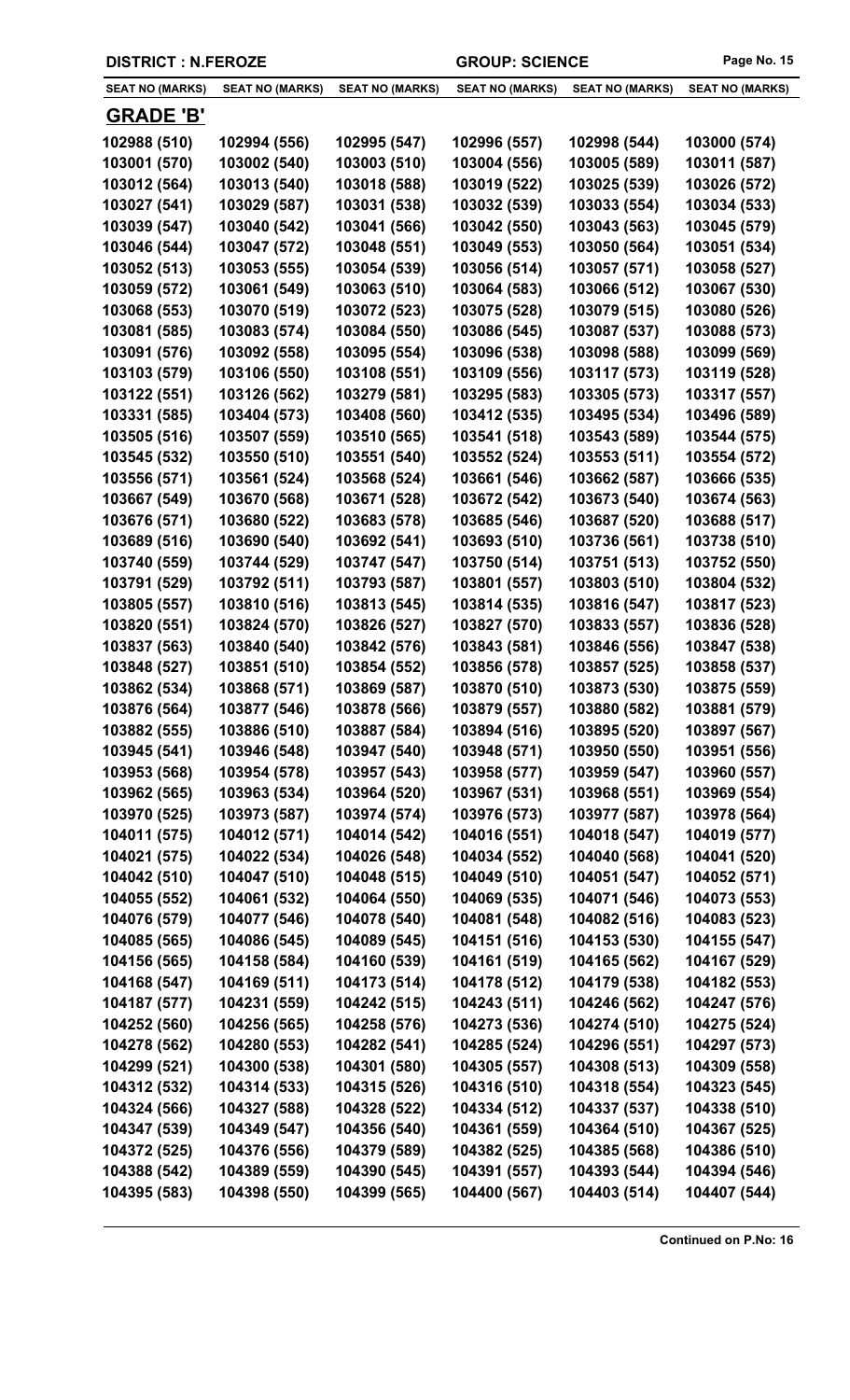**DISTRICT : N.FEROZE** **GROUP: SCIENCE**

| SEAT NO (MARKS) | SEAT NO (MARKS) | SEAT NO (MARKS) | SEAT NO (MARKS) | SEAT NO (MARKS) | SEAT NO (MARKS) |
|---|---|---|---|---|---|

## GRADE 'B'

| | | | | | |
|---|---|---|---|---|---|
| 102988 (510) | 102994 (556) | 102995 (547) | 102996 (557) | 102998 (544) | 103000 (574) |
| 103001 (570) | 103002 (540) | 103003 (510) | 103004 (556) | 103005 (589) | 103011 (587) |
| 103012 (564) | 103013 (540) | 103018 (588) | 103019 (522) | 103025 (539) | 103026 (572) |
| 103027 (541) | 103029 (587) | 103031 (538) | 103032 (539) | 103033 (554) | 103034 (533) |
| 103039 (547) | 103040 (542) | 103041 (566) | 103042 (550) | 103043 (563) | 103045 (579) |
| 103046 (544) | 103047 (572) | 103048 (551) | 103049 (553) | 103050 (564) | 103051 (534) |
| 103052 (513) | 103053 (555) | 103054 (539) | 103056 (514) | 103057 (571) | 103058 (527) |
| 103059 (572) | 103061 (549) | 103063 (510) | 103064 (583) | 103066 (512) | 103067 (530) |
| 103068 (553) | 103070 (519) | 103072 (523) | 103075 (528) | 103079 (515) | 103080 (526) |
| 103081 (585) | 103083 (574) | 103084 (550) | 103086 (545) | 103087 (537) | 103088 (573) |
| 103091 (576) | 103092 (558) | 103095 (554) | 103096 (538) | 103098 (588) | 103099 (569) |
| 103103 (579) | 103106 (550) | 103108 (551) | 103109 (556) | 103117 (573) | 103119 (528) |
| 103122 (551) | 103126 (562) | 103279 (581) | 103295 (583) | 103305 (573) | 103317 (557) |
| 103331 (585) | 103404 (573) | 103408 (560) | 103412 (535) | 103495 (534) | 103496 (589) |
| 103505 (516) | 103507 (559) | 103510 (565) | 103541 (518) | 103543 (589) | 103544 (575) |
| 103545 (532) | 103550 (510) | 103551 (540) | 103552 (524) | 103553 (511) | 103554 (572) |
| 103556 (571) | 103561 (524) | 103568 (524) | 103661 (546) | 103662 (587) | 103666 (535) |
| 103667 (549) | 103670 (568) | 103671 (528) | 103672 (542) | 103673 (540) | 103674 (563) |
| 103676 (571) | 103680 (522) | 103683 (578) | 103685 (546) | 103687 (520) | 103688 (517) |
| 103689 (516) | 103690 (540) | 103692 (541) | 103693 (510) | 103736 (561) | 103738 (510) |
| 103740 (559) | 103744 (529) | 103747 (547) | 103750 (514) | 103751 (513) | 103752 (550) |
| 103791 (529) | 103792 (511) | 103793 (587) | 103801 (557) | 103803 (510) | 103804 (532) |
| 103805 (557) | 103810 (516) | 103813 (545) | 103814 (535) | 103816 (547) | 103817 (523) |
| 103820 (551) | 103824 (570) | 103826 (527) | 103827 (570) | 103833 (557) | 103836 (528) |
| 103837 (563) | 103840 (540) | 103842 (576) | 103843 (581) | 103846 (556) | 103847 (538) |
| 103848 (527) | 103851 (510) | 103854 (552) | 103856 (578) | 103857 (525) | 103858 (537) |
| 103862 (534) | 103868 (571) | 103869 (587) | 103870 (510) | 103873 (530) | 103875 (559) |
| 103876 (564) | 103877 (546) | 103878 (566) | 103879 (557) | 103880 (582) | 103881 (579) |
| 103882 (555) | 103886 (510) | 103887 (584) | 103894 (516) | 103895 (520) | 103897 (567) |
| 103945 (541) | 103946 (548) | 103947 (540) | 103948 (571) | 103950 (550) | 103951 (556) |
| 103953 (568) | 103954 (578) | 103957 (543) | 103958 (577) | 103959 (547) | 103960 (557) |
| 103962 (565) | 103963 (534) | 103964 (520) | 103967 (531) | 103968 (551) | 103969 (554) |
| 103970 (525) | 103973 (587) | 103974 (574) | 103976 (573) | 103977 (587) | 103978 (564) |
| 104011 (575) | 104012 (571) | 104014 (542) | 104016 (551) | 104018 (547) | 104019 (577) |
| 104021 (575) | 104022 (534) | 104026 (548) | 104034 (552) | 104040 (568) | 104041 (520) |
| 104042 (510) | 104047 (510) | 104048 (515) | 104049 (510) | 104051 (547) | 104052 (571) |
| 104055 (552) | 104061 (532) | 104064 (550) | 104069 (535) | 104071 (546) | 104073 (553) |
| 104076 (579) | 104077 (546) | 104078 (540) | 104081 (548) | 104082 (516) | 104083 (523) |
| 104085 (565) | 104086 (545) | 104089 (545) | 104151 (516) | 104153 (530) | 104155 (547) |
| 104156 (565) | 104158 (584) | 104160 (539) | 104161 (519) | 104165 (562) | 104167 (529) |
| 104168 (547) | 104169 (511) | 104173 (514) | 104178 (512) | 104179 (538) | 104182 (553) |
| 104187 (577) | 104231 (559) | 104242 (515) | 104243 (511) | 104246 (562) | 104247 (576) |
| 104252 (560) | 104256 (565) | 104258 (576) | 104273 (536) | 104274 (510) | 104275 (524) |
| 104278 (562) | 104280 (553) | 104282 (541) | 104285 (524) | 104296 (551) | 104297 (573) |
| 104299 (521) | 104300 (538) | 104301 (580) | 104305 (557) | 104308 (513) | 104309 (558) |
| 104312 (532) | 104314 (533) | 104315 (526) | 104316 (510) | 104318 (554) | 104323 (545) |
| 104324 (566) | 104327 (588) | 104328 (522) | 104334 (512) | 104337 (537) | 104338 (510) |
| 104347 (539) | 104349 (547) | 104356 (540) | 104361 (559) | 104364 (510) | 104367 (525) |
| 104372 (525) | 104376 (556) | 104379 (589) | 104382 (525) | 104385 (568) | 104386 (510) |
| 104388 (542) | 104389 (559) | 104390 (545) | 104391 (557) | 104393 (544) | 104394 (546) |
| 104395 (583) | 104398 (550) | 104399 (565) | 104400 (567) | 104403 (514) | 104407 (544) |

**Continued on P.No: 16**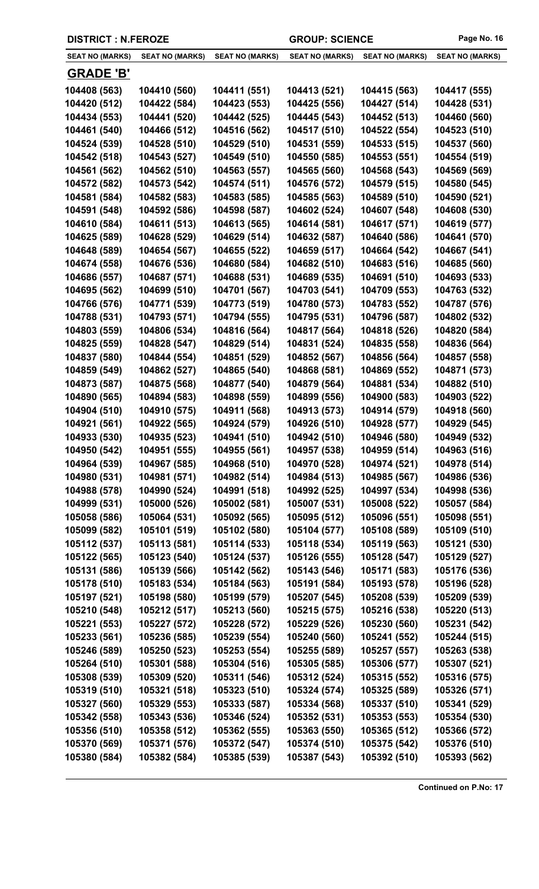| DISTRICT : N.FEROZE | | | GROUP: SCIENCE | | |
|---|---|---|---|---|---|
| **SEAT NO (MARKS)** | **SEAT NO (MARKS)** | **SEAT NO (MARKS)** | **SEAT NO (MARKS)** | **SEAT NO (MARKS)** | **SEAT NO (MARKS)** |

## GRADE 'B'

| SEAT NO (MARKS) | SEAT NO (MARKS) | SEAT NO (MARKS) | SEAT NO (MARKS) | SEAT NO (MARKS) | SEAT NO (MARKS) |
|---|---|---|---|---|---|
| 104408 (563) | 104410 (560) | 104411 (551) | 104413 (521) | 104415 (563) | 104417 (555) |
| 104420 (512) | 104422 (584) | 104423 (553) | 104425 (556) | 104427 (514) | 104428 (531) |
| 104434 (553) | 104441 (520) | 104442 (525) | 104445 (543) | 104452 (513) | 104460 (560) |
| 104461 (540) | 104466 (512) | 104516 (562) | 104517 (510) | 104522 (554) | 104523 (510) |
| 104524 (539) | 104528 (510) | 104529 (510) | 104531 (559) | 104533 (515) | 104537 (560) |
| 104542 (518) | 104543 (527) | 104549 (510) | 104550 (585) | 104553 (551) | 104554 (519) |
| 104561 (562) | 104562 (510) | 104563 (557) | 104565 (560) | 104568 (543) | 104569 (569) |
| 104572 (582) | 104573 (542) | 104574 (511) | 104576 (572) | 104579 (515) | 104580 (545) |
| 104581 (584) | 104582 (583) | 104583 (585) | 104585 (563) | 104589 (510) | 104590 (521) |
| 104591 (548) | 104592 (586) | 104598 (587) | 104602 (524) | 104607 (548) | 104608 (530) |
| 104610 (584) | 104611 (513) | 104613 (565) | 104614 (581) | 104617 (571) | 104619 (577) |
| 104625 (589) | 104628 (529) | 104629 (514) | 104632 (587) | 104640 (586) | 104641 (570) |
| 104648 (589) | 104654 (567) | 104655 (522) | 104659 (517) | 104664 (542) | 104667 (541) |
| 104674 (558) | 104676 (536) | 104680 (584) | 104682 (510) | 104683 (516) | 104685 (560) |
| 104686 (557) | 104687 (571) | 104688 (531) | 104689 (535) | 104691 (510) | 104693 (533) |
| 104695 (562) | 104699 (510) | 104701 (567) | 104703 (541) | 104709 (553) | 104763 (532) |
| 104766 (576) | 104771 (539) | 104773 (519) | 104780 (573) | 104783 (552) | 104787 (576) |
| 104788 (531) | 104793 (571) | 104794 (555) | 104795 (531) | 104796 (587) | 104802 (532) |
| 104803 (559) | 104806 (534) | 104816 (564) | 104817 (564) | 104818 (526) | 104820 (584) |
| 104825 (559) | 104828 (547) | 104829 (514) | 104831 (524) | 104835 (558) | 104836 (564) |
| 104837 (580) | 104844 (554) | 104851 (529) | 104852 (567) | 104856 (564) | 104857 (558) |
| 104859 (549) | 104862 (527) | 104865 (540) | 104868 (581) | 104869 (552) | 104871 (573) |
| 104873 (587) | 104875 (568) | 104877 (540) | 104879 (564) | 104881 (534) | 104882 (510) |
| 104890 (565) | 104894 (583) | 104898 (559) | 104899 (556) | 104900 (583) | 104903 (522) |
| 104904 (510) | 104910 (575) | 104911 (568) | 104913 (573) | 104914 (579) | 104918 (560) |
| 104921 (561) | 104922 (565) | 104924 (579) | 104926 (510) | 104928 (577) | 104929 (545) |
| 104933 (530) | 104935 (523) | 104941 (510) | 104942 (510) | 104946 (580) | 104949 (532) |
| 104950 (542) | 104951 (555) | 104955 (561) | 104957 (538) | 104959 (514) | 104963 (516) |
| 104964 (539) | 104967 (585) | 104968 (510) | 104970 (528) | 104974 (521) | 104978 (514) |
| 104980 (531) | 104981 (571) | 104982 (514) | 104984 (513) | 104985 (567) | 104986 (536) |
| 104988 (578) | 104990 (524) | 104991 (518) | 104992 (525) | 104997 (534) | 104998 (536) |
| 104999 (531) | 105000 (526) | 105002 (581) | 105007 (531) | 105008 (522) | 105057 (584) |
| 105058 (586) | 105064 (531) | 105092 (565) | 105095 (512) | 105096 (551) | 105098 (551) |
| 105099 (582) | 105101 (519) | 105102 (580) | 105104 (577) | 105108 (589) | 105109 (510) |
| 105112 (537) | 105113 (581) | 105114 (533) | 105118 (534) | 105119 (563) | 105121 (530) |
| 105122 (565) | 105123 (540) | 105124 (537) | 105126 (555) | 105128 (547) | 105129 (527) |
| 105131 (586) | 105139 (566) | 105142 (562) | 105143 (546) | 105171 (583) | 105176 (536) |
| 105178 (510) | 105183 (534) | 105184 (563) | 105191 (584) | 105193 (578) | 105196 (528) |
| 105197 (521) | 105198 (580) | 105199 (579) | 105207 (545) | 105208 (539) | 105209 (539) |
| 105210 (548) | 105212 (517) | 105213 (560) | 105215 (575) | 105216 (538) | 105220 (513) |
| 105221 (553) | 105227 (572) | 105228 (572) | 105229 (526) | 105230 (560) | 105231 (542) |
| 105233 (561) | 105236 (585) | 105239 (554) | 105240 (560) | 105241 (552) | 105244 (515) |
| 105246 (589) | 105250 (523) | 105253 (554) | 105255 (589) | 105257 (557) | 105263 (538) |
| 105264 (510) | 105301 (588) | 105304 (516) | 105305 (585) | 105306 (577) | 105307 (521) |
| 105308 (539) | 105309 (520) | 105311 (546) | 105312 (524) | 105315 (552) | 105316 (575) |
| 105319 (510) | 105321 (518) | 105323 (510) | 105324 (574) | 105325 (589) | 105326 (571) |
| 105327 (560) | 105329 (553) | 105333 (587) | 105334 (568) | 105337 (510) | 105341 (529) |
| 105342 (558) | 105343 (536) | 105346 (524) | 105352 (531) | 105353 (553) | 105354 (530) |
| 105356 (510) | 105358 (512) | 105362 (555) | 105363 (550) | 105365 (512) | 105366 (572) |
| 105370 (569) | 105371 (576) | 105372 (547) | 105374 (510) | 105375 (542) | 105376 (510) |
| 105380 (584) | 105382 (584) | 105385 (539) | 105387 (543) | 105392 (510) | 105393 (562) |

**Continued on P.No: 17**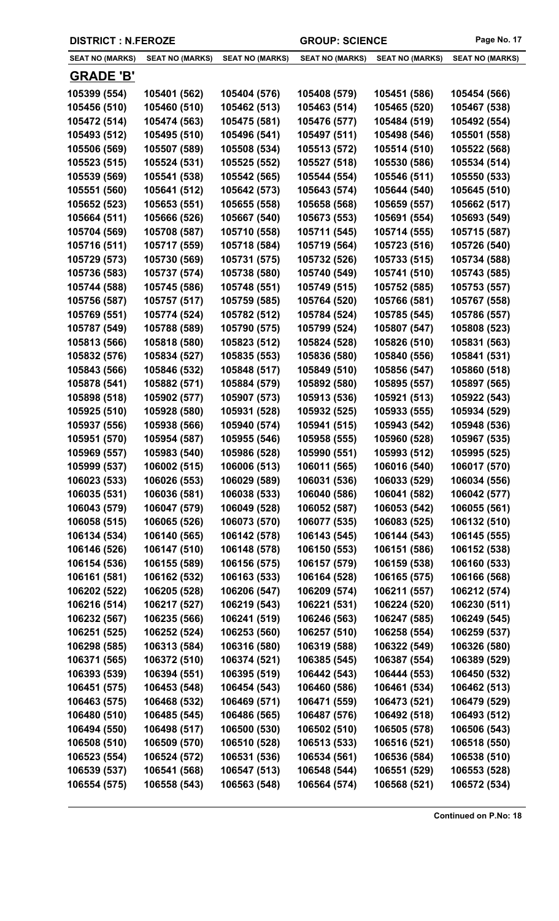DISTRICT : N.FEROZE | GROUP: SCIENCE

| SEAT NO (MARKS) | SEAT NO (MARKS) | SEAT NO (MARKS) | SEAT NO (MARKS) | SEAT NO (MARKS) | SEAT NO (MARKS) |
|---|---|---|---|---|---|
| **GRADE 'B'** | | | | | |
| 105399 (554) | 105401 (562) | 105404 (576) | 105408 (579) | 105451 (586) | 105454 (566) |
| 105456 (510) | 105460 (510) | 105462 (513) | 105463 (514) | 105465 (520) | 105467 (538) |
| 105472 (514) | 105474 (563) | 105475 (581) | 105476 (577) | 105484 (519) | 105492 (554) |
| 105493 (512) | 105495 (510) | 105496 (541) | 105497 (511) | 105498 (546) | 105501 (558) |
| 105506 (569) | 105507 (589) | 105508 (534) | 105513 (572) | 105514 (510) | 105522 (568) |
| 105523 (515) | 105524 (531) | 105525 (552) | 105527 (518) | 105530 (586) | 105534 (514) |
| 105539 (569) | 105541 (538) | 105542 (565) | 105544 (554) | 105546 (511) | 105550 (533) |
| 105551 (560) | 105641 (512) | 105642 (573) | 105643 (574) | 105644 (540) | 105645 (510) |
| 105652 (523) | 105653 (551) | 105655 (558) | 105658 (568) | 105659 (557) | 105662 (517) |
| 105664 (511) | 105666 (526) | 105667 (540) | 105673 (553) | 105691 (554) | 105693 (549) |
| 105704 (569) | 105708 (587) | 105710 (558) | 105711 (545) | 105714 (555) | 105715 (587) |
| 105716 (511) | 105717 (559) | 105718 (584) | 105719 (564) | 105723 (516) | 105726 (540) |
| 105729 (573) | 105730 (569) | 105731 (575) | 105732 (526) | 105733 (515) | 105734 (588) |
| 105736 (583) | 105737 (574) | 105738 (580) | 105740 (549) | 105741 (510) | 105743 (585) |
| 105744 (588) | 105745 (586) | 105748 (551) | 105749 (515) | 105752 (585) | 105753 (557) |
| 105756 (587) | 105757 (517) | 105759 (585) | 105764 (520) | 105766 (581) | 105767 (558) |
| 105769 (551) | 105774 (524) | 105782 (512) | 105784 (524) | 105785 (545) | 105786 (557) |
| 105787 (549) | 105788 (589) | 105790 (575) | 105799 (524) | 105807 (547) | 105808 (523) |
| 105813 (566) | 105818 (580) | 105823 (512) | 105824 (528) | 105826 (510) | 105831 (563) |
| 105832 (576) | 105834 (527) | 105835 (553) | 105836 (580) | 105840 (556) | 105841 (531) |
| 105843 (566) | 105846 (532) | 105848 (517) | 105849 (510) | 105856 (547) | 105860 (518) |
| 105878 (541) | 105882 (571) | 105884 (579) | 105892 (580) | 105895 (557) | 105897 (565) |
| 105898 (518) | 105902 (577) | 105907 (573) | 105913 (536) | 105921 (513) | 105922 (543) |
| 105925 (510) | 105928 (580) | 105931 (528) | 105932 (525) | 105933 (555) | 105934 (529) |
| 105937 (556) | 105938 (566) | 105940 (574) | 105941 (515) | 105943 (542) | 105948 (536) |
| 105951 (570) | 105954 (587) | 105955 (546) | 105958 (555) | 105960 (528) | 105967 (535) |
| 105969 (557) | 105983 (540) | 105986 (528) | 105990 (551) | 105993 (512) | 105995 (525) |
| 105999 (537) | 106002 (515) | 106006 (513) | 106011 (565) | 106016 (540) | 106017 (570) |
| 106023 (533) | 106026 (553) | 106029 (589) | 106031 (536) | 106033 (529) | 106034 (556) |
| 106035 (531) | 106036 (581) | 106038 (533) | 106040 (586) | 106041 (582) | 106042 (577) |
| 106043 (579) | 106047 (579) | 106049 (528) | 106052 (587) | 106053 (542) | 106055 (561) |
| 106058 (515) | 106065 (526) | 106073 (570) | 106077 (535) | 106083 (525) | 106132 (510) |
| 106134 (534) | 106140 (565) | 106142 (578) | 106143 (545) | 106144 (543) | 106145 (555) |
| 106146 (526) | 106147 (510) | 106148 (578) | 106150 (553) | 106151 (586) | 106152 (538) |
| 106154 (536) | 106155 (589) | 106156 (575) | 106157 (579) | 106159 (538) | 106160 (533) |
| 106161 (581) | 106162 (532) | 106163 (533) | 106164 (528) | 106165 (575) | 106166 (568) |
| 106202 (522) | 106205 (528) | 106206 (547) | 106209 (574) | 106211 (557) | 106212 (574) |
| 106216 (514) | 106217 (527) | 106219 (543) | 106221 (531) | 106224 (520) | 106230 (511) |
| 106232 (567) | 106235 (566) | 106241 (519) | 106246 (563) | 106247 (585) | 106249 (545) |
| 106251 (525) | 106252 (524) | 106253 (560) | 106257 (510) | 106258 (554) | 106259 (537) |
| 106298 (585) | 106313 (584) | 106316 (580) | 106319 (588) | 106322 (549) | 106326 (580) |
| 106371 (565) | 106372 (510) | 106374 (521) | 106385 (545) | 106387 (554) | 106389 (529) |
| 106393 (539) | 106394 (551) | 106395 (519) | 106442 (543) | 106444 (553) | 106450 (532) |
| 106451 (575) | 106453 (548) | 106454 (543) | 106460 (586) | 106461 (534) | 106462 (513) |
| 106463 (575) | 106468 (532) | 106469 (571) | 106471 (559) | 106473 (521) | 106479 (529) |
| 106480 (510) | 106485 (545) | 106486 (565) | 106487 (576) | 106492 (518) | 106493 (512) |
| 106494 (550) | 106498 (517) | 106500 (530) | 106502 (510) | 106505 (578) | 106506 (543) |
| 106508 (510) | 106509 (570) | 106510 (528) | 106513 (533) | 106516 (521) | 106518 (550) |
| 106523 (554) | 106524 (572) | 106531 (536) | 106534 (561) | 106536 (584) | 106538 (510) |
| 106539 (537) | 106541 (568) | 106547 (513) | 106548 (544) | 106551 (529) | 106553 (528) |
| 106554 (575) | 106558 (543) | 106563 (548) | 106564 (574) | 106568 (521) | 106572 (534) |

**Continued on P.No: 18**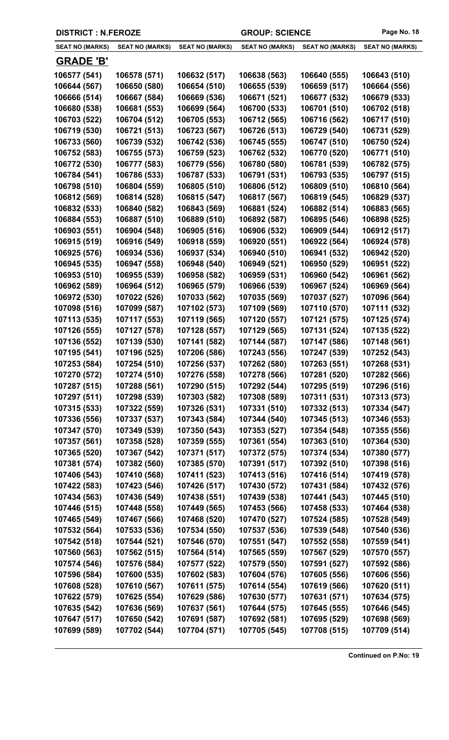**DISTRICT : N.FEROZE** | **GROUP: SCIENCE**

| SEAT NO (MARKS) | SEAT NO (MARKS) | SEAT NO (MARKS) | SEAT NO (MARKS) | SEAT NO (MARKS) | SEAT NO (MARKS) |
|---|---|---|---|---|---|
| **GRADE 'B'** | | | | | |
| 106577 (541) | 106578 (571) | 106632 (517) | 106638 (563) | 106640 (555) | 106643 (510) |
| 106644 (567) | 106650 (580) | 106654 (510) | 106655 (539) | 106659 (517) | 106664 (556) |
| 106666 (514) | 106667 (584) | 106669 (536) | 106671 (521) | 106677 (532) | 106679 (533) |
| 106680 (538) | 106681 (553) | 106699 (564) | 106700 (533) | 106701 (510) | 106702 (518) |
| 106703 (522) | 106704 (512) | 106705 (553) | 106712 (565) | 106716 (562) | 106717 (510) |
| 106719 (530) | 106721 (513) | 106723 (567) | 106726 (513) | 106729 (540) | 106731 (529) |
| 106733 (560) | 106739 (532) | 106742 (536) | 106745 (555) | 106747 (510) | 106750 (524) |
| 106752 (583) | 106755 (573) | 106759 (523) | 106762 (532) | 106770 (520) | 106771 (510) |
| 106772 (530) | 106777 (583) | 106779 (556) | 106780 (580) | 106781 (539) | 106782 (575) |
| 106784 (541) | 106786 (533) | 106787 (533) | 106791 (531) | 106793 (535) | 106797 (515) |
| 106798 (510) | 106804 (559) | 106805 (510) | 106806 (512) | 106809 (510) | 106810 (564) |
| 106812 (569) | 106814 (528) | 106815 (547) | 106817 (567) | 106819 (545) | 106829 (537) |
| 106832 (533) | 106840 (582) | 106843 (569) | 106881 (524) | 106882 (514) | 106883 (565) |
| 106884 (553) | 106887 (510) | 106889 (510) | 106892 (587) | 106895 (546) | 106898 (525) |
| 106903 (551) | 106904 (548) | 106905 (516) | 106906 (532) | 106909 (544) | 106912 (517) |
| 106915 (519) | 106916 (549) | 106918 (559) | 106920 (551) | 106922 (564) | 106924 (578) |
| 106925 (576) | 106934 (536) | 106937 (534) | 106940 (510) | 106941 (532) | 106942 (520) |
| 106945 (535) | 106947 (558) | 106948 (540) | 106949 (521) | 106950 (529) | 106951 (522) |
| 106953 (510) | 106955 (539) | 106958 (582) | 106959 (531) | 106960 (542) | 106961 (562) |
| 106962 (589) | 106964 (512) | 106965 (579) | 106966 (539) | 106967 (524) | 106969 (564) |
| 106972 (530) | 107022 (526) | 107033 (562) | 107035 (569) | 107037 (527) | 107096 (564) |
| 107098 (516) | 107099 (587) | 107102 (573) | 107109 (569) | 107110 (570) | 107111 (532) |
| 107113 (535) | 107117 (553) | 107119 (565) | 107120 (557) | 107121 (575) | 107125 (574) |
| 107126 (555) | 107127 (578) | 107128 (557) | 107129 (565) | 107131 (524) | 107135 (522) |
| 107136 (552) | 107139 (530) | 107141 (582) | 107144 (587) | 107147 (586) | 107148 (561) |
| 107195 (541) | 107196 (525) | 107206 (586) | 107243 (556) | 107247 (539) | 107252 (543) |
| 107253 (584) | 107254 (510) | 107256 (537) | 107262 (580) | 107263 (551) | 107268 (531) |
| 107270 (572) | 107274 (510) | 107276 (558) | 107278 (566) | 107281 (520) | 107282 (566) |
| 107287 (515) | 107288 (561) | 107290 (515) | 107292 (544) | 107295 (519) | 107296 (516) |
| 107297 (511) | 107298 (539) | 107303 (582) | 107308 (589) | 107311 (531) | 107313 (573) |
| 107315 (533) | 107322 (559) | 107326 (531) | 107331 (510) | 107332 (513) | 107334 (547) |
| 107336 (556) | 107337 (537) | 107343 (584) | 107344 (540) | 107345 (513) | 107346 (553) |
| 107347 (570) | 107349 (539) | 107350 (543) | 107353 (527) | 107354 (548) | 107355 (556) |
| 107357 (561) | 107358 (528) | 107359 (555) | 107361 (554) | 107363 (510) | 107364 (530) |
| 107365 (520) | 107367 (542) | 107371 (517) | 107372 (575) | 107374 (534) | 107380 (577) |
| 107381 (574) | 107382 (560) | 107385 (570) | 107391 (517) | 107392 (510) | 107398 (516) |
| 107406 (543) | 107410 (568) | 107411 (523) | 107413 (516) | 107416 (514) | 107419 (578) |
| 107422 (583) | 107423 (546) | 107426 (517) | 107430 (572) | 107431 (584) | 107432 (576) |
| 107434 (563) | 107436 (549) | 107438 (551) | 107439 (538) | 107441 (543) | 107445 (510) |
| 107446 (515) | 107448 (558) | 107449 (565) | 107453 (566) | 107458 (533) | 107464 (538) |
| 107465 (549) | 107467 (566) | 107468 (520) | 107470 (527) | 107524 (585) | 107528 (549) |
| 107532 (564) | 107533 (536) | 107534 (550) | 107537 (536) | 107539 (548) | 107540 (536) |
| 107542 (518) | 107544 (521) | 107546 (570) | 107551 (547) | 107552 (558) | 107559 (541) |
| 107560 (563) | 107562 (515) | 107564 (514) | 107565 (559) | 107567 (529) | 107570 (557) |
| 107574 (546) | 107576 (584) | 107577 (522) | 107579 (550) | 107591 (527) | 107592 (586) |
| 107596 (584) | 107600 (535) | 107602 (583) | 107604 (576) | 107605 (556) | 107606 (556) |
| 107608 (528) | 107610 (567) | 107611 (575) | 107614 (554) | 107619 (566) | 107620 (511) |
| 107622 (579) | 107625 (554) | 107629 (586) | 107630 (577) | 107631 (571) | 107634 (575) |
| 107635 (542) | 107636 (569) | 107637 (561) | 107644 (575) | 107645 (555) | 107646 (545) |
| 107647 (517) | 107650 (542) | 107691 (587) | 107692 (581) | 107695 (529) | 107698 (569) |
| 107699 (589) | 107702 (544) | 107704 (571) | 107705 (545) | 107708 (515) | 107709 (514) |

**Continued on P.No: 19**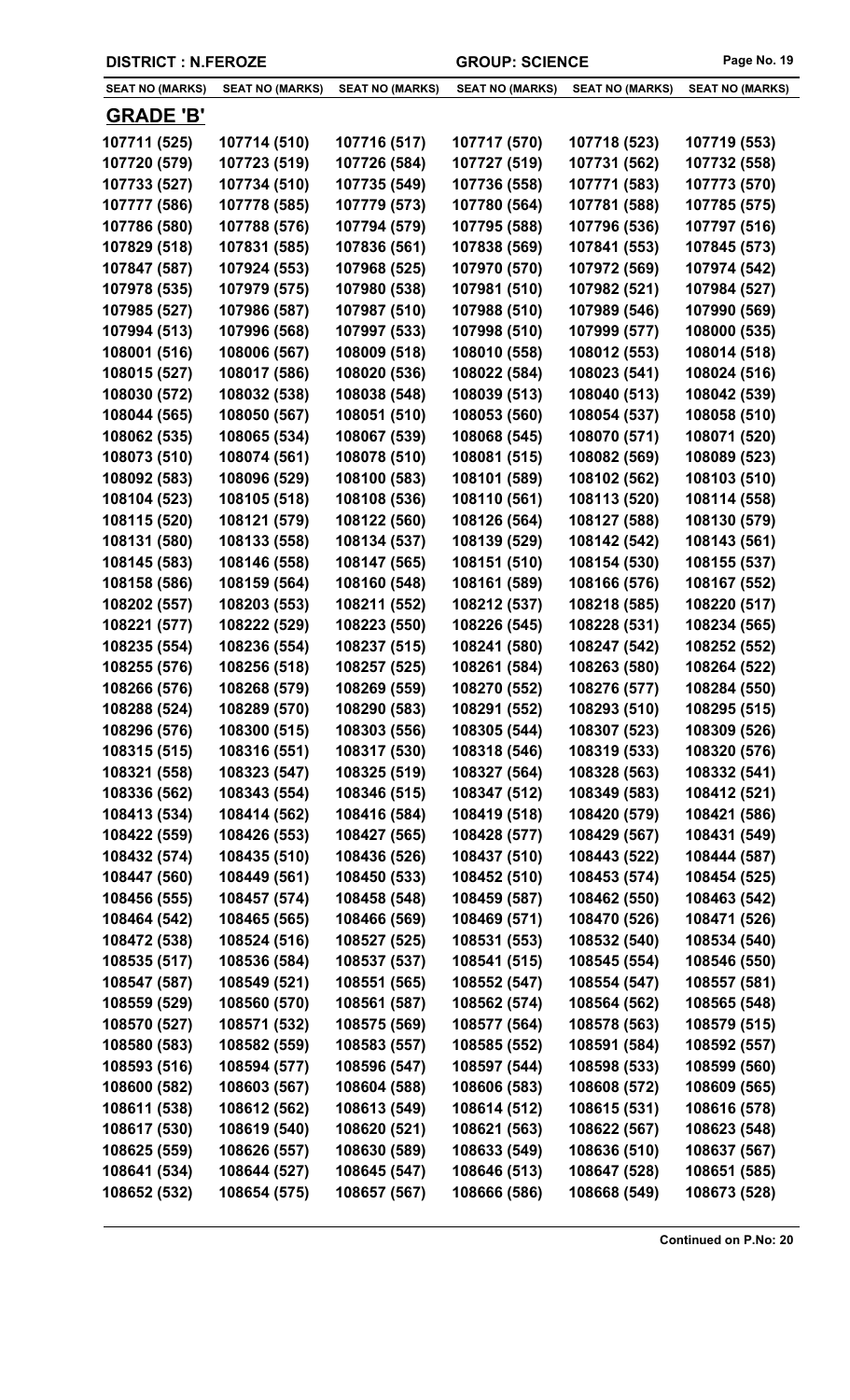DISTRICT : N.FEROZE | GROUP: SCIENCE

| SEAT NO (MARKS) | SEAT NO (MARKS) | SEAT NO (MARKS) | SEAT NO (MARKS) | SEAT NO (MARKS) | SEAT NO (MARKS) |
|---|---|---|---|---|---|

## GRADE 'B'

| | | | | | |
|---|---|---|---|---|---|
| 107711 (525) | 107714 (510) | 107716 (517) | 107717 (570) | 107718 (523) | 107719 (553) |
| 107720 (579) | 107723 (519) | 107726 (584) | 107727 (519) | 107731 (562) | 107732 (558) |
| 107733 (527) | 107734 (510) | 107735 (549) | 107736 (558) | 107771 (583) | 107773 (570) |
| 107777 (586) | 107778 (585) | 107779 (573) | 107780 (564) | 107781 (588) | 107785 (575) |
| 107786 (580) | 107788 (576) | 107794 (579) | 107795 (588) | 107796 (536) | 107797 (516) |
| 107829 (518) | 107831 (585) | 107836 (561) | 107838 (569) | 107841 (553) | 107845 (573) |
| 107847 (587) | 107924 (553) | 107968 (525) | 107970 (570) | 107972 (569) | 107974 (542) |
| 107978 (535) | 107979 (575) | 107980 (538) | 107981 (510) | 107982 (521) | 107984 (527) |
| 107985 (527) | 107986 (587) | 107987 (510) | 107988 (510) | 107989 (546) | 107990 (569) |
| 107994 (513) | 107996 (568) | 107997 (533) | 107998 (510) | 107999 (577) | 108000 (535) |
| 108001 (516) | 108006 (567) | 108009 (518) | 108010 (558) | 108012 (553) | 108014 (518) |
| 108015 (527) | 108017 (586) | 108020 (536) | 108022 (584) | 108023 (541) | 108024 (516) |
| 108030 (572) | 108032 (538) | 108038 (548) | 108039 (513) | 108040 (513) | 108042 (539) |
| 108044 (565) | 108050 (567) | 108051 (510) | 108053 (560) | 108054 (537) | 108058 (510) |
| 108062 (535) | 108065 (534) | 108067 (539) | 108068 (545) | 108070 (571) | 108071 (520) |
| 108073 (510) | 108074 (561) | 108078 (510) | 108081 (515) | 108082 (569) | 108089 (523) |
| 108092 (583) | 108096 (529) | 108100 (583) | 108101 (589) | 108102 (562) | 108103 (510) |
| 108104 (523) | 108105 (518) | 108108 (536) | 108110 (561) | 108113 (520) | 108114 (558) |
| 108115 (520) | 108121 (579) | 108122 (560) | 108126 (564) | 108127 (588) | 108130 (579) |
| 108131 (580) | 108133 (558) | 108134 (537) | 108139 (529) | 108142 (542) | 108143 (561) |
| 108145 (583) | 108146 (558) | 108147 (565) | 108151 (510) | 108154 (530) | 108155 (537) |
| 108158 (586) | 108159 (564) | 108160 (548) | 108161 (589) | 108166 (576) | 108167 (552) |
| 108202 (557) | 108203 (553) | 108211 (552) | 108212 (537) | 108218 (585) | 108220 (517) |
| 108221 (577) | 108222 (529) | 108223 (550) | 108226 (545) | 108228 (531) | 108234 (565) |
| 108235 (554) | 108236 (554) | 108237 (515) | 108241 (580) | 108247 (542) | 108252 (552) |
| 108255 (576) | 108256 (518) | 108257 (525) | 108261 (584) | 108263 (580) | 108264 (522) |
| 108266 (576) | 108268 (579) | 108269 (559) | 108270 (552) | 108276 (577) | 108284 (550) |
| 108288 (524) | 108289 (570) | 108290 (583) | 108291 (552) | 108293 (510) | 108295 (515) |
| 108296 (576) | 108300 (515) | 108303 (556) | 108305 (544) | 108307 (523) | 108309 (526) |
| 108315 (515) | 108316 (551) | 108317 (530) | 108318 (546) | 108319 (533) | 108320 (576) |
| 108321 (558) | 108323 (547) | 108325 (519) | 108327 (564) | 108328 (563) | 108332 (541) |
| 108336 (562) | 108343 (554) | 108346 (515) | 108347 (512) | 108349 (583) | 108412 (521) |
| 108413 (534) | 108414 (562) | 108416 (584) | 108419 (518) | 108420 (579) | 108421 (586) |
| 108422 (559) | 108426 (553) | 108427 (565) | 108428 (577) | 108429 (567) | 108431 (549) |
| 108432 (574) | 108435 (510) | 108436 (526) | 108437 (510) | 108443 (522) | 108444 (587) |
| 108447 (560) | 108449 (561) | 108450 (533) | 108452 (510) | 108453 (574) | 108454 (525) |
| 108456 (555) | 108457 (574) | 108458 (548) | 108459 (587) | 108462 (550) | 108463 (542) |
| 108464 (542) | 108465 (565) | 108466 (569) | 108469 (571) | 108470 (526) | 108471 (526) |
| 108472 (538) | 108524 (516) | 108527 (525) | 108531 (553) | 108532 (540) | 108534 (540) |
| 108535 (517) | 108536 (584) | 108537 (537) | 108541 (515) | 108545 (554) | 108546 (550) |
| 108547 (587) | 108549 (521) | 108551 (565) | 108552 (547) | 108554 (547) | 108557 (581) |
| 108559 (529) | 108560 (570) | 108561 (587) | 108562 (574) | 108564 (562) | 108565 (548) |
| 108570 (527) | 108571 (532) | 108575 (569) | 108577 (564) | 108578 (563) | 108579 (515) |
| 108580 (583) | 108582 (559) | 108583 (557) | 108585 (552) | 108591 (584) | 108592 (557) |
| 108593 (516) | 108594 (577) | 108596 (547) | 108597 (544) | 108598 (533) | 108599 (560) |
| 108600 (582) | 108603 (567) | 108604 (588) | 108606 (583) | 108608 (572) | 108609 (565) |
| 108611 (538) | 108612 (562) | 108613 (549) | 108614 (512) | 108615 (531) | 108616 (578) |
| 108617 (530) | 108619 (540) | 108620 (521) | 108621 (563) | 108622 (567) | 108623 (548) |
| 108625 (559) | 108626 (557) | 108630 (589) | 108633 (549) | 108636 (510) | 108637 (567) |
| 108641 (534) | 108644 (527) | 108645 (547) | 108646 (513) | 108647 (528) | 108651 (585) |
| 108652 (532) | 108654 (575) | 108657 (567) | 108666 (586) | 108668 (549) | 108673 (528) |

**Continued on P.No: 20**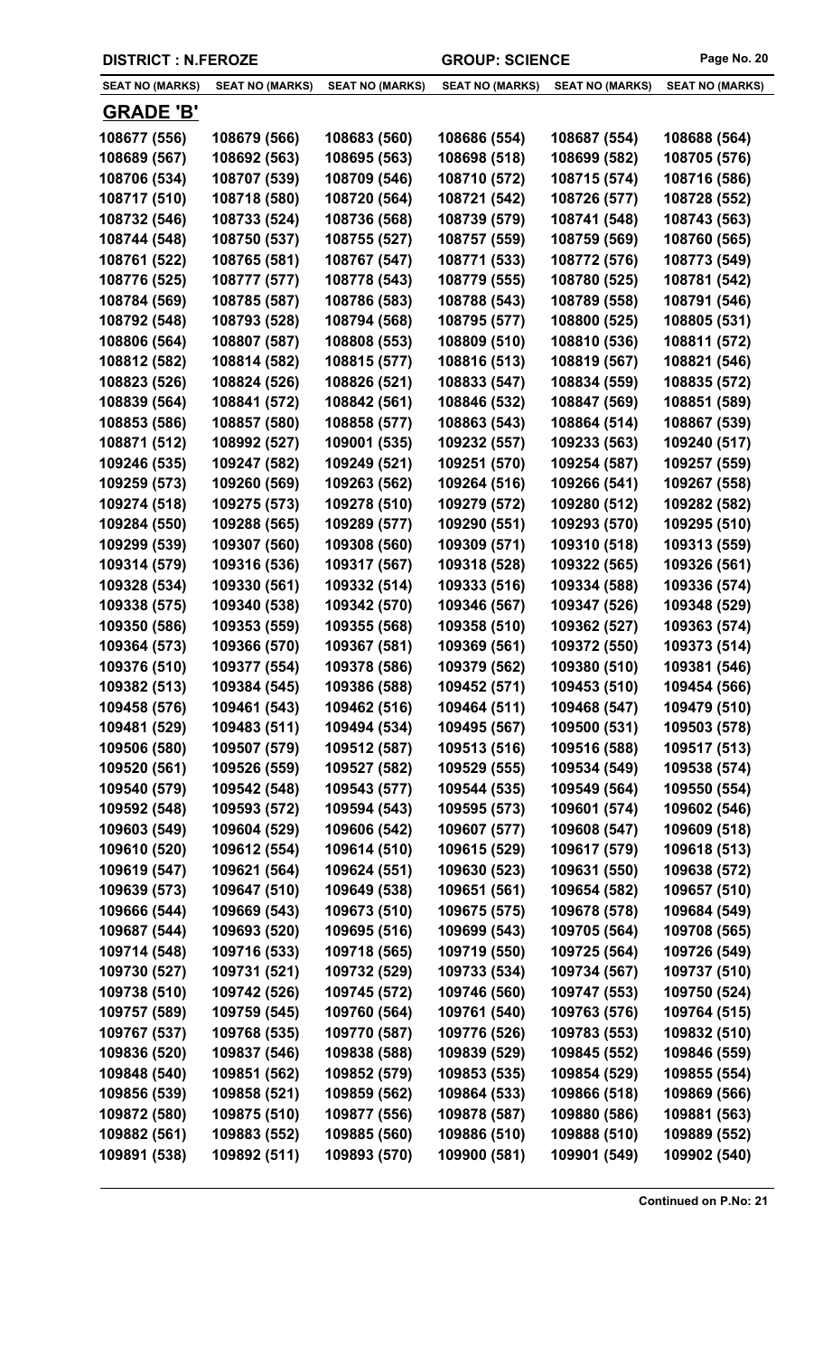DISTRICT : N.FEROZE | GROUP: SCIENCE

| SEAT NO (MARKS) | SEAT NO (MARKS) | SEAT NO (MARKS) | SEAT NO (MARKS) | SEAT NO (MARKS) | SEAT NO (MARKS) |
|---|---|---|---|---|---|
| **GRADE 'B'** | | | | | |
| 108677 (556) | 108679 (566) | 108683 (560) | 108686 (554) | 108687 (554) | 108688 (564) |
| 108689 (567) | 108692 (563) | 108695 (563) | 108698 (518) | 108699 (582) | 108705 (576) |
| 108706 (534) | 108707 (539) | 108709 (546) | 108710 (572) | 108715 (574) | 108716 (586) |
| 108717 (510) | 108718 (580) | 108720 (564) | 108721 (542) | 108726 (577) | 108728 (552) |
| 108732 (546) | 108733 (524) | 108736 (568) | 108739 (579) | 108741 (548) | 108743 (563) |
| 108744 (548) | 108750 (537) | 108755 (527) | 108757 (559) | 108759 (569) | 108760 (565) |
| 108761 (522) | 108765 (581) | 108767 (547) | 108771 (533) | 108772 (576) | 108773 (549) |
| 108776 (525) | 108777 (577) | 108778 (543) | 108779 (555) | 108780 (525) | 108781 (542) |
| 108784 (569) | 108785 (587) | 108786 (583) | 108788 (543) | 108789 (558) | 108791 (546) |
| 108792 (548) | 108793 (528) | 108794 (568) | 108795 (577) | 108800 (525) | 108805 (531) |
| 108806 (564) | 108807 (587) | 108808 (553) | 108809 (510) | 108810 (536) | 108811 (572) |
| 108812 (582) | 108814 (582) | 108815 (577) | 108816 (513) | 108819 (567) | 108821 (546) |
| 108823 (526) | 108824 (526) | 108826 (521) | 108833 (547) | 108834 (559) | 108835 (572) |
| 108839 (564) | 108841 (572) | 108842 (561) | 108846 (532) | 108847 (569) | 108851 (589) |
| 108853 (586) | 108857 (580) | 108858 (577) | 108863 (543) | 108864 (514) | 108867 (539) |
| 108871 (512) | 108992 (527) | 109001 (535) | 109232 (557) | 109233 (563) | 109240 (517) |
| 109246 (535) | 109247 (582) | 109249 (521) | 109251 (570) | 109254 (587) | 109257 (559) |
| 109259 (573) | 109260 (569) | 109263 (562) | 109264 (516) | 109266 (541) | 109267 (558) |
| 109274 (518) | 109275 (573) | 109278 (510) | 109279 (572) | 109280 (512) | 109282 (582) |
| 109284 (550) | 109288 (565) | 109289 (577) | 109290 (551) | 109293 (570) | 109295 (510) |
| 109299 (539) | 109307 (560) | 109308 (560) | 109309 (571) | 109310 (518) | 109313 (559) |
| 109314 (579) | 109316 (536) | 109317 (567) | 109318 (528) | 109322 (565) | 109326 (561) |
| 109328 (534) | 109330 (561) | 109332 (514) | 109333 (516) | 109334 (588) | 109336 (574) |
| 109338 (575) | 109340 (538) | 109342 (570) | 109346 (567) | 109347 (526) | 109348 (529) |
| 109350 (586) | 109353 (559) | 109355 (568) | 109358 (510) | 109362 (527) | 109363 (574) |
| 109364 (573) | 109366 (570) | 109367 (581) | 109369 (561) | 109372 (550) | 109373 (514) |
| 109376 (510) | 109377 (554) | 109378 (586) | 109379 (562) | 109380 (510) | 109381 (546) |
| 109382 (513) | 109384 (545) | 109386 (588) | 109452 (571) | 109453 (510) | 109454 (566) |
| 109458 (576) | 109461 (543) | 109462 (516) | 109464 (511) | 109468 (547) | 109479 (510) |
| 109481 (529) | 109483 (511) | 109494 (534) | 109495 (567) | 109500 (531) | 109503 (578) |
| 109506 (580) | 109507 (579) | 109512 (587) | 109513 (516) | 109516 (588) | 109517 (513) |
| 109520 (561) | 109526 (559) | 109527 (582) | 109529 (555) | 109534 (549) | 109538 (574) |
| 109540 (579) | 109542 (548) | 109543 (577) | 109544 (535) | 109549 (564) | 109550 (554) |
| 109592 (548) | 109593 (572) | 109594 (543) | 109595 (573) | 109601 (574) | 109602 (546) |
| 109603 (549) | 109604 (529) | 109606 (542) | 109607 (577) | 109608 (547) | 109609 (518) |
| 109610 (520) | 109612 (554) | 109614 (510) | 109615 (529) | 109617 (579) | 109618 (513) |
| 109619 (547) | 109621 (564) | 109624 (551) | 109630 (523) | 109631 (550) | 109638 (572) |
| 109639 (573) | 109647 (510) | 109649 (538) | 109651 (561) | 109654 (582) | 109657 (510) |
| 109666 (544) | 109669 (543) | 109673 (510) | 109675 (575) | 109678 (578) | 109684 (549) |
| 109687 (544) | 109693 (520) | 109695 (516) | 109699 (543) | 109705 (564) | 109708 (565) |
| 109714 (548) | 109716 (533) | 109718 (565) | 109719 (550) | 109725 (564) | 109726 (549) |
| 109730 (527) | 109731 (521) | 109732 (529) | 109733 (534) | 109734 (567) | 109737 (510) |
| 109738 (510) | 109742 (526) | 109745 (572) | 109746 (560) | 109747 (553) | 109750 (524) |
| 109757 (589) | 109759 (545) | 109760 (564) | 109761 (540) | 109763 (576) | 109764 (515) |
| 109767 (537) | 109768 (535) | 109770 (587) | 109776 (526) | 109783 (553) | 109832 (510) |
| 109836 (520) | 109837 (546) | 109838 (588) | 109839 (529) | 109845 (552) | 109846 (559) |
| 109848 (540) | 109851 (562) | 109852 (579) | 109853 (535) | 109854 (529) | 109855 (554) |
| 109856 (539) | 109858 (521) | 109859 (562) | 109864 (533) | 109866 (518) | 109869 (566) |
| 109872 (580) | 109875 (510) | 109877 (556) | 109878 (587) | 109880 (586) | 109881 (563) |
| 109882 (561) | 109883 (552) | 109885 (560) | 109886 (510) | 109888 (510) | 109889 (552) |
| 109891 (538) | 109892 (511) | 109893 (570) | 109900 (581) | 109901 (549) | 109902 (540) |

**Continued on P.No: 21**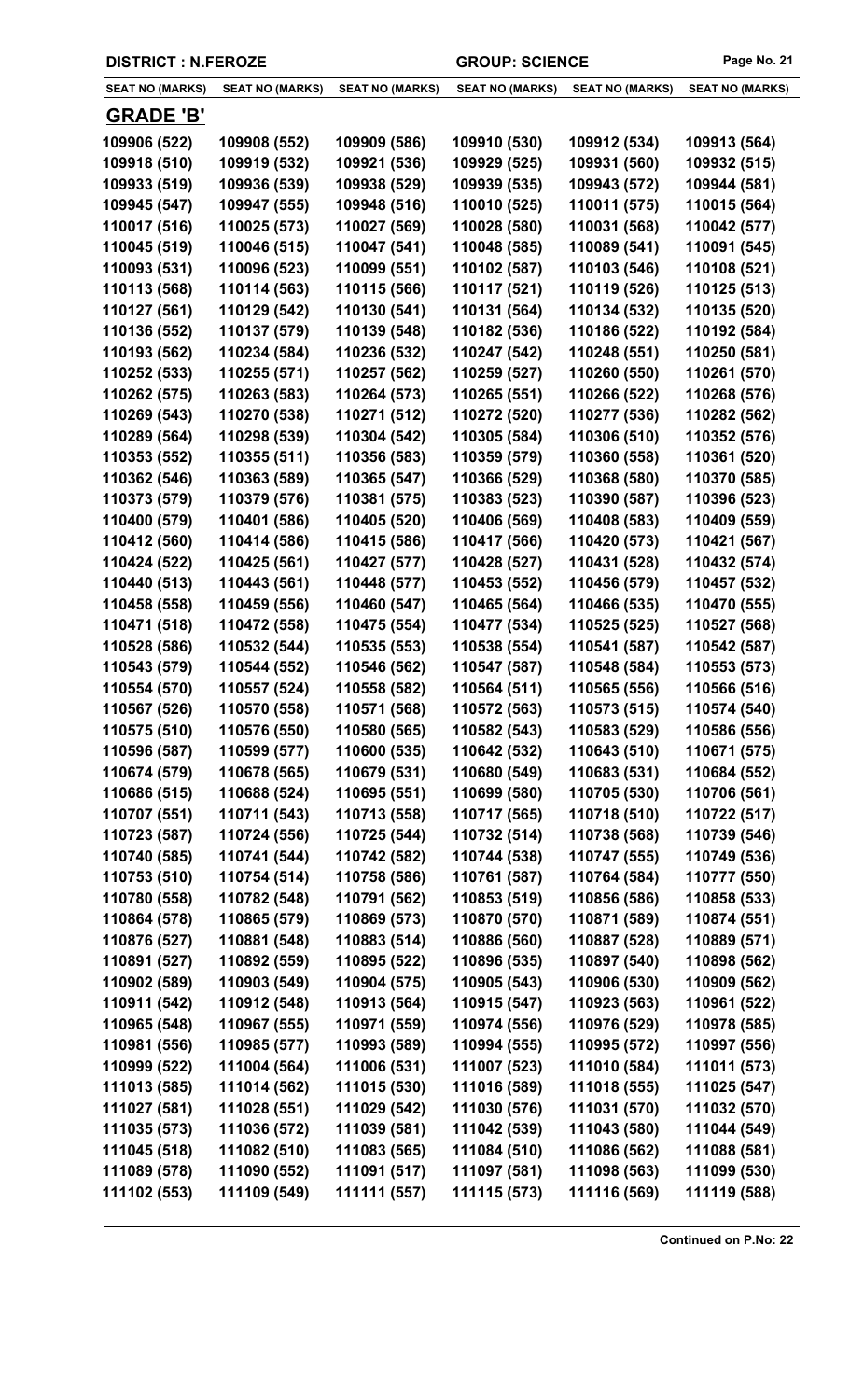DISTRICT : N.FEROZE | GROUP: SCIENCE

| SEAT NO (MARKS) | SEAT NO (MARKS) | SEAT NO (MARKS) | SEAT NO (MARKS) | SEAT NO (MARKS) | SEAT NO (MARKS) |
|---|---|---|---|---|---|

## GRADE 'B'

| | | | | | |
|---|---|---|---|---|---|
| 109906 (522) | 109908 (552) | 109909 (586) | 109910 (530) | 109912 (534) | 109913 (564) |
| 109918 (510) | 109919 (532) | 109921 (536) | 109929 (525) | 109931 (560) | 109932 (515) |
| 109933 (519) | 109936 (539) | 109938 (529) | 109939 (535) | 109943 (572) | 109944 (581) |
| 109945 (547) | 109947 (555) | 109948 (516) | 110010 (525) | 110011 (575) | 110015 (564) |
| 110017 (516) | 110025 (573) | 110027 (569) | 110028 (580) | 110031 (568) | 110042 (577) |
| 110045 (519) | 110046 (515) | 110047 (541) | 110048 (585) | 110089 (541) | 110091 (545) |
| 110093 (531) | 110096 (523) | 110099 (551) | 110102 (587) | 110103 (546) | 110108 (521) |
| 110113 (568) | 110114 (563) | 110115 (566) | 110117 (521) | 110119 (526) | 110125 (513) |
| 110127 (561) | 110129 (542) | 110130 (541) | 110131 (564) | 110134 (532) | 110135 (520) |
| 110136 (552) | 110137 (579) | 110139 (548) | 110182 (536) | 110186 (522) | 110192 (584) |
| 110193 (562) | 110234 (584) | 110236 (532) | 110247 (542) | 110248 (551) | 110250 (581) |
| 110252 (533) | 110255 (571) | 110257 (562) | 110259 (527) | 110260 (550) | 110261 (570) |
| 110262 (575) | 110263 (583) | 110264 (573) | 110265 (551) | 110266 (522) | 110268 (576) |
| 110269 (543) | 110270 (538) | 110271 (512) | 110272 (520) | 110277 (536) | 110282 (562) |
| 110289 (564) | 110298 (539) | 110304 (542) | 110305 (584) | 110306 (510) | 110352 (576) |
| 110353 (552) | 110355 (511) | 110356 (583) | 110359 (579) | 110360 (558) | 110361 (520) |
| 110362 (546) | 110363 (589) | 110365 (547) | 110366 (529) | 110368 (580) | 110370 (585) |
| 110373 (579) | 110379 (576) | 110381 (575) | 110383 (523) | 110390 (587) | 110396 (523) |
| 110400 (579) | 110401 (586) | 110405 (520) | 110406 (569) | 110408 (583) | 110409 (559) |
| 110412 (560) | 110414 (586) | 110415 (586) | 110417 (566) | 110420 (573) | 110421 (567) |
| 110424 (522) | 110425 (561) | 110427 (577) | 110428 (527) | 110431 (528) | 110432 (574) |
| 110440 (513) | 110443 (561) | 110448 (577) | 110453 (552) | 110456 (579) | 110457 (532) |
| 110458 (558) | 110459 (556) | 110460 (547) | 110465 (564) | 110466 (535) | 110470 (555) |
| 110471 (518) | 110472 (558) | 110475 (554) | 110477 (534) | 110525 (525) | 110527 (568) |
| 110528 (586) | 110532 (544) | 110535 (553) | 110538 (554) | 110541 (587) | 110542 (587) |
| 110543 (579) | 110544 (552) | 110546 (562) | 110547 (587) | 110548 (584) | 110553 (573) |
| 110554 (570) | 110557 (524) | 110558 (582) | 110564 (511) | 110565 (556) | 110566 (516) |
| 110567 (526) | 110570 (558) | 110571 (568) | 110572 (563) | 110573 (515) | 110574 (540) |
| 110575 (510) | 110576 (550) | 110580 (565) | 110582 (543) | 110583 (529) | 110586 (556) |
| 110596 (587) | 110599 (577) | 110600 (535) | 110642 (532) | 110643 (510) | 110671 (575) |
| 110674 (579) | 110678 (565) | 110679 (531) | 110680 (549) | 110683 (531) | 110684 (552) |
| 110686 (515) | 110688 (524) | 110695 (551) | 110699 (580) | 110705 (530) | 110706 (561) |
| 110707 (551) | 110711 (543) | 110713 (558) | 110717 (565) | 110718 (510) | 110722 (517) |
| 110723 (587) | 110724 (556) | 110725 (544) | 110732 (514) | 110738 (568) | 110739 (546) |
| 110740 (585) | 110741 (544) | 110742 (582) | 110744 (538) | 110747 (555) | 110749 (536) |
| 110753 (510) | 110754 (514) | 110758 (586) | 110761 (587) | 110764 (584) | 110777 (550) |
| 110780 (558) | 110782 (548) | 110791 (562) | 110853 (519) | 110856 (586) | 110858 (533) |
| 110864 (578) | 110865 (579) | 110869 (573) | 110870 (570) | 110871 (589) | 110874 (551) |
| 110876 (527) | 110881 (548) | 110883 (514) | 110886 (560) | 110887 (528) | 110889 (571) |
| 110891 (527) | 110892 (559) | 110895 (522) | 110896 (535) | 110897 (540) | 110898 (562) |
| 110902 (589) | 110903 (549) | 110904 (575) | 110905 (543) | 110906 (530) | 110909 (562) |
| 110911 (542) | 110912 (548) | 110913 (564) | 110915 (547) | 110923 (563) | 110961 (522) |
| 110965 (548) | 110967 (555) | 110971 (559) | 110974 (556) | 110976 (529) | 110978 (585) |
| 110981 (556) | 110985 (577) | 110993 (589) | 110994 (555) | 110995 (572) | 110997 (556) |
| 110999 (522) | 111004 (564) | 111006 (531) | 111007 (523) | 111010 (584) | 111011 (573) |
| 111013 (585) | 111014 (562) | 111015 (530) | 111016 (589) | 111018 (555) | 111025 (547) |
| 111027 (581) | 111028 (551) | 111029 (542) | 111030 (576) | 111031 (570) | 111032 (570) |
| 111035 (573) | 111036 (572) | 111039 (581) | 111042 (539) | 111043 (580) | 111044 (549) |
| 111045 (518) | 111082 (510) | 111083 (565) | 111084 (510) | 111086 (562) | 111088 (581) |
| 111089 (578) | 111090 (552) | 111091 (517) | 111097 (581) | 111098 (563) | 111099 (530) |
| 111102 (553) | 111109 (549) | 111111 (557) | 111115 (573) | 111116 (569) | 111119 (588) |

Continued on P.No: 22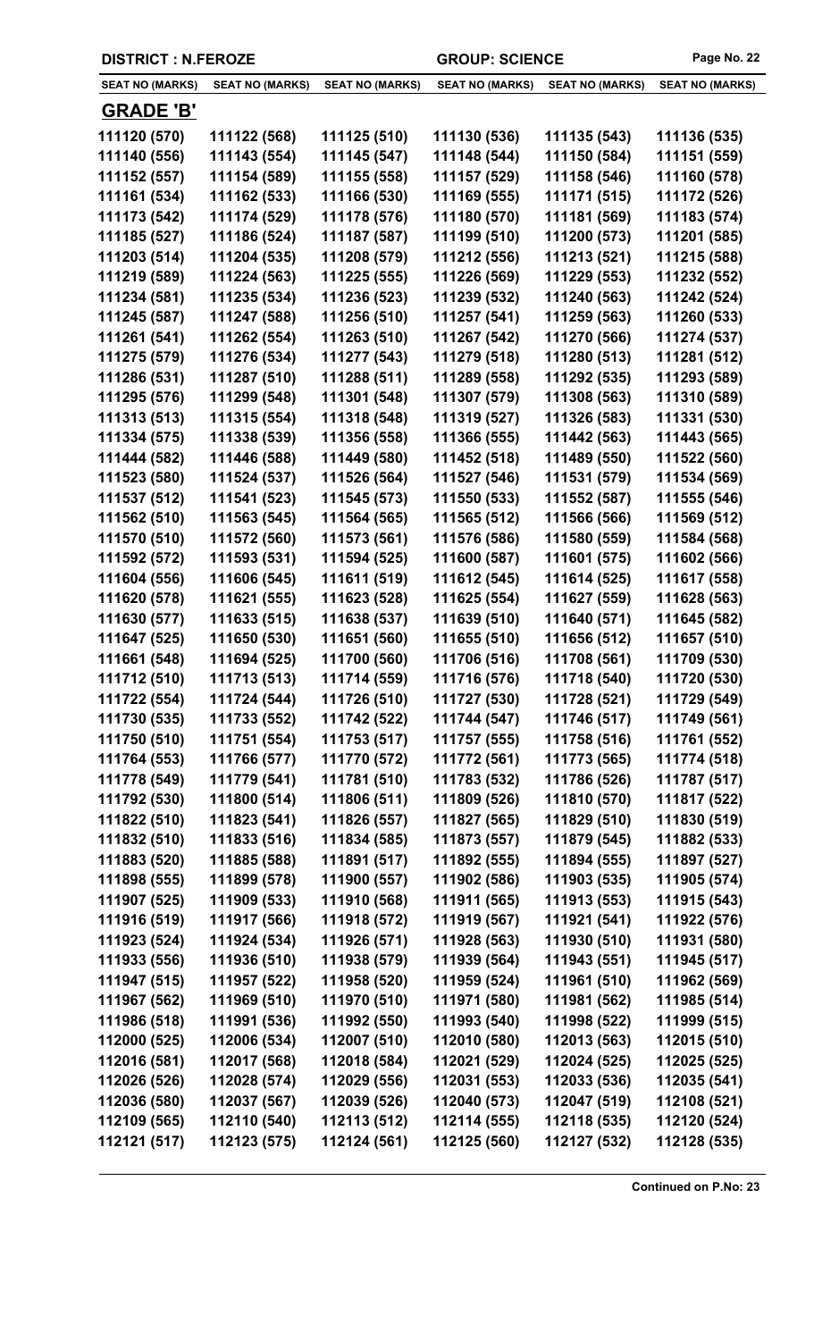| DISTRICT : N.FEROZE | | GROUP: SCIENCE | | | |
|---|---|---|---|---|---|
| **SEAT NO (MARKS)** | **SEAT NO (MARKS)** | **SEAT NO (MARKS)** | **SEAT NO (MARKS)** | **SEAT NO (MARKS)** | **SEAT NO (MARKS)** |

## GRADE 'B'

| | | | | | |
|---|---|---|---|---|---|
| 111120 (570) | 111122 (568) | 111125 (510) | 111130 (536) | 111135 (543) | 111136 (535) |
| 111140 (556) | 111143 (554) | 111145 (547) | 111148 (544) | 111150 (584) | 111151 (559) |
| 111152 (557) | 111154 (589) | 111155 (558) | 111157 (529) | 111158 (546) | 111160 (578) |
| 111161 (534) | 111162 (533) | 111166 (530) | 111169 (555) | 111171 (515) | 111172 (526) |
| 111173 (542) | 111174 (529) | 111178 (576) | 111180 (570) | 111181 (569) | 111183 (574) |
| 111185 (527) | 111186 (524) | 111187 (587) | 111199 (510) | 111200 (573) | 111201 (585) |
| 111203 (514) | 111204 (535) | 111208 (579) | 111212 (556) | 111213 (521) | 111215 (588) |
| 111219 (589) | 111224 (563) | 111225 (555) | 111226 (569) | 111229 (553) | 111232 (552) |
| 111234 (581) | 111235 (534) | 111236 (523) | 111239 (532) | 111240 (563) | 111242 (524) |
| 111245 (587) | 111247 (588) | 111256 (510) | 111257 (541) | 111259 (563) | 111260 (533) |
| 111261 (541) | 111262 (554) | 111263 (510) | 111267 (542) | 111270 (566) | 111274 (537) |
| 111275 (579) | 111276 (534) | 111277 (543) | 111279 (518) | 111280 (513) | 111281 (512) |
| 111286 (531) | 111287 (510) | 111288 (511) | 111289 (558) | 111292 (535) | 111293 (589) |
| 111295 (576) | 111299 (548) | 111301 (548) | 111307 (579) | 111308 (563) | 111310 (589) |
| 111313 (513) | 111315 (554) | 111318 (548) | 111319 (527) | 111326 (583) | 111331 (530) |
| 111334 (575) | 111338 (539) | 111356 (558) | 111366 (555) | 111442 (563) | 111443 (565) |
| 111444 (582) | 111446 (588) | 111449 (580) | 111452 (518) | 111489 (550) | 111522 (560) |
| 111523 (580) | 111524 (537) | 111526 (564) | 111527 (546) | 111531 (579) | 111534 (569) |
| 111537 (512) | 111541 (523) | 111545 (573) | 111550 (533) | 111552 (587) | 111555 (546) |
| 111562 (510) | 111563 (545) | 111564 (565) | 111565 (512) | 111566 (566) | 111569 (512) |
| 111570 (510) | 111572 (560) | 111573 (561) | 111576 (586) | 111580 (559) | 111584 (568) |
| 111592 (572) | 111593 (531) | 111594 (525) | 111600 (587) | 111601 (575) | 111602 (566) |
| 111604 (556) | 111606 (545) | 111611 (519) | 111612 (545) | 111614 (525) | 111617 (558) |
| 111620 (578) | 111621 (555) | 111623 (528) | 111625 (554) | 111627 (559) | 111628 (563) |
| 111630 (577) | 111633 (515) | 111638 (537) | 111639 (510) | 111640 (571) | 111645 (582) |
| 111647 (525) | 111650 (530) | 111651 (560) | 111655 (510) | 111656 (512) | 111657 (510) |
| 111661 (548) | 111694 (525) | 111700 (560) | 111706 (516) | 111708 (561) | 111709 (530) |
| 111712 (510) | 111713 (513) | 111714 (559) | 111716 (576) | 111718 (540) | 111720 (530) |
| 111722 (554) | 111724 (544) | 111726 (510) | 111727 (530) | 111728 (521) | 111729 (549) |
| 111730 (535) | 111733 (552) | 111742 (522) | 111744 (547) | 111746 (517) | 111749 (561) |
| 111750 (510) | 111751 (554) | 111753 (517) | 111757 (555) | 111758 (516) | 111761 (552) |
| 111764 (553) | 111766 (577) | 111770 (572) | 111772 (561) | 111773 (565) | 111774 (518) |
| 111778 (549) | 111779 (541) | 111781 (510) | 111783 (532) | 111786 (526) | 111787 (517) |
| 111792 (530) | 111800 (514) | 111806 (511) | 111809 (526) | 111810 (570) | 111817 (522) |
| 111822 (510) | 111823 (541) | 111826 (557) | 111827 (565) | 111829 (510) | 111830 (519) |
| 111832 (510) | 111833 (516) | 111834 (585) | 111873 (557) | 111879 (545) | 111882 (533) |
| 111883 (520) | 111885 (588) | 111891 (517) | 111892 (555) | 111894 (555) | 111897 (527) |
| 111898 (555) | 111899 (578) | 111900 (557) | 111902 (586) | 111903 (535) | 111905 (574) |
| 111907 (525) | 111909 (533) | 111910 (568) | 111911 (565) | 111913 (553) | 111915 (543) |
| 111916 (519) | 111917 (566) | 111918 (572) | 111919 (567) | 111921 (541) | 111922 (576) |
| 111923 (524) | 111924 (534) | 111926 (571) | 111928 (563) | 111930 (510) | 111931 (580) |
| 111933 (556) | 111936 (510) | 111938 (579) | 111939 (564) | 111943 (551) | 111945 (517) |
| 111947 (515) | 111957 (522) | 111958 (520) | 111959 (524) | 111961 (510) | 111962 (569) |
| 111967 (562) | 111969 (510) | 111970 (510) | 111971 (580) | 111981 (562) | 111985 (514) |
| 111986 (518) | 111991 (536) | 111992 (550) | 111993 (540) | 111998 (522) | 111999 (515) |
| 112000 (525) | 112006 (534) | 112007 (510) | 112010 (580) | 112013 (563) | 112015 (510) |
| 112016 (581) | 112017 (568) | 112018 (584) | 112021 (529) | 112024 (525) | 112025 (525) |
| 112026 (526) | 112028 (574) | 112029 (556) | 112031 (553) | 112033 (536) | 112035 (541) |
| 112036 (580) | 112037 (567) | 112039 (526) | 112040 (573) | 112047 (519) | 112108 (521) |
| 112109 (565) | 112110 (540) | 112113 (512) | 112114 (555) | 112118 (535) | 112120 (524) |
| 112121 (517) | 112123 (575) | 112124 (561) | 112125 (560) | 112127 (532) | 112128 (535) |

**Continued on P.No: 23**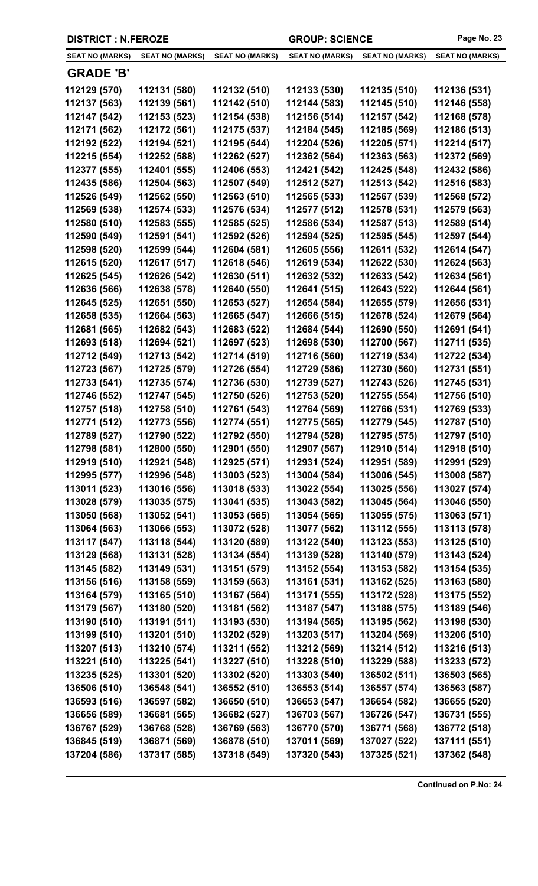DISTRICT : N.FEROZE | GROUP: SCIENCE

| SEAT NO (MARKS) | SEAT NO (MARKS) | SEAT NO (MARKS) | SEAT NO (MARKS) | SEAT NO (MARKS) | SEAT NO (MARKS) |
|---|---|---|---|---|---|
| **GRADE 'B'** | | | | | |
| 112129 (570) | 112131 (580) | 112132 (510) | 112133 (530) | 112135 (510) | 112136 (531) |
| 112137 (563) | 112139 (561) | 112142 (510) | 112144 (583) | 112145 (510) | 112146 (558) |
| 112147 (542) | 112153 (523) | 112154 (538) | 112156 (514) | 112157 (542) | 112168 (578) |
| 112171 (562) | 112172 (561) | 112175 (537) | 112184 (545) | 112185 (569) | 112186 (513) |
| 112192 (522) | 112194 (521) | 112195 (544) | 112204 (526) | 112205 (571) | 112214 (517) |
| 112215 (554) | 112252 (588) | 112262 (527) | 112362 (564) | 112363 (563) | 112372 (569) |
| 112377 (555) | 112401 (555) | 112406 (553) | 112421 (542) | 112425 (548) | 112432 (586) |
| 112435 (586) | 112504 (563) | 112507 (549) | 112512 (527) | 112513 (542) | 112516 (583) |
| 112526 (549) | 112562 (550) | 112563 (510) | 112565 (533) | 112567 (539) | 112568 (572) |
| 112569 (538) | 112574 (533) | 112576 (534) | 112577 (512) | 112578 (531) | 112579 (563) |
| 112580 (510) | 112583 (555) | 112585 (525) | 112586 (534) | 112587 (513) | 112589 (514) |
| 112590 (549) | 112591 (541) | 112592 (526) | 112594 (525) | 112595 (545) | 112597 (544) |
| 112598 (520) | 112599 (544) | 112604 (581) | 112605 (556) | 112611 (532) | 112614 (547) |
| 112615 (520) | 112617 (517) | 112618 (546) | 112619 (534) | 112622 (530) | 112624 (563) |
| 112625 (545) | 112626 (542) | 112630 (511) | 112632 (532) | 112633 (542) | 112634 (561) |
| 112636 (566) | 112638 (578) | 112640 (550) | 112641 (515) | 112643 (522) | 112644 (561) |
| 112645 (525) | 112651 (550) | 112653 (527) | 112654 (584) | 112655 (579) | 112656 (531) |
| 112658 (535) | 112664 (563) | 112665 (547) | 112666 (515) | 112678 (524) | 112679 (564) |
| 112681 (565) | 112682 (543) | 112683 (522) | 112684 (544) | 112690 (550) | 112691 (541) |
| 112693 (518) | 112694 (521) | 112697 (523) | 112698 (530) | 112700 (567) | 112711 (535) |
| 112712 (549) | 112713 (542) | 112714 (519) | 112716 (560) | 112719 (534) | 112722 (534) |
| 112723 (567) | 112725 (579) | 112726 (554) | 112729 (586) | 112730 (560) | 112731 (551) |
| 112733 (541) | 112735 (574) | 112736 (530) | 112739 (527) | 112743 (526) | 112745 (531) |
| 112746 (552) | 112747 (545) | 112750 (526) | 112753 (520) | 112755 (554) | 112756 (510) |
| 112757 (518) | 112758 (510) | 112761 (543) | 112764 (569) | 112766 (531) | 112769 (533) |
| 112771 (512) | 112773 (556) | 112774 (551) | 112775 (565) | 112779 (545) | 112787 (510) |
| 112789 (527) | 112790 (522) | 112792 (550) | 112794 (528) | 112795 (575) | 112797 (510) |
| 112798 (581) | 112800 (550) | 112901 (550) | 112907 (567) | 112910 (514) | 112918 (510) |
| 112919 (510) | 112921 (548) | 112925 (571) | 112931 (524) | 112951 (589) | 112991 (529) |
| 112995 (577) | 112996 (548) | 113003 (523) | 113004 (584) | 113006 (545) | 113008 (587) |
| 113011 (523) | 113016 (556) | 113018 (533) | 113022 (554) | 113025 (556) | 113027 (574) |
| 113028 (579) | 113035 (575) | 113041 (535) | 113043 (582) | 113045 (564) | 113046 (550) |
| 113050 (568) | 113052 (541) | 113053 (565) | 113054 (565) | 113055 (575) | 113063 (571) |
| 113064 (563) | 113066 (553) | 113072 (528) | 113077 (562) | 113112 (555) | 113113 (578) |
| 113117 (547) | 113118 (544) | 113120 (589) | 113122 (540) | 113123 (553) | 113125 (510) |
| 113129 (568) | 113131 (528) | 113134 (554) | 113139 (528) | 113140 (579) | 113143 (524) |
| 113145 (582) | 113149 (531) | 113151 (579) | 113152 (554) | 113153 (582) | 113154 (535) |
| 113156 (516) | 113158 (559) | 113159 (563) | 113161 (531) | 113162 (525) | 113163 (580) |
| 113164 (579) | 113165 (510) | 113167 (564) | 113171 (555) | 113172 (528) | 113175 (552) |
| 113179 (567) | 113180 (520) | 113181 (562) | 113187 (547) | 113188 (575) | 113189 (546) |
| 113190 (510) | 113191 (511) | 113193 (530) | 113194 (565) | 113195 (562) | 113198 (530) |
| 113199 (510) | 113201 (510) | 113202 (529) | 113203 (517) | 113204 (569) | 113206 (510) |
| 113207 (513) | 113210 (574) | 113211 (552) | 113212 (569) | 113214 (512) | 113216 (513) |
| 113221 (510) | 113225 (541) | 113227 (510) | 113228 (510) | 113229 (588) | 113233 (572) |
| 113235 (525) | 113301 (520) | 113302 (520) | 113303 (540) | 136502 (511) | 136503 (565) |
| 136506 (510) | 136548 (541) | 136552 (510) | 136553 (514) | 136557 (574) | 136563 (587) |
| 136593 (516) | 136597 (582) | 136650 (510) | 136653 (547) | 136654 (582) | 136655 (520) |
| 136656 (589) | 136681 (565) | 136682 (527) | 136703 (567) | 136726 (547) | 136731 (555) |
| 136767 (529) | 136768 (528) | 136769 (563) | 136770 (570) | 136771 (568) | 136772 (518) |
| 136845 (519) | 136871 (569) | 136878 (510) | 137011 (569) | 137027 (522) | 137111 (551) |
| 137204 (586) | 137317 (585) | 137318 (549) | 137320 (543) | 137325 (521) | 137362 (548) |

**Continued on P.No: 24**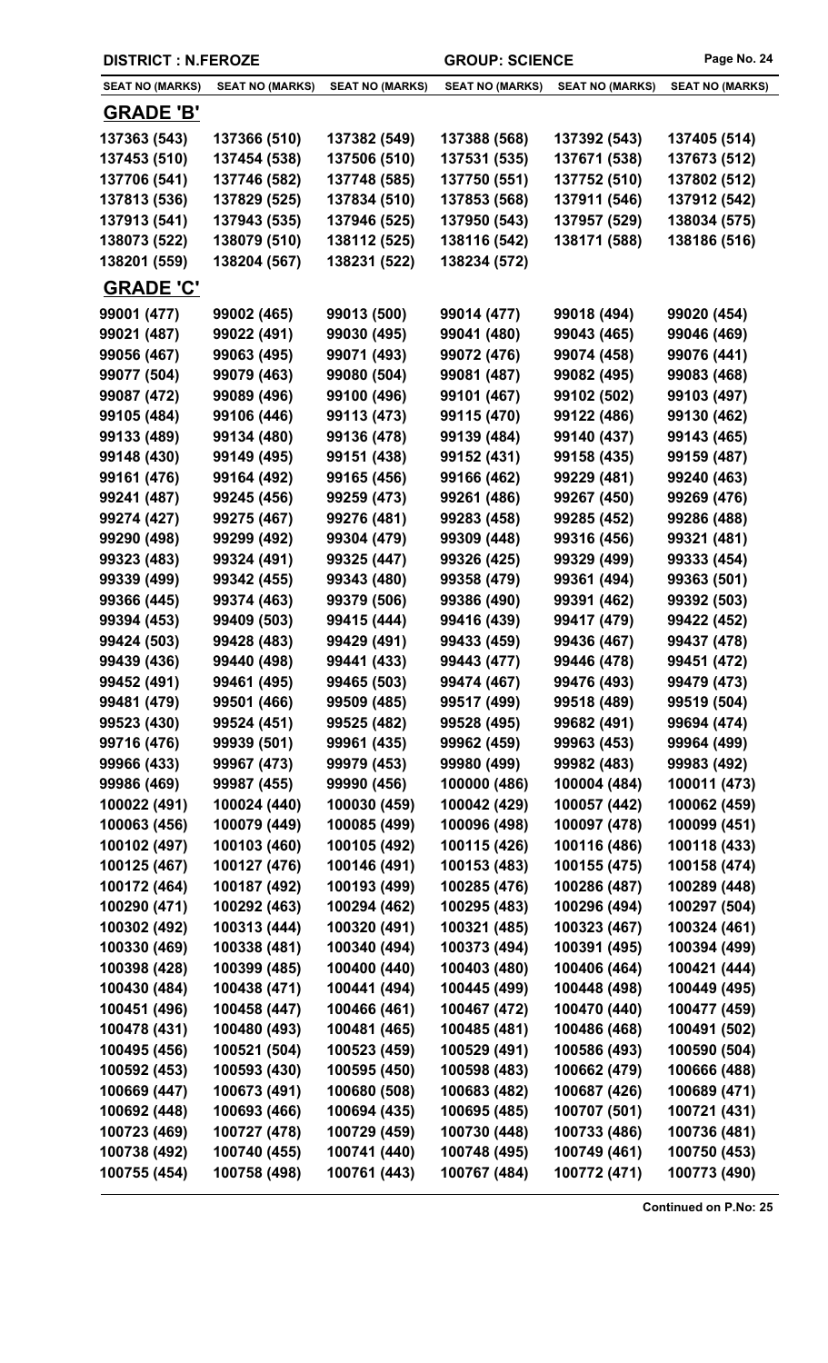**DISTRICT : N.FEROZE** | **GROUP: SCIENCE**

| SEAT NO (MARKS) | SEAT NO (MARKS) | SEAT NO (MARKS) | SEAT NO (MARKS) | SEAT NO (MARKS) | SEAT NO (MARKS) |
|---|---|---|---|---|---|

## GRADE 'B'

| | | | | | |
|---|---|---|---|---|---|
| 137363 (543) | 137366 (510) | 137382 (549) | 137388 (568) | 137392 (543) | 137405 (514) |
| 137453 (510) | 137454 (538) | 137506 (510) | 137531 (535) | 137671 (538) | 137673 (512) |
| 137706 (541) | 137746 (582) | 137748 (585) | 137750 (551) | 137752 (510) | 137802 (512) |
| 137813 (536) | 137829 (525) | 137834 (510) | 137853 (568) | 137911 (546) | 137912 (542) |
| 137913 (541) | 137943 (535) | 137946 (525) | 137950 (543) | 137957 (529) | 138034 (575) |
| 138073 (522) | 138079 (510) | 138112 (525) | 138116 (542) | 138171 (588) | 138186 (516) |
| 138201 (559) | 138204 (567) | 138231 (522) | 138234 (572) | | |

## GRADE 'C'

| | | | | | |
|---|---|---|---|---|---|
| 99001 (477) | 99002 (465) | 99013 (500) | 99014 (477) | 99018 (494) | 99020 (454) |
| 99021 (487) | 99022 (491) | 99030 (495) | 99041 (480) | 99043 (465) | 99046 (469) |
| 99056 (467) | 99063 (495) | 99071 (493) | 99072 (476) | 99074 (458) | 99076 (441) |
| 99077 (504) | 99079 (463) | 99080 (504) | 99081 (487) | 99082 (495) | 99083 (468) |
| 99087 (472) | 99089 (496) | 99100 (496) | 99101 (467) | 99102 (502) | 99103 (497) |
| 99105 (484) | 99106 (446) | 99113 (473) | 99115 (470) | 99122 (486) | 99130 (462) |
| 99133 (489) | 99134 (480) | 99136 (478) | 99139 (484) | 99140 (437) | 99143 (465) |
| 99148 (430) | 99149 (495) | 99151 (438) | 99152 (431) | 99158 (435) | 99159 (487) |
| 99161 (476) | 99164 (492) | 99165 (456) | 99166 (462) | 99229 (481) | 99240 (463) |
| 99241 (487) | 99245 (456) | 99259 (473) | 99261 (486) | 99267 (450) | 99269 (476) |
| 99274 (427) | 99275 (467) | 99276 (481) | 99283 (458) | 99285 (452) | 99286 (488) |
| 99290 (498) | 99299 (492) | 99304 (479) | 99309 (448) | 99316 (456) | 99321 (481) |
| 99323 (483) | 99324 (491) | 99325 (447) | 99326 (425) | 99329 (499) | 99333 (454) |
| 99339 (499) | 99342 (455) | 99343 (480) | 99358 (479) | 99361 (494) | 99363 (501) |
| 99366 (445) | 99374 (463) | 99379 (506) | 99386 (490) | 99391 (462) | 99392 (503) |
| 99394 (453) | 99409 (503) | 99415 (444) | 99416 (439) | 99417 (479) | 99422 (452) |
| 99424 (503) | 99428 (483) | 99429 (491) | 99433 (459) | 99436 (467) | 99437 (478) |
| 99439 (436) | 99440 (498) | 99441 (433) | 99443 (477) | 99446 (478) | 99451 (472) |
| 99452 (491) | 99461 (495) | 99465 (503) | 99474 (467) | 99476 (493) | 99479 (473) |
| 99481 (479) | 99501 (466) | 99509 (485) | 99517 (499) | 99518 (489) | 99519 (504) |
| 99523 (430) | 99524 (451) | 99525 (482) | 99528 (495) | 99682 (491) | 99694 (474) |
| 99716 (476) | 99939 (501) | 99961 (435) | 99962 (459) | 99963 (453) | 99964 (499) |
| 99966 (433) | 99967 (473) | 99979 (453) | 99980 (499) | 99982 (483) | 99983 (492) |
| 99986 (469) | 99987 (455) | 99990 (456) | 100000 (486) | 100004 (484) | 100011 (473) |
| 100022 (491) | 100024 (440) | 100030 (459) | 100042 (429) | 100057 (442) | 100062 (459) |
| 100063 (456) | 100079 (449) | 100085 (499) | 100096 (498) | 100097 (478) | 100099 (451) |
| 100102 (497) | 100103 (460) | 100105 (492) | 100115 (426) | 100116 (486) | 100118 (433) |
| 100125 (467) | 100127 (476) | 100146 (491) | 100153 (483) | 100155 (475) | 100158 (474) |
| 100172 (464) | 100187 (492) | 100193 (499) | 100285 (476) | 100286 (487) | 100289 (448) |
| 100290 (471) | 100292 (463) | 100294 (462) | 100295 (483) | 100296 (494) | 100297 (504) |
| 100302 (492) | 100313 (444) | 100320 (491) | 100321 (485) | 100323 (467) | 100324 (461) |
| 100330 (469) | 100338 (481) | 100340 (494) | 100373 (494) | 100391 (495) | 100394 (499) |
| 100398 (428) | 100399 (485) | 100400 (440) | 100403 (480) | 100406 (464) | 100421 (444) |
| 100430 (484) | 100438 (471) | 100441 (494) | 100445 (499) | 100448 (498) | 100449 (495) |
| 100451 (496) | 100458 (447) | 100466 (461) | 100467 (472) | 100470 (440) | 100477 (459) |
| 100478 (431) | 100480 (493) | 100481 (465) | 100485 (481) | 100486 (468) | 100491 (502) |
| 100495 (456) | 100521 (504) | 100523 (459) | 100529 (491) | 100586 (493) | 100590 (504) |
| 100592 (453) | 100593 (430) | 100595 (450) | 100598 (483) | 100662 (479) | 100666 (488) |
| 100669 (447) | 100673 (491) | 100680 (508) | 100683 (482) | 100687 (426) | 100689 (471) |
| 100692 (448) | 100693 (466) | 100694 (435) | 100695 (485) | 100707 (501) | 100721 (431) |
| 100723 (469) | 100727 (478) | 100729 (459) | 100730 (448) | 100733 (486) | 100736 (481) |
| 100738 (492) | 100740 (455) | 100741 (440) | 100748 (495) | 100749 (461) | 100750 (453) |
| 100755 (454) | 100758 (498) | 100761 (443) | 100767 (484) | 100772 (471) | 100773 (490) |

**Continued on P.No: 25**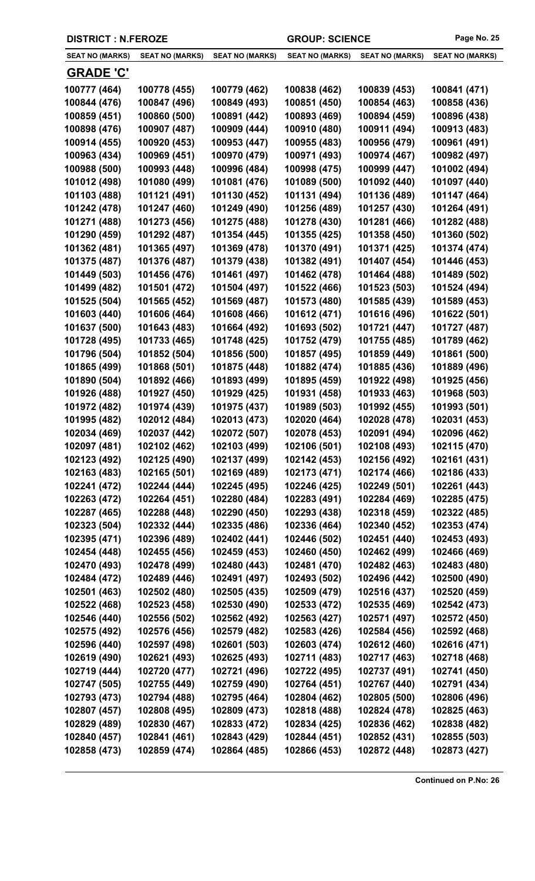| DISTRICT : N.FEROZE | | | GROUP: SCIENCE | | |
|---|---|---|---|---|---|
| **SEAT NO (MARKS)** | **SEAT NO (MARKS)** | **SEAT NO (MARKS)** | **SEAT NO (MARKS)** | **SEAT NO (MARKS)** | **SEAT NO (MARKS)** |

## GRADE 'C'

| | | | | | |
|---|---|---|---|---|---|
| 100777 (464) | 100778 (455) | 100779 (462) | 100838 (462) | 100839 (453) | 100841 (471) |
| 100844 (476) | 100847 (496) | 100849 (493) | 100851 (450) | 100854 (463) | 100858 (436) |
| 100859 (451) | 100860 (500) | 100891 (442) | 100893 (469) | 100894 (459) | 100896 (438) |
| 100898 (476) | 100907 (487) | 100909 (444) | 100910 (480) | 100911 (494) | 100913 (483) |
| 100914 (455) | 100920 (453) | 100953 (447) | 100955 (483) | 100956 (479) | 100961 (491) |
| 100963 (434) | 100969 (451) | 100970 (479) | 100971 (493) | 100974 (467) | 100982 (497) |
| 100988 (500) | 100993 (448) | 100996 (484) | 100998 (475) | 100999 (447) | 101002 (494) |
| 101012 (498) | 101080 (499) | 101081 (476) | 101089 (500) | 101092 (440) | 101097 (440) |
| 101103 (488) | 101121 (491) | 101130 (452) | 101131 (494) | 101136 (489) | 101147 (464) |
| 101242 (478) | 101247 (460) | 101249 (490) | 101256 (489) | 101257 (430) | 101264 (491) |
| 101271 (488) | 101273 (456) | 101275 (488) | 101278 (430) | 101281 (466) | 101282 (488) |
| 101290 (459) | 101292 (487) | 101354 (445) | 101355 (425) | 101358 (450) | 101360 (502) |
| 101362 (481) | 101365 (497) | 101369 (478) | 101370 (491) | 101371 (425) | 101374 (474) |
| 101375 (487) | 101376 (487) | 101379 (438) | 101382 (491) | 101407 (454) | 101446 (453) |
| 101449 (503) | 101456 (476) | 101461 (497) | 101462 (478) | 101464 (488) | 101489 (502) |
| 101499 (482) | 101501 (472) | 101504 (497) | 101522 (466) | 101523 (503) | 101524 (494) |
| 101525 (504) | 101565 (452) | 101569 (487) | 101573 (480) | 101585 (439) | 101589 (453) |
| 101603 (440) | 101606 (464) | 101608 (466) | 101612 (471) | 101616 (496) | 101622 (501) |
| 101637 (500) | 101643 (483) | 101664 (492) | 101693 (502) | 101721 (447) | 101727 (487) |
| 101728 (495) | 101733 (465) | 101748 (425) | 101752 (479) | 101755 (485) | 101789 (462) |
| 101796 (504) | 101852 (504) | 101856 (500) | 101857 (495) | 101859 (449) | 101861 (500) |
| 101865 (499) | 101868 (501) | 101875 (448) | 101882 (474) | 101885 (436) | 101889 (496) |
| 101890 (504) | 101892 (466) | 101893 (499) | 101895 (459) | 101922 (498) | 101925 (456) |
| 101926 (488) | 101927 (450) | 101929 (425) | 101931 (458) | 101933 (463) | 101968 (503) |
| 101972 (482) | 101974 (439) | 101975 (437) | 101989 (503) | 101992 (455) | 101993 (501) |
| 101995 (482) | 102012 (484) | 102013 (473) | 102020 (464) | 102028 (478) | 102031 (453) |
| 102034 (469) | 102037 (442) | 102072 (507) | 102078 (453) | 102091 (494) | 102096 (462) |
| 102097 (481) | 102102 (462) | 102103 (499) | 102106 (501) | 102108 (493) | 102115 (470) |
| 102123 (492) | 102125 (490) | 102137 (499) | 102142 (453) | 102156 (492) | 102161 (431) |
| 102163 (483) | 102165 (501) | 102169 (489) | 102173 (471) | 102174 (466) | 102186 (433) |
| 102241 (472) | 102244 (444) | 102245 (495) | 102246 (425) | 102249 (501) | 102261 (443) |
| 102263 (472) | 102264 (451) | 102280 (484) | 102283 (491) | 102284 (469) | 102285 (475) |
| 102287 (465) | 102288 (448) | 102290 (450) | 102293 (438) | 102318 (459) | 102322 (485) |
| 102323 (504) | 102332 (444) | 102335 (486) | 102336 (464) | 102340 (452) | 102353 (474) |
| 102395 (471) | 102396 (489) | 102402 (441) | 102446 (502) | 102451 (440) | 102453 (493) |
| 102454 (448) | 102455 (456) | 102459 (453) | 102460 (450) | 102462 (499) | 102466 (469) |
| 102470 (493) | 102478 (499) | 102480 (443) | 102481 (470) | 102482 (463) | 102483 (480) |
| 102484 (472) | 102489 (446) | 102491 (497) | 102493 (502) | 102496 (442) | 102500 (490) |
| 102501 (463) | 102502 (480) | 102505 (435) | 102509 (479) | 102516 (437) | 102520 (459) |
| 102522 (468) | 102523 (458) | 102530 (490) | 102533 (472) | 102535 (469) | 102542 (473) |
| 102546 (440) | 102556 (502) | 102562 (492) | 102563 (427) | 102571 (497) | 102572 (450) |
| 102575 (492) | 102576 (456) | 102579 (482) | 102583 (426) | 102584 (456) | 102592 (468) |
| 102596 (440) | 102597 (498) | 102601 (503) | 102603 (474) | 102612 (460) | 102616 (471) |
| 102619 (490) | 102621 (493) | 102625 (493) | 102711 (483) | 102717 (463) | 102718 (468) |
| 102719 (444) | 102720 (477) | 102721 (496) | 102722 (495) | 102737 (491) | 102741 (450) |
| 102747 (505) | 102755 (449) | 102759 (490) | 102764 (451) | 102767 (440) | 102791 (434) |
| 102793 (473) | 102794 (488) | 102795 (464) | 102804 (462) | 102805 (500) | 102806 (496) |
| 102807 (457) | 102808 (495) | 102809 (473) | 102818 (488) | 102824 (478) | 102825 (463) |
| 102829 (489) | 102830 (467) | 102833 (472) | 102834 (425) | 102836 (462) | 102838 (482) |
| 102840 (457) | 102841 (461) | 102843 (429) | 102844 (451) | 102852 (431) | 102855 (503) |
| 102858 (473) | 102859 (474) | 102864 (485) | 102866 (453) | 102872 (448) | 102873 (427) |

**Continued on P.No: 26**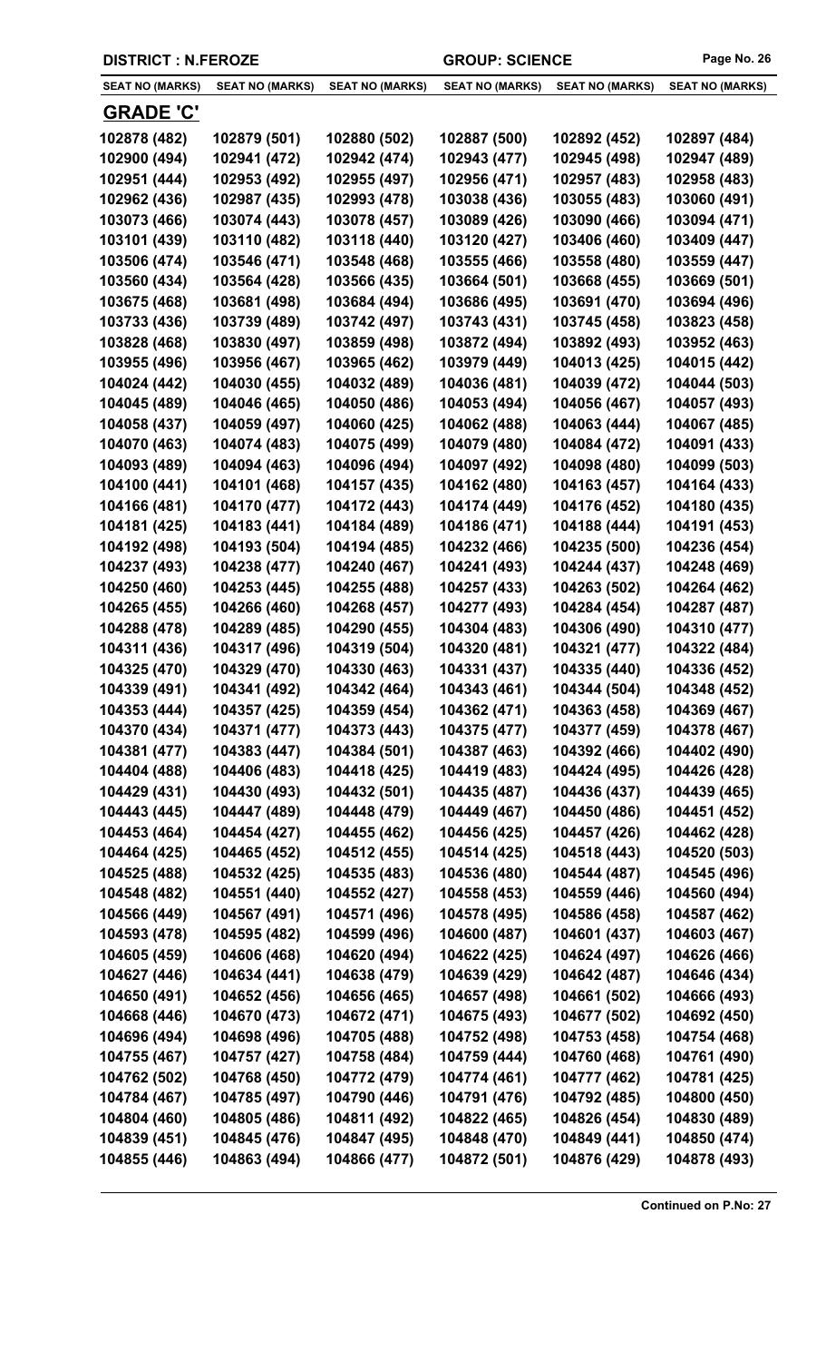**DISTRICT : N.FEROZE** **GROUP: SCIENCE**

| SEAT NO (MARKS) | SEAT NO (MARKS) | SEAT NO (MARKS) | SEAT NO (MARKS) | SEAT NO (MARKS) | SEAT NO (MARKS) |
|---|---|---|---|---|---|
| **GRADE 'C'** | | | | | |
| 102878 (482) | 102879 (501) | 102880 (502) | 102887 (500) | 102892 (452) | 102897 (484) |
| 102900 (494) | 102941 (472) | 102942 (474) | 102943 (477) | 102945 (498) | 102947 (489) |
| 102951 (444) | 102953 (492) | 102955 (497) | 102956 (471) | 102957 (483) | 102958 (483) |
| 102962 (436) | 102987 (435) | 102993 (478) | 103038 (436) | 103055 (483) | 103060 (491) |
| 103073 (466) | 103074 (443) | 103078 (457) | 103089 (426) | 103090 (466) | 103094 (471) |
| 103101 (439) | 103110 (482) | 103118 (440) | 103120 (427) | 103406 (460) | 103409 (447) |
| 103506 (474) | 103546 (471) | 103548 (468) | 103555 (466) | 103558 (480) | 103559 (447) |
| 103560 (434) | 103564 (428) | 103566 (435) | 103664 (501) | 103668 (455) | 103669 (501) |
| 103675 (468) | 103681 (498) | 103684 (494) | 103686 (495) | 103691 (470) | 103694 (496) |
| 103733 (436) | 103739 (489) | 103742 (497) | 103743 (431) | 103745 (458) | 103823 (458) |
| 103828 (468) | 103830 (497) | 103859 (498) | 103872 (494) | 103892 (493) | 103952 (463) |
| 103955 (496) | 103956 (467) | 103965 (462) | 103979 (449) | 104013 (425) | 104015 (442) |
| 104024 (442) | 104030 (455) | 104032 (489) | 104036 (481) | 104039 (472) | 104044 (503) |
| 104045 (489) | 104046 (465) | 104050 (486) | 104053 (494) | 104056 (467) | 104057 (493) |
| 104058 (437) | 104059 (497) | 104060 (425) | 104062 (488) | 104063 (444) | 104067 (485) |
| 104070 (463) | 104074 (483) | 104075 (499) | 104079 (480) | 104084 (472) | 104091 (433) |
| 104093 (489) | 104094 (463) | 104096 (494) | 104097 (492) | 104098 (480) | 104099 (503) |
| 104100 (441) | 104101 (468) | 104157 (435) | 104162 (480) | 104163 (457) | 104164 (433) |
| 104166 (481) | 104170 (477) | 104172 (443) | 104174 (449) | 104176 (452) | 104180 (435) |
| 104181 (425) | 104183 (441) | 104184 (489) | 104186 (471) | 104188 (444) | 104191 (453) |
| 104192 (498) | 104193 (504) | 104194 (485) | 104232 (466) | 104235 (500) | 104236 (454) |
| 104237 (493) | 104238 (477) | 104240 (467) | 104241 (493) | 104244 (437) | 104248 (469) |
| 104250 (460) | 104253 (445) | 104255 (488) | 104257 (433) | 104263 (502) | 104264 (462) |
| 104265 (455) | 104266 (460) | 104268 (457) | 104277 (493) | 104284 (454) | 104287 (487) |
| 104288 (478) | 104289 (485) | 104290 (455) | 104304 (483) | 104306 (490) | 104310 (477) |
| 104311 (436) | 104317 (496) | 104319 (504) | 104320 (481) | 104321 (477) | 104322 (484) |
| 104325 (470) | 104329 (470) | 104330 (463) | 104331 (437) | 104335 (440) | 104336 (452) |
| 104339 (491) | 104341 (492) | 104342 (464) | 104343 (461) | 104344 (504) | 104348 (452) |
| 104353 (444) | 104357 (425) | 104359 (454) | 104362 (471) | 104363 (458) | 104369 (467) |
| 104370 (434) | 104371 (477) | 104373 (443) | 104375 (477) | 104377 (459) | 104378 (467) |
| 104381 (477) | 104383 (447) | 104384 (501) | 104387 (463) | 104392 (466) | 104402 (490) |
| 104404 (488) | 104406 (483) | 104418 (425) | 104419 (483) | 104424 (495) | 104426 (428) |
| 104429 (431) | 104430 (493) | 104432 (501) | 104435 (487) | 104436 (437) | 104439 (465) |
| 104443 (445) | 104447 (489) | 104448 (479) | 104449 (467) | 104450 (486) | 104451 (452) |
| 104453 (464) | 104454 (427) | 104455 (462) | 104456 (425) | 104457 (426) | 104462 (428) |
| 104464 (425) | 104465 (452) | 104512 (455) | 104514 (425) | 104518 (443) | 104520 (503) |
| 104525 (488) | 104532 (425) | 104535 (483) | 104536 (480) | 104544 (487) | 104545 (496) |
| 104548 (482) | 104551 (440) | 104552 (427) | 104558 (453) | 104559 (446) | 104560 (494) |
| 104566 (449) | 104567 (491) | 104571 (496) | 104578 (495) | 104586 (458) | 104587 (462) |
| 104593 (478) | 104595 (482) | 104599 (496) | 104600 (487) | 104601 (437) | 104603 (467) |
| 104605 (459) | 104606 (468) | 104620 (494) | 104622 (425) | 104624 (497) | 104626 (466) |
| 104627 (446) | 104634 (441) | 104638 (479) | 104639 (429) | 104642 (487) | 104646 (434) |
| 104650 (491) | 104652 (456) | 104656 (465) | 104657 (498) | 104661 (502) | 104666 (493) |
| 104668 (446) | 104670 (473) | 104672 (471) | 104675 (493) | 104677 (502) | 104692 (450) |
| 104696 (494) | 104698 (496) | 104705 (488) | 104752 (498) | 104753 (458) | 104754 (468) |
| 104755 (467) | 104757 (427) | 104758 (484) | 104759 (444) | 104760 (468) | 104761 (490) |
| 104762 (502) | 104768 (450) | 104772 (479) | 104774 (461) | 104777 (462) | 104781 (425) |
| 104784 (467) | 104785 (497) | 104790 (446) | 104791 (476) | 104792 (485) | 104800 (450) |
| 104804 (460) | 104805 (486) | 104811 (492) | 104822 (465) | 104826 (454) | 104830 (489) |
| 104839 (451) | 104845 (476) | 104847 (495) | 104848 (470) | 104849 (441) | 104850 (474) |
| 104855 (446) | 104863 (494) | 104866 (477) | 104872 (501) | 104876 (429) | 104878 (493) |

**Continued on P.No: 27**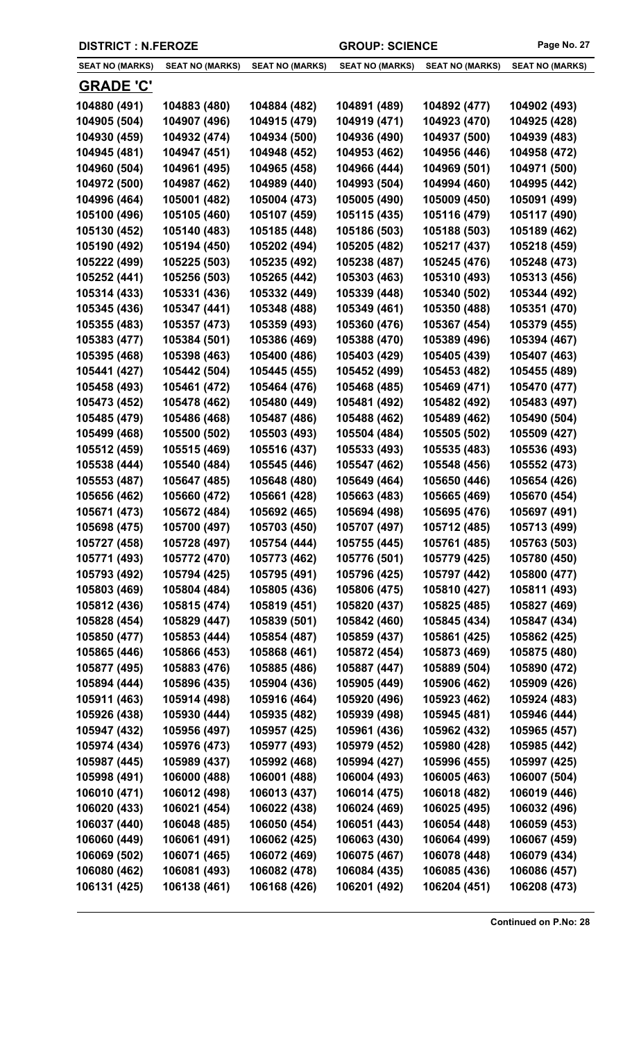| DISTRICT : N.FEROZE | | | GROUP: SCIENCE | | |
|---|---|---|---|---|---|
| **SEAT NO (MARKS)** | **SEAT NO (MARKS)** | **SEAT NO (MARKS)** | **SEAT NO (MARKS)** | **SEAT NO (MARKS)** | **SEAT NO (MARKS)** |

## GRADE 'C'

| | | | | | |
|---|---|---|---|---|---|
| 104880 (491) | 104883 (480) | 104884 (482) | 104891 (489) | 104892 (477) | 104902 (493) |
| 104905 (504) | 104907 (496) | 104915 (479) | 104919 (471) | 104923 (470) | 104925 (428) |
| 104930 (459) | 104932 (474) | 104934 (500) | 104936 (490) | 104937 (500) | 104939 (483) |
| 104945 (481) | 104947 (451) | 104948 (452) | 104953 (462) | 104956 (446) | 104958 (472) |
| 104960 (504) | 104961 (495) | 104965 (458) | 104966 (444) | 104969 (501) | 104971 (500) |
| 104972 (500) | 104987 (462) | 104989 (440) | 104993 (504) | 104994 (460) | 104995 (442) |
| 104996 (464) | 105001 (482) | 105004 (473) | 105005 (490) | 105009 (450) | 105091 (499) |
| 105100 (496) | 105105 (460) | 105107 (459) | 105115 (435) | 105116 (479) | 105117 (490) |
| 105130 (452) | 105140 (483) | 105185 (448) | 105186 (503) | 105188 (503) | 105189 (462) |
| 105190 (492) | 105194 (450) | 105202 (494) | 105205 (482) | 105217 (437) | 105218 (459) |
| 105222 (499) | 105225 (503) | 105235 (492) | 105238 (487) | 105245 (476) | 105248 (473) |
| 105252 (441) | 105256 (503) | 105265 (442) | 105303 (463) | 105310 (493) | 105313 (456) |
| 105314 (433) | 105331 (436) | 105332 (449) | 105339 (448) | 105340 (502) | 105344 (492) |
| 105345 (436) | 105347 (441) | 105348 (488) | 105349 (461) | 105350 (488) | 105351 (470) |
| 105355 (483) | 105357 (473) | 105359 (493) | 105360 (476) | 105367 (454) | 105379 (455) |
| 105383 (477) | 105384 (501) | 105386 (469) | 105388 (470) | 105389 (496) | 105394 (467) |
| 105395 (468) | 105398 (463) | 105400 (486) | 105403 (429) | 105405 (439) | 105407 (463) |
| 105441 (427) | 105442 (504) | 105445 (455) | 105452 (499) | 105453 (482) | 105455 (489) |
| 105458 (493) | 105461 (472) | 105464 (476) | 105468 (485) | 105469 (471) | 105470 (477) |
| 105473 (452) | 105478 (462) | 105480 (449) | 105481 (492) | 105482 (492) | 105483 (497) |
| 105485 (479) | 105486 (468) | 105487 (486) | 105488 (462) | 105489 (462) | 105490 (504) |
| 105499 (468) | 105500 (502) | 105503 (493) | 105504 (484) | 105505 (502) | 105509 (427) |
| 105512 (459) | 105515 (469) | 105516 (437) | 105533 (493) | 105535 (483) | 105536 (493) |
| 105538 (444) | 105540 (484) | 105545 (446) | 105547 (462) | 105548 (456) | 105552 (473) |
| 105553 (487) | 105647 (485) | 105648 (480) | 105649 (464) | 105650 (446) | 105654 (426) |
| 105656 (462) | 105660 (472) | 105661 (428) | 105663 (483) | 105665 (469) | 105670 (454) |
| 105671 (473) | 105672 (484) | 105692 (465) | 105694 (498) | 105695 (476) | 105697 (491) |
| 105698 (475) | 105700 (497) | 105703 (450) | 105707 (497) | 105712 (485) | 105713 (499) |
| 105727 (458) | 105728 (497) | 105754 (444) | 105755 (445) | 105761 (485) | 105763 (503) |
| 105771 (493) | 105772 (470) | 105773 (462) | 105776 (501) | 105779 (425) | 105780 (450) |
| 105793 (492) | 105794 (425) | 105795 (491) | 105796 (425) | 105797 (442) | 105800 (477) |
| 105803 (469) | 105804 (484) | 105805 (436) | 105806 (475) | 105810 (427) | 105811 (493) |
| 105812 (436) | 105815 (474) | 105819 (451) | 105820 (437) | 105825 (485) | 105827 (469) |
| 105828 (454) | 105829 (447) | 105839 (501) | 105842 (460) | 105845 (434) | 105847 (434) |
| 105850 (477) | 105853 (444) | 105854 (487) | 105859 (437) | 105861 (425) | 105862 (425) |
| 105865 (446) | 105866 (453) | 105868 (461) | 105872 (454) | 105873 (469) | 105875 (480) |
| 105877 (495) | 105883 (476) | 105885 (486) | 105887 (447) | 105889 (504) | 105890 (472) |
| 105894 (444) | 105896 (435) | 105904 (436) | 105905 (449) | 105906 (462) | 105909 (426) |
| 105911 (463) | 105914 (498) | 105916 (464) | 105920 (496) | 105923 (462) | 105924 (483) |
| 105926 (438) | 105930 (444) | 105935 (482) | 105939 (498) | 105945 (481) | 105946 (444) |
| 105947 (432) | 105956 (497) | 105957 (425) | 105961 (436) | 105962 (432) | 105965 (457) |
| 105974 (434) | 105976 (473) | 105977 (493) | 105979 (452) | 105980 (428) | 105985 (442) |
| 105987 (445) | 105989 (437) | 105992 (468) | 105994 (427) | 105996 (455) | 105997 (425) |
| 105998 (491) | 106000 (488) | 106001 (488) | 106004 (493) | 106005 (463) | 106007 (504) |
| 106010 (471) | 106012 (498) | 106013 (437) | 106014 (475) | 106018 (482) | 106019 (446) |
| 106020 (433) | 106021 (454) | 106022 (438) | 106024 (469) | 106025 (495) | 106032 (496) |
| 106037 (440) | 106048 (485) | 106050 (454) | 106051 (443) | 106054 (448) | 106059 (453) |
| 106060 (449) | 106061 (491) | 106062 (425) | 106063 (430) | 106064 (499) | 106067 (459) |
| 106069 (502) | 106071 (465) | 106072 (469) | 106075 (467) | 106078 (448) | 106079 (434) |
| 106080 (462) | 106081 (493) | 106082 (478) | 106084 (435) | 106085 (436) | 106086 (457) |
| 106131 (425) | 106138 (461) | 106168 (426) | 106201 (492) | 106204 (451) | 106208 (473) |

**Continued on P.No: 28**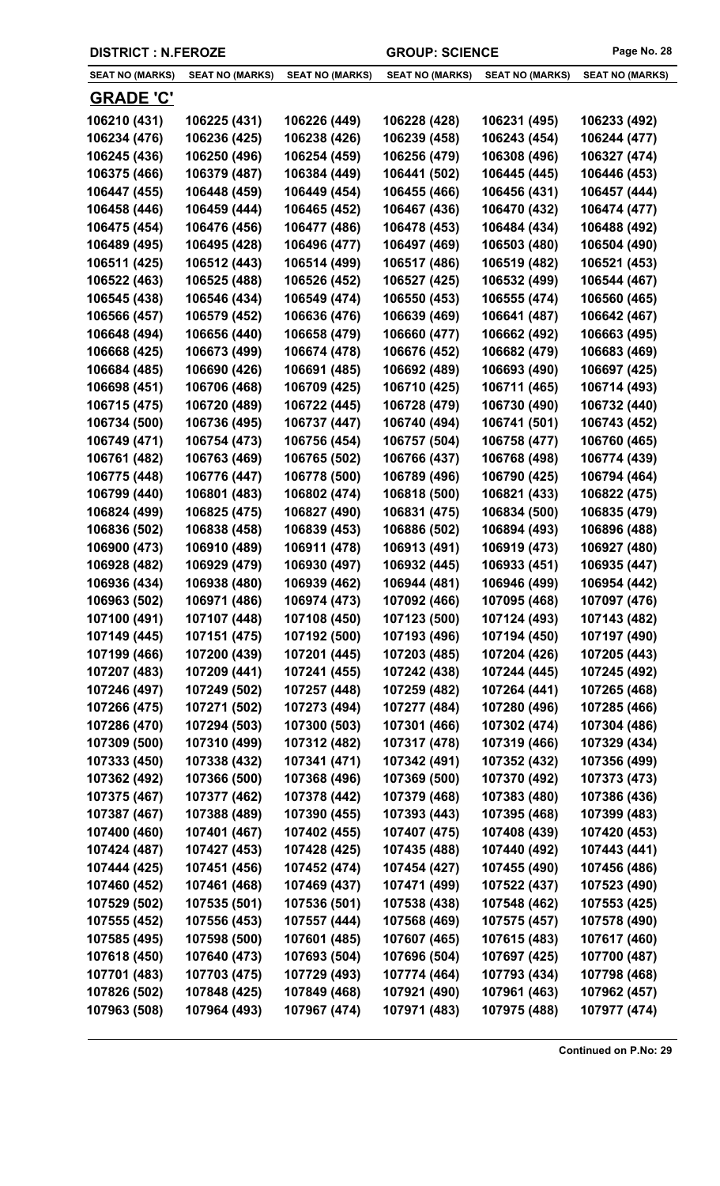**DISTRICT : N.FEROZE** | **GROUP: SCIENCE**

| SEAT NO (MARKS) | SEAT NO (MARKS) | SEAT NO (MARKS) | SEAT NO (MARKS) | SEAT NO (MARKS) | SEAT NO (MARKS) |
|---|---|---|---|---|---|

## GRADE 'C'

| SEAT NO (MARKS) | SEAT NO (MARKS) | SEAT NO (MARKS) | SEAT NO (MARKS) | SEAT NO (MARKS) | SEAT NO (MARKS) |
|---|---|---|---|---|---|
| 106210 (431) | 106225 (431) | 106226 (449) | 106228 (428) | 106231 (495) | 106233 (492) |
| 106234 (476) | 106236 (425) | 106238 (426) | 106239 (458) | 106243 (454) | 106244 (477) |
| 106245 (436) | 106250 (496) | 106254 (459) | 106256 (479) | 106308 (496) | 106327 (474) |
| 106375 (466) | 106379 (487) | 106384 (449) | 106441 (502) | 106445 (445) | 106446 (453) |
| 106447 (455) | 106448 (459) | 106449 (454) | 106455 (466) | 106456 (431) | 106457 (444) |
| 106458 (446) | 106459 (444) | 106465 (452) | 106467 (436) | 106470 (432) | 106474 (477) |
| 106475 (454) | 106476 (456) | 106477 (486) | 106478 (453) | 106484 (434) | 106488 (492) |
| 106489 (495) | 106495 (428) | 106496 (477) | 106497 (469) | 106503 (480) | 106504 (490) |
| 106511 (425) | 106512 (443) | 106514 (499) | 106517 (486) | 106519 (482) | 106521 (453) |
| 106522 (463) | 106525 (488) | 106526 (452) | 106527 (425) | 106532 (499) | 106544 (467) |
| 106545 (438) | 106546 (434) | 106549 (474) | 106550 (453) | 106555 (474) | 106560 (465) |
| 106566 (457) | 106579 (452) | 106636 (476) | 106639 (469) | 106641 (487) | 106642 (467) |
| 106648 (494) | 106656 (440) | 106658 (479) | 106660 (477) | 106662 (492) | 106663 (495) |
| 106668 (425) | 106673 (499) | 106674 (478) | 106676 (452) | 106682 (479) | 106683 (469) |
| 106684 (485) | 106690 (426) | 106691 (485) | 106692 (489) | 106693 (490) | 106697 (425) |
| 106698 (451) | 106706 (468) | 106709 (425) | 106710 (425) | 106711 (465) | 106714 (493) |
| 106715 (475) | 106720 (489) | 106722 (445) | 106728 (479) | 106730 (490) | 106732 (440) |
| 106734 (500) | 106736 (495) | 106737 (447) | 106740 (494) | 106741 (501) | 106743 (452) |
| 106749 (471) | 106754 (473) | 106756 (454) | 106757 (504) | 106758 (477) | 106760 (465) |
| 106761 (482) | 106763 (469) | 106765 (502) | 106766 (437) | 106768 (498) | 106774 (439) |
| 106775 (448) | 106776 (447) | 106778 (500) | 106789 (496) | 106790 (425) | 106794 (464) |
| 106799 (440) | 106801 (483) | 106802 (474) | 106818 (500) | 106821 (433) | 106822 (475) |
| 106824 (499) | 106825 (475) | 106827 (490) | 106831 (475) | 106834 (500) | 106835 (479) |
| 106836 (502) | 106838 (458) | 106839 (453) | 106886 (502) | 106894 (493) | 106896 (488) |
| 106900 (473) | 106910 (489) | 106911 (478) | 106913 (491) | 106919 (473) | 106927 (480) |
| 106928 (482) | 106929 (479) | 106930 (497) | 106932 (445) | 106933 (451) | 106935 (447) |
| 106936 (434) | 106938 (480) | 106939 (462) | 106944 (481) | 106946 (499) | 106954 (442) |
| 106963 (502) | 106971 (486) | 106974 (473) | 107092 (466) | 107095 (468) | 107097 (476) |
| 107100 (491) | 107107 (448) | 107108 (450) | 107123 (500) | 107124 (493) | 107143 (482) |
| 107149 (445) | 107151 (475) | 107192 (500) | 107193 (496) | 107194 (450) | 107197 (490) |
| 107199 (466) | 107200 (439) | 107201 (445) | 107203 (485) | 107204 (426) | 107205 (443) |
| 107207 (483) | 107209 (441) | 107241 (455) | 107242 (438) | 107244 (445) | 107245 (492) |
| 107246 (497) | 107249 (502) | 107257 (448) | 107259 (482) | 107264 (441) | 107265 (468) |
| 107266 (475) | 107271 (502) | 107273 (494) | 107277 (484) | 107280 (496) | 107285 (466) |
| 107286 (470) | 107294 (503) | 107300 (503) | 107301 (466) | 107302 (474) | 107304 (486) |
| 107309 (500) | 107310 (499) | 107312 (482) | 107317 (478) | 107319 (466) | 107329 (434) |
| 107333 (450) | 107338 (432) | 107341 (471) | 107342 (491) | 107352 (432) | 107356 (499) |
| 107362 (492) | 107366 (500) | 107368 (496) | 107369 (500) | 107370 (492) | 107373 (473) |
| 107375 (467) | 107377 (462) | 107378 (442) | 107379 (468) | 107383 (480) | 107386 (436) |
| 107387 (467) | 107388 (489) | 107390 (455) | 107393 (443) | 107395 (468) | 107399 (483) |
| 107400 (460) | 107401 (467) | 107402 (455) | 107407 (475) | 107408 (439) | 107420 (453) |
| 107424 (487) | 107427 (453) | 107428 (425) | 107435 (488) | 107440 (492) | 107443 (441) |
| 107444 (425) | 107451 (456) | 107452 (474) | 107454 (427) | 107455 (490) | 107456 (486) |
| 107460 (452) | 107461 (468) | 107469 (437) | 107471 (499) | 107522 (437) | 107523 (490) |
| 107529 (502) | 107535 (501) | 107536 (501) | 107538 (438) | 107548 (462) | 107553 (425) |
| 107555 (452) | 107556 (453) | 107557 (444) | 107568 (469) | 107575 (457) | 107578 (490) |
| 107585 (495) | 107598 (500) | 107601 (485) | 107607 (465) | 107615 (483) | 107617 (460) |
| 107618 (450) | 107640 (473) | 107693 (504) | 107696 (504) | 107697 (425) | 107700 (487) |
| 107701 (483) | 107703 (475) | 107729 (493) | 107774 (464) | 107793 (434) | 107798 (468) |
| 107826 (502) | 107848 (425) | 107849 (468) | 107921 (490) | 107961 (463) | 107962 (457) |
| 107963 (508) | 107964 (493) | 107967 (474) | 107971 (483) | 107975 (488) | 107977 (474) |

**Continued on P.No: 29**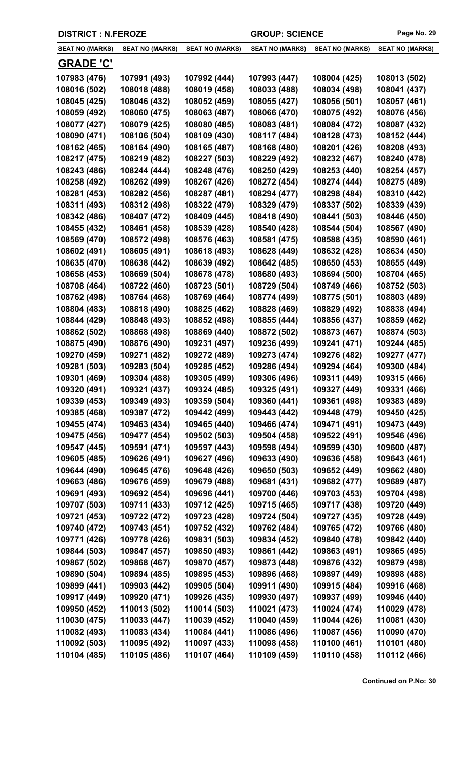DISTRICT : N.FEROZE GROUP: SCIENCE

| SEAT NO (MARKS) | SEAT NO (MARKS) | SEAT NO (MARKS) | SEAT NO (MARKS) | SEAT NO (MARKS) | SEAT NO (MARKS) |
|---|---|---|---|---|---|

## GRADE 'C'

| | | | | | |
|---|---|---|---|---|---|
| 107983 (476) | 107991 (493) | 107992 (444) | 107993 (447) | 108004 (425) | 108013 (502) |
| 108016 (502) | 108018 (488) | 108019 (458) | 108033 (488) | 108034 (498) | 108041 (437) |
| 108045 (425) | 108046 (432) | 108052 (459) | 108055 (427) | 108056 (501) | 108057 (461) |
| 108059 (492) | 108060 (475) | 108063 (487) | 108066 (470) | 108075 (492) | 108076 (456) |
| 108077 (427) | 108079 (425) | 108080 (485) | 108083 (481) | 108084 (472) | 108087 (432) |
| 108090 (471) | 108106 (504) | 108109 (430) | 108117 (484) | 108128 (473) | 108152 (444) |
| 108162 (465) | 108164 (490) | 108165 (487) | 108168 (480) | 108201 (426) | 108208 (493) |
| 108217 (475) | 108219 (482) | 108227 (503) | 108229 (492) | 108232 (467) | 108240 (478) |
| 108243 (486) | 108244 (444) | 108248 (476) | 108250 (429) | 108253 (440) | 108254 (457) |
| 108258 (492) | 108262 (499) | 108267 (426) | 108272 (454) | 108274 (444) | 108275 (489) |
| 108281 (453) | 108282 (456) | 108287 (481) | 108294 (477) | 108298 (484) | 108310 (442) |
| 108311 (493) | 108312 (498) | 108322 (479) | 108329 (479) | 108337 (502) | 108339 (439) |
| 108342 (486) | 108407 (472) | 108409 (445) | 108418 (490) | 108441 (503) | 108446 (450) |
| 108455 (432) | 108461 (458) | 108539 (428) | 108540 (428) | 108544 (504) | 108567 (490) |
| 108569 (470) | 108572 (498) | 108576 (463) | 108581 (475) | 108588 (435) | 108590 (461) |
| 108602 (491) | 108605 (491) | 108618 (493) | 108628 (449) | 108632 (428) | 108634 (450) |
| 108635 (470) | 108638 (442) | 108639 (492) | 108642 (485) | 108650 (453) | 108655 (449) |
| 108658 (453) | 108669 (504) | 108678 (478) | 108680 (493) | 108694 (500) | 108704 (465) |
| 108708 (464) | 108722 (460) | 108723 (501) | 108729 (504) | 108749 (466) | 108752 (503) |
| 108762 (498) | 108764 (468) | 108769 (464) | 108774 (499) | 108775 (501) | 108803 (489) |
| 108804 (483) | 108818 (490) | 108825 (462) | 108828 (469) | 108829 (492) | 108838 (494) |
| 108844 (429) | 108848 (493) | 108852 (498) | 108855 (444) | 108856 (437) | 108859 (462) |
| 108862 (502) | 108868 (498) | 108869 (440) | 108872 (502) | 108873 (467) | 108874 (503) |
| 108875 (490) | 108876 (490) | 109231 (497) | 109236 (499) | 109241 (471) | 109244 (485) |
| 109270 (459) | 109271 (482) | 109272 (489) | 109273 (474) | 109276 (482) | 109277 (477) |
| 109281 (503) | 109283 (504) | 109285 (452) | 109286 (494) | 109294 (464) | 109300 (484) |
| 109301 (469) | 109304 (488) | 109305 (499) | 109306 (496) | 109311 (449) | 109315 (466) |
| 109320 (491) | 109321 (437) | 109324 (485) | 109325 (491) | 109327 (449) | 109331 (466) |
| 109339 (453) | 109349 (493) | 109359 (504) | 109360 (441) | 109361 (498) | 109383 (489) |
| 109385 (468) | 109387 (472) | 109442 (499) | 109443 (442) | 109448 (479) | 109450 (425) |
| 109455 (474) | 109463 (434) | 109465 (440) | 109466 (474) | 109471 (491) | 109473 (449) |
| 109475 (456) | 109477 (454) | 109502 (503) | 109504 (458) | 109522 (491) | 109546 (496) |
| 109547 (445) | 109591 (471) | 109597 (443) | 109598 (494) | 109599 (430) | 109600 (487) |
| 109605 (485) | 109626 (491) | 109627 (496) | 109633 (490) | 109636 (458) | 109643 (461) |
| 109644 (490) | 109645 (476) | 109648 (426) | 109650 (503) | 109652 (449) | 109662 (480) |
| 109663 (486) | 109676 (459) | 109679 (488) | 109681 (431) | 109682 (477) | 109689 (487) |
| 109691 (493) | 109692 (454) | 109696 (441) | 109700 (446) | 109703 (453) | 109704 (498) |
| 109707 (503) | 109711 (433) | 109712 (425) | 109715 (465) | 109717 (438) | 109720 (449) |
| 109721 (453) | 109722 (472) | 109723 (428) | 109724 (504) | 109727 (435) | 109728 (449) |
| 109740 (472) | 109743 (451) | 109752 (432) | 109762 (484) | 109765 (472) | 109766 (480) |
| 109771 (426) | 109778 (426) | 109831 (503) | 109834 (452) | 109840 (478) | 109842 (440) |
| 109844 (503) | 109847 (457) | 109850 (493) | 109861 (442) | 109863 (491) | 109865 (495) |
| 109867 (502) | 109868 (467) | 109870 (457) | 109873 (448) | 109876 (432) | 109879 (498) |
| 109890 (504) | 109894 (485) | 109895 (453) | 109896 (468) | 109897 (449) | 109898 (488) |
| 109899 (441) | 109903 (442) | 109905 (504) | 109911 (490) | 109915 (484) | 109916 (468) |
| 109917 (449) | 109920 (471) | 109926 (435) | 109930 (497) | 109937 (499) | 109946 (440) |
| 109950 (452) | 110013 (502) | 110014 (503) | 110021 (473) | 110024 (474) | 110029 (478) |
| 110030 (475) | 110033 (447) | 110039 (452) | 110040 (459) | 110044 (426) | 110081 (430) |
| 110082 (493) | 110083 (434) | 110084 (441) | 110086 (496) | 110087 (456) | 110090 (470) |
| 110092 (503) | 110095 (492) | 110097 (433) | 110098 (458) | 110100 (461) | 110101 (480) |
| 110104 (485) | 110105 (486) | 110107 (464) | 110109 (459) | 110110 (458) | 110112 (466) |

Continued on P.No: 30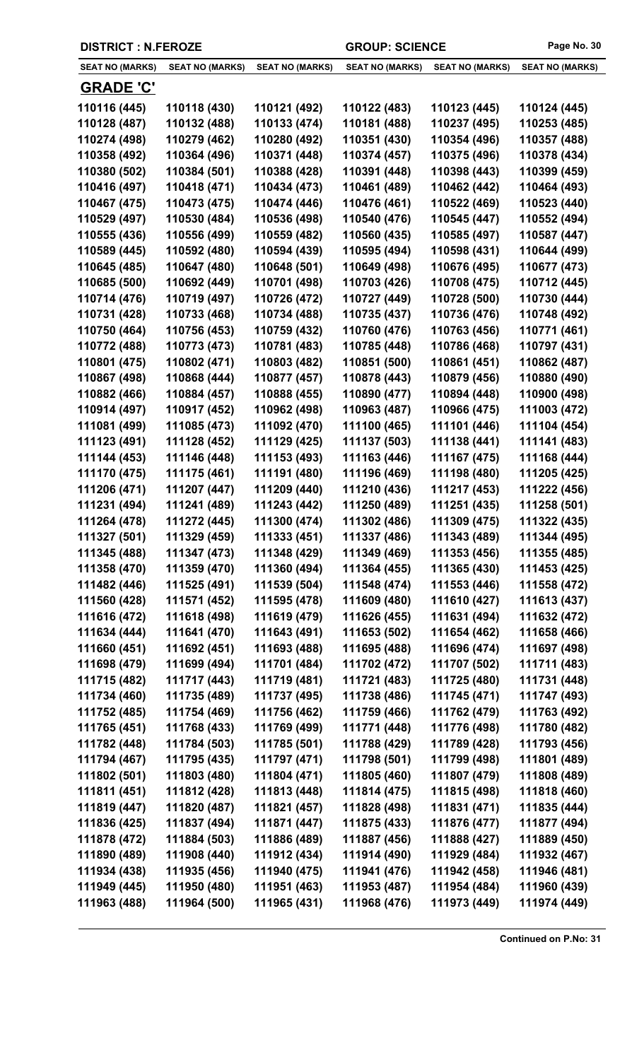**DISTRICT : N.FEROZE** | **GROUP: SCIENCE**

| SEAT NO (MARKS) | SEAT NO (MARKS) | SEAT NO (MARKS) | SEAT NO (MARKS) | SEAT NO (MARKS) | SEAT NO (MARKS) |
|---|---|---|---|---|---|
| **GRADE 'C'** | | | | | |
| 110116 (445) | 110118 (430) | 110121 (492) | 110122 (483) | 110123 (445) | 110124 (445) |
| 110128 (487) | 110132 (488) | 110133 (474) | 110181 (488) | 110237 (495) | 110253 (485) |
| 110274 (498) | 110279 (462) | 110280 (492) | 110351 (430) | 110354 (496) | 110357 (488) |
| 110358 (492) | 110364 (496) | 110371 (448) | 110374 (457) | 110375 (496) | 110378 (434) |
| 110380 (502) | 110384 (501) | 110388 (428) | 110391 (448) | 110398 (443) | 110399 (459) |
| 110416 (497) | 110418 (471) | 110434 (473) | 110461 (489) | 110462 (442) | 110464 (493) |
| 110467 (475) | 110473 (475) | 110474 (446) | 110476 (461) | 110522 (469) | 110523 (440) |
| 110529 (497) | 110530 (484) | 110536 (498) | 110540 (476) | 110545 (447) | 110552 (494) |
| 110555 (436) | 110556 (499) | 110559 (482) | 110560 (435) | 110585 (497) | 110587 (447) |
| 110589 (445) | 110592 (480) | 110594 (439) | 110595 (494) | 110598 (431) | 110644 (499) |
| 110645 (485) | 110647 (480) | 110648 (501) | 110649 (498) | 110676 (495) | 110677 (473) |
| 110685 (500) | 110692 (449) | 110701 (498) | 110703 (426) | 110708 (475) | 110712 (445) |
| 110714 (476) | 110719 (497) | 110726 (472) | 110727 (449) | 110728 (500) | 110730 (444) |
| 110731 (428) | 110733 (468) | 110734 (488) | 110735 (437) | 110736 (476) | 110748 (492) |
| 110750 (464) | 110756 (453) | 110759 (432) | 110760 (476) | 110763 (456) | 110771 (461) |
| 110772 (488) | 110773 (473) | 110781 (483) | 110785 (448) | 110786 (468) | 110797 (431) |
| 110801 (475) | 110802 (471) | 110803 (482) | 110851 (500) | 110861 (451) | 110862 (487) |
| 110867 (498) | 110868 (444) | 110877 (457) | 110878 (443) | 110879 (456) | 110880 (490) |
| 110882 (466) | 110884 (457) | 110888 (455) | 110890 (477) | 110894 (448) | 110900 (498) |
| 110914 (497) | 110917 (452) | 110962 (498) | 110963 (487) | 110966 (475) | 111003 (472) |
| 111081 (499) | 111085 (473) | 111092 (470) | 111100 (465) | 111101 (446) | 111104 (454) |
| 111123 (491) | 111128 (452) | 111129 (425) | 111137 (503) | 111138 (441) | 111141 (483) |
| 111144 (453) | 111146 (448) | 111153 (493) | 111163 (446) | 111167 (475) | 111168 (444) |
| 111170 (475) | 111175 (461) | 111191 (480) | 111196 (469) | 111198 (480) | 111205 (425) |
| 111206 (471) | 111207 (447) | 111209 (440) | 111210 (436) | 111217 (453) | 111222 (456) |
| 111231 (494) | 111241 (489) | 111243 (442) | 111250 (489) | 111251 (435) | 111258 (501) |
| 111264 (478) | 111272 (445) | 111300 (474) | 111302 (486) | 111309 (475) | 111322 (435) |
| 111327 (501) | 111329 (459) | 111333 (451) | 111337 (486) | 111343 (489) | 111344 (495) |
| 111345 (488) | 111347 (473) | 111348 (429) | 111349 (469) | 111353 (456) | 111355 (485) |
| 111358 (470) | 111359 (470) | 111360 (494) | 111364 (455) | 111365 (430) | 111453 (425) |
| 111482 (446) | 111525 (491) | 111539 (504) | 111548 (474) | 111553 (446) | 111558 (472) |
| 111560 (428) | 111571 (452) | 111595 (478) | 111609 (480) | 111610 (427) | 111613 (437) |
| 111616 (472) | 111618 (498) | 111619 (479) | 111626 (455) | 111631 (494) | 111632 (472) |
| 111634 (444) | 111641 (470) | 111643 (491) | 111653 (502) | 111654 (462) | 111658 (466) |
| 111660 (451) | 111692 (451) | 111693 (488) | 111695 (488) | 111696 (474) | 111697 (498) |
| 111698 (479) | 111699 (494) | 111701 (484) | 111702 (472) | 111707 (502) | 111711 (483) |
| 111715 (482) | 111717 (443) | 111719 (481) | 111721 (483) | 111725 (480) | 111731 (448) |
| 111734 (460) | 111735 (489) | 111737 (495) | 111738 (486) | 111745 (471) | 111747 (493) |
| 111752 (485) | 111754 (469) | 111756 (462) | 111759 (466) | 111762 (479) | 111763 (492) |
| 111765 (451) | 111768 (433) | 111769 (499) | 111771 (448) | 111776 (498) | 111780 (482) |
| 111782 (448) | 111784 (503) | 111785 (501) | 111788 (429) | 111789 (428) | 111793 (456) |
| 111794 (467) | 111795 (435) | 111797 (471) | 111798 (501) | 111799 (498) | 111801 (489) |
| 111802 (501) | 111803 (480) | 111804 (471) | 111805 (460) | 111807 (479) | 111808 (489) |
| 111811 (451) | 111812 (428) | 111813 (448) | 111814 (475) | 111815 (498) | 111818 (460) |
| 111819 (447) | 111820 (487) | 111821 (457) | 111828 (498) | 111831 (471) | 111835 (444) |
| 111836 (425) | 111837 (494) | 111871 (447) | 111875 (433) | 111876 (477) | 111877 (494) |
| 111878 (472) | 111884 (503) | 111886 (489) | 111887 (456) | 111888 (427) | 111889 (450) |
| 111890 (489) | 111908 (440) | 111912 (434) | 111914 (490) | 111929 (484) | 111932 (467) |
| 111934 (438) | 111935 (456) | 111940 (475) | 111941 (476) | 111942 (458) | 111946 (481) |
| 111949 (445) | 111950 (480) | 111951 (463) | 111953 (487) | 111954 (484) | 111960 (439) |
| 111963 (488) | 111964 (500) | 111965 (431) | 111968 (476) | 111973 (449) | 111974 (449) |

**Continued on P.No: 31**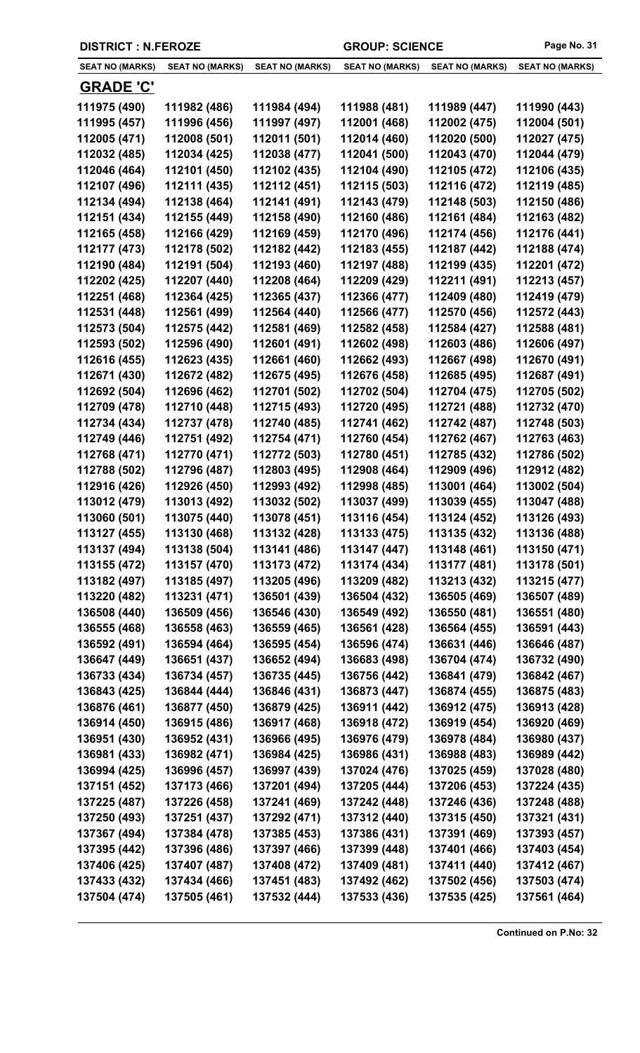| DISTRICT : N.FEROZE | | | GROUP: SCIENCE | | |
|---|---|---|---|---|---|
| **SEAT NO (MARKS)** | **SEAT NO (MARKS)** | **SEAT NO (MARKS)** | **SEAT NO (MARKS)** | **SEAT NO (MARKS)** | **SEAT NO (MARKS)** |

## GRADE 'C'

| | | | | | |
|---|---|---|---|---|---|
| 111975 (490) | 111982 (486) | 111984 (494) | 111988 (481) | 111989 (447) | 111990 (443) |
| 111995 (457) | 111996 (456) | 111997 (497) | 112001 (468) | 112002 (475) | 112004 (501) |
| 112005 (471) | 112008 (501) | 112011 (501) | 112014 (460) | 112020 (500) | 112027 (475) |
| 112032 (485) | 112034 (425) | 112038 (477) | 112041 (500) | 112043 (470) | 112044 (479) |
| 112046 (464) | 112101 (450) | 112102 (435) | 112104 (490) | 112105 (472) | 112106 (435) |
| 112107 (496) | 112111 (435) | 112112 (451) | 112115 (503) | 112116 (472) | 112119 (485) |
| 112134 (494) | 112138 (464) | 112141 (491) | 112143 (479) | 112148 (503) | 112150 (486) |
| 112151 (434) | 112155 (449) | 112158 (490) | 112160 (486) | 112161 (484) | 112163 (482) |
| 112165 (458) | 112166 (429) | 112169 (459) | 112170 (496) | 112174 (456) | 112176 (441) |
| 112177 (473) | 112178 (502) | 112182 (442) | 112183 (455) | 112187 (442) | 112188 (474) |
| 112190 (484) | 112191 (504) | 112193 (460) | 112197 (488) | 112199 (435) | 112201 (472) |
| 112202 (425) | 112207 (440) | 112208 (464) | 112209 (429) | 112211 (491) | 112213 (457) |
| 112251 (468) | 112364 (425) | 112365 (437) | 112366 (477) | 112409 (480) | 112419 (479) |
| 112531 (448) | 112561 (499) | 112564 (440) | 112566 (477) | 112570 (456) | 112572 (443) |
| 112573 (504) | 112575 (442) | 112581 (469) | 112582 (458) | 112584 (427) | 112588 (481) |
| 112593 (502) | 112596 (490) | 112601 (491) | 112602 (498) | 112603 (486) | 112606 (497) |
| 112616 (455) | 112623 (435) | 112661 (460) | 112662 (493) | 112667 (498) | 112670 (491) |
| 112671 (430) | 112672 (482) | 112675 (495) | 112676 (458) | 112685 (495) | 112687 (491) |
| 112692 (504) | 112696 (462) | 112701 (502) | 112702 (504) | 112704 (475) | 112705 (502) |
| 112709 (478) | 112710 (448) | 112715 (493) | 112720 (495) | 112721 (488) | 112732 (470) |
| 112734 (434) | 112737 (478) | 112740 (485) | 112741 (462) | 112742 (487) | 112748 (503) |
| 112749 (446) | 112751 (492) | 112754 (471) | 112760 (454) | 112762 (467) | 112763 (463) |
| 112768 (471) | 112770 (471) | 112772 (503) | 112780 (451) | 112785 (432) | 112786 (502) |
| 112788 (502) | 112796 (487) | 112803 (495) | 112908 (464) | 112909 (496) | 112912 (482) |
| 112916 (426) | 112926 (450) | 112993 (492) | 112998 (485) | 113001 (464) | 113002 (504) |
| 113012 (479) | 113013 (492) | 113032 (502) | 113037 (499) | 113039 (455) | 113047 (488) |
| 113060 (501) | 113075 (440) | 113078 (451) | 113116 (454) | 113124 (452) | 113126 (493) |
| 113127 (455) | 113130 (468) | 113132 (428) | 113133 (475) | 113135 (432) | 113136 (488) |
| 113137 (494) | 113138 (504) | 113141 (486) | 113147 (447) | 113148 (461) | 113150 (471) |
| 113155 (472) | 113157 (470) | 113173 (472) | 113174 (434) | 113177 (481) | 113178 (501) |
| 113182 (497) | 113185 (497) | 113205 (496) | 113209 (482) | 113213 (432) | 113215 (477) |
| 113220 (482) | 113231 (471) | 136501 (439) | 136504 (432) | 136505 (469) | 136507 (489) |
| 136508 (440) | 136509 (456) | 136546 (430) | 136549 (492) | 136550 (481) | 136551 (480) |
| 136555 (468) | 136558 (463) | 136559 (465) | 136561 (428) | 136564 (455) | 136591 (443) |
| 136592 (491) | 136594 (464) | 136595 (454) | 136596 (474) | 136631 (446) | 136646 (487) |
| 136647 (449) | 136651 (437) | 136652 (494) | 136683 (498) | 136704 (474) | 136732 (490) |
| 136733 (434) | 136734 (457) | 136735 (445) | 136756 (442) | 136841 (479) | 136842 (467) |
| 136843 (425) | 136844 (444) | 136846 (431) | 136873 (447) | 136874 (455) | 136875 (483) |
| 136876 (461) | 136877 (450) | 136879 (425) | 136911 (442) | 136912 (475) | 136913 (428) |
| 136914 (450) | 136915 (486) | 136917 (468) | 136918 (472) | 136919 (454) | 136920 (469) |
| 136951 (430) | 136952 (431) | 136966 (495) | 136976 (479) | 136978 (484) | 136980 (437) |
| 136981 (433) | 136982 (471) | 136984 (425) | 136986 (431) | 136988 (483) | 136989 (442) |
| 136994 (425) | 136996 (457) | 136997 (439) | 137024 (476) | 137025 (459) | 137028 (480) |
| 137151 (452) | 137173 (466) | 137201 (494) | 137205 (444) | 137206 (453) | 137224 (435) |
| 137225 (487) | 137226 (458) | 137241 (469) | 137242 (448) | 137246 (436) | 137248 (488) |
| 137250 (493) | 137251 (437) | 137292 (471) | 137312 (440) | 137315 (450) | 137321 (431) |
| 137367 (494) | 137384 (478) | 137385 (453) | 137386 (431) | 137391 (469) | 137393 (457) |
| 137395 (442) | 137396 (486) | 137397 (466) | 137399 (448) | 137401 (466) | 137403 (454) |
| 137406 (425) | 137407 (487) | 137408 (472) | 137409 (481) | 137411 (440) | 137412 (467) |
| 137433 (432) | 137434 (466) | 137451 (483) | 137492 (462) | 137502 (456) | 137503 (474) |
| 137504 (474) | 137505 (461) | 137532 (444) | 137533 (436) | 137535 (425) | 137561 (464) |

**Continued on P.No: 32**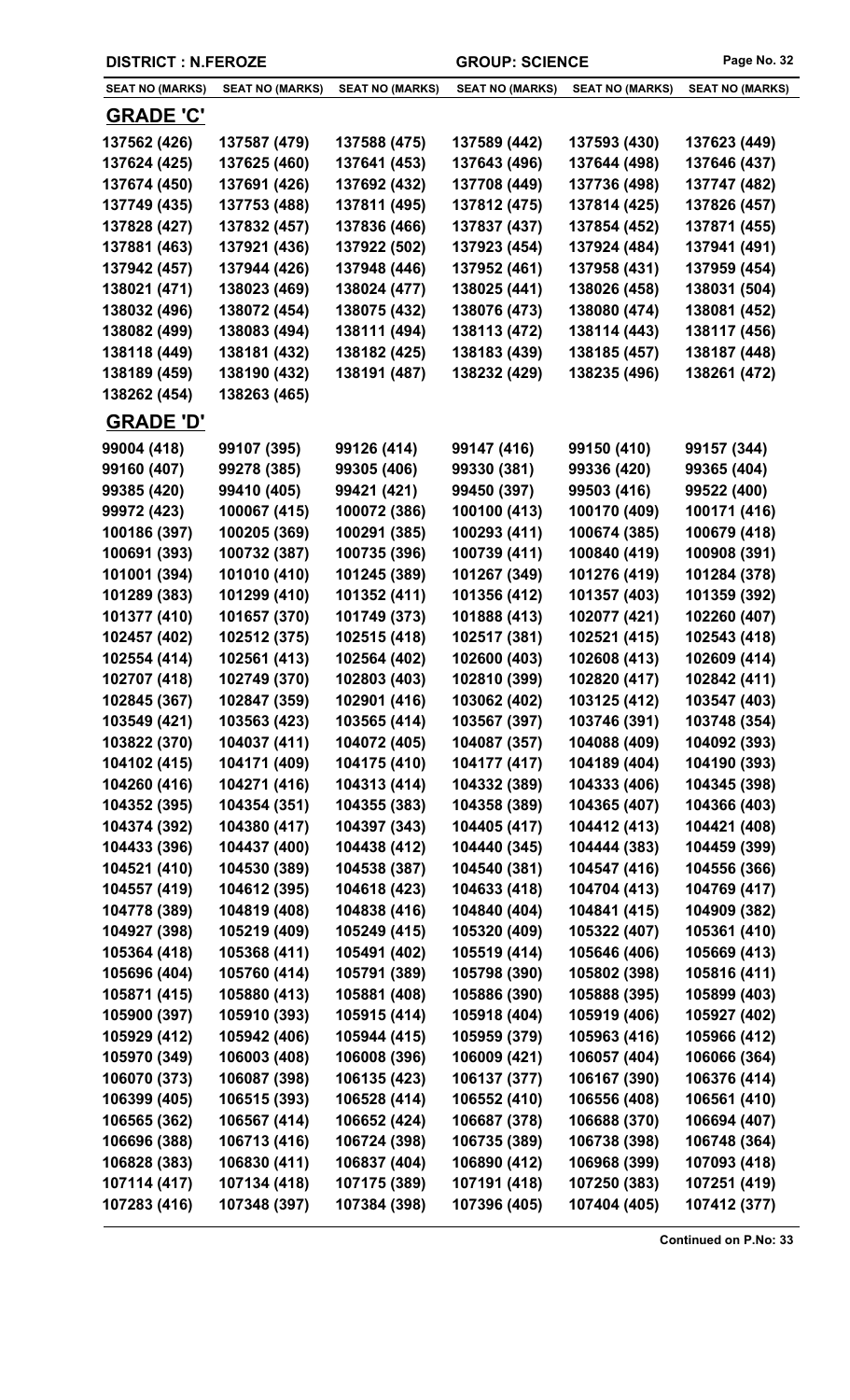DISTRICT : N.FEROZE | GROUP: SCIENCE

| SEAT NO (MARKS) | SEAT NO (MARKS) | SEAT NO (MARKS) | SEAT NO (MARKS) | SEAT NO (MARKS) | SEAT NO (MARKS) |
|---|---|---|---|---|---|

## GRADE 'C'

| SEAT NO (MARKS) | SEAT NO (MARKS) | SEAT NO (MARKS) | SEAT NO (MARKS) | SEAT NO (MARKS) | SEAT NO (MARKS) |
|---|---|---|---|---|---|
| 137562 (426) | 137587 (479) | 137588 (475) | 137589 (442) | 137593 (430) | 137623 (449) |
| 137624 (425) | 137625 (460) | 137641 (453) | 137643 (496) | 137644 (498) | 137646 (437) |
| 137674 (450) | 137691 (426) | 137692 (432) | 137708 (449) | 137736 (498) | 137747 (482) |
| 137749 (435) | 137753 (488) | 137811 (495) | 137812 (475) | 137814 (425) | 137826 (457) |
| 137828 (427) | 137832 (457) | 137836 (466) | 137837 (437) | 137854 (452) | 137871 (455) |
| 137881 (463) | 137921 (436) | 137922 (502) | 137923 (454) | 137924 (484) | 137941 (491) |
| 137942 (457) | 137944 (426) | 137948 (446) | 137952 (461) | 137958 (431) | 137959 (454) |
| 138021 (471) | 138023 (469) | 138024 (477) | 138025 (441) | 138026 (458) | 138031 (504) |
| 138032 (496) | 138072 (454) | 138075 (432) | 138076 (473) | 138080 (474) | 138081 (452) |
| 138082 (499) | 138083 (494) | 138111 (494) | 138113 (472) | 138114 (443) | 138117 (456) |
| 138118 (449) | 138181 (432) | 138182 (425) | 138183 (439) | 138185 (457) | 138187 (448) |
| 138189 (459) | 138190 (432) | 138191 (487) | 138232 (429) | 138235 (496) | 138261 (472) |
| 138262 (454) | 138263 (465) | | | | |

## GRADE 'D'

| SEAT NO (MARKS) | SEAT NO (MARKS) | SEAT NO (MARKS) | SEAT NO (MARKS) | SEAT NO (MARKS) | SEAT NO (MARKS) |
|---|---|---|---|---|---|
| 99004 (418) | 99107 (395) | 99126 (414) | 99147 (416) | 99150 (410) | 99157 (344) |
| 99160 (407) | 99278 (385) | 99305 (406) | 99330 (381) | 99336 (420) | 99365 (404) |
| 99385 (420) | 99410 (405) | 99421 (421) | 99450 (397) | 99503 (416) | 99522 (400) |
| 99972 (423) | 100067 (415) | 100072 (386) | 100100 (413) | 100170 (409) | 100171 (416) |
| 100186 (397) | 100205 (369) | 100291 (385) | 100293 (411) | 100674 (385) | 100679 (418) |
| 100691 (393) | 100732 (387) | 100735 (396) | 100739 (411) | 100840 (419) | 100908 (391) |
| 101001 (394) | 101010 (410) | 101245 (389) | 101267 (349) | 101276 (419) | 101284 (378) |
| 101289 (383) | 101299 (410) | 101352 (411) | 101356 (412) | 101357 (403) | 101359 (392) |
| 101377 (410) | 101657 (370) | 101749 (373) | 101888 (413) | 102077 (421) | 102260 (407) |
| 102457 (402) | 102512 (375) | 102515 (418) | 102517 (381) | 102521 (415) | 102543 (418) |
| 102554 (414) | 102561 (413) | 102564 (402) | 102600 (403) | 102608 (413) | 102609 (414) |
| 102707 (418) | 102749 (370) | 102803 (403) | 102810 (399) | 102820 (417) | 102842 (411) |
| 102845 (367) | 102847 (359) | 102901 (416) | 103062 (402) | 103125 (412) | 103547 (403) |
| 103549 (421) | 103563 (423) | 103565 (414) | 103567 (397) | 103746 (391) | 103748 (354) |
| 103822 (370) | 104037 (411) | 104072 (405) | 104087 (357) | 104088 (409) | 104092 (393) |
| 104102 (415) | 104171 (409) | 104175 (410) | 104177 (417) | 104189 (404) | 104190 (393) |
| 104260 (416) | 104271 (416) | 104313 (414) | 104332 (389) | 104333 (406) | 104345 (398) |
| 104352 (395) | 104354 (351) | 104355 (383) | 104358 (389) | 104365 (407) | 104366 (403) |
| 104374 (392) | 104380 (417) | 104397 (343) | 104405 (417) | 104412 (413) | 104421 (408) |
| 104433 (396) | 104437 (400) | 104438 (412) | 104440 (345) | 104444 (383) | 104459 (399) |
| 104521 (410) | 104530 (389) | 104538 (387) | 104540 (381) | 104547 (416) | 104556 (366) |
| 104557 (419) | 104612 (395) | 104618 (423) | 104633 (418) | 104704 (413) | 104769 (417) |
| 104778 (389) | 104819 (408) | 104838 (416) | 104840 (404) | 104841 (415) | 104909 (382) |
| 104927 (398) | 105219 (409) | 105249 (415) | 105320 (409) | 105322 (407) | 105361 (410) |
| 105364 (418) | 105368 (411) | 105491 (402) | 105519 (414) | 105646 (406) | 105669 (413) |
| 105696 (404) | 105760 (414) | 105791 (389) | 105798 (390) | 105802 (398) | 105816 (411) |
| 105871 (415) | 105880 (413) | 105881 (408) | 105886 (390) | 105888 (395) | 105899 (403) |
| 105900 (397) | 105910 (393) | 105915 (414) | 105918 (404) | 105919 (406) | 105927 (402) |
| 105929 (412) | 105942 (406) | 105944 (415) | 105959 (379) | 105963 (416) | 105966 (412) |
| 105970 (349) | 106003 (408) | 106008 (396) | 106009 (421) | 106057 (404) | 106066 (364) |
| 106070 (373) | 106087 (398) | 106135 (423) | 106137 (377) | 106167 (390) | 106376 (414) |
| 106399 (405) | 106515 (393) | 106528 (414) | 106552 (410) | 106556 (408) | 106561 (410) |
| 106565 (362) | 106567 (414) | 106652 (424) | 106687 (378) | 106688 (370) | 106694 (407) |
| 106696 (388) | 106713 (416) | 106724 (398) | 106735 (389) | 106738 (398) | 106748 (364) |
| 106828 (383) | 106830 (411) | 106837 (404) | 106890 (412) | 106968 (399) | 107093 (418) |
| 107114 (417) | 107134 (418) | 107175 (389) | 107191 (418) | 107250 (383) | 107251 (419) |
| 107283 (416) | 107348 (397) | 107384 (398) | 107396 (405) | 107404 (405) | 107412 (377) |

Continued on P.No: 33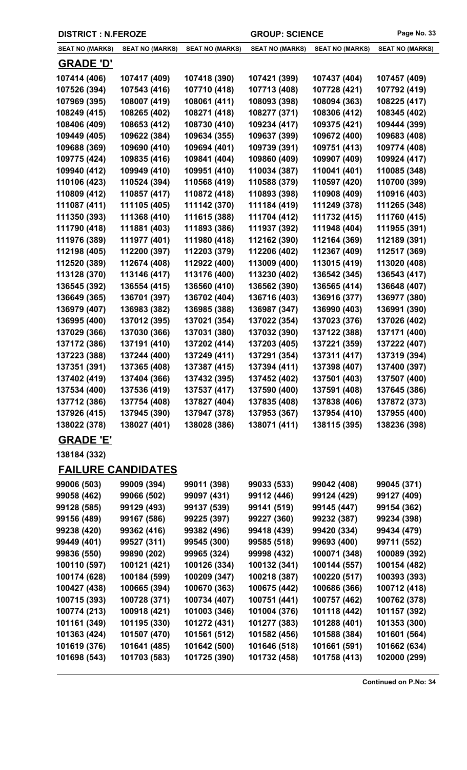**DISTRICT : N.FEROZE** | **GROUP: SCIENCE**

| SEAT NO (MARKS) | SEAT NO (MARKS) | SEAT NO (MARKS) | SEAT NO (MARKS) | SEAT NO (MARKS) | SEAT NO (MARKS) |
|---|---|---|---|---|---|

## GRADE 'D'

| | | | | | |
|---|---|---|---|---|---|
| 107414 (406) | 107417 (409) | 107418 (390) | 107421 (399) | 107437 (404) | 107457 (409) |
| 107526 (394) | 107543 (416) | 107710 (418) | 107713 (408) | 107728 (421) | 107792 (419) |
| 107969 (395) | 108007 (419) | 108061 (411) | 108093 (398) | 108094 (363) | 108225 (417) |
| 108249 (415) | 108265 (402) | 108271 (418) | 108277 (371) | 108306 (412) | 108345 (402) |
| 108406 (409) | 108653 (412) | 108730 (410) | 109234 (417) | 109375 (421) | 109444 (399) |
| 109449 (405) | 109622 (384) | 109634 (355) | 109637 (399) | 109672 (400) | 109683 (408) |
| 109688 (369) | 109690 (410) | 109694 (401) | 109739 (391) | 109751 (413) | 109774 (408) |
| 109775 (424) | 109835 (416) | 109841 (404) | 109860 (409) | 109907 (409) | 109924 (417) |
| 109940 (412) | 109949 (410) | 109951 (410) | 110034 (387) | 110041 (401) | 110085 (348) |
| 110106 (423) | 110524 (394) | 110568 (419) | 110588 (379) | 110597 (420) | 110700 (399) |
| 110809 (412) | 110857 (417) | 110872 (418) | 110893 (398) | 110908 (409) | 110916 (403) |
| 111087 (411) | 111105 (405) | 111142 (370) | 111184 (419) | 111249 (378) | 111265 (348) |
| 111350 (393) | 111368 (410) | 111615 (388) | 111704 (412) | 111732 (415) | 111760 (415) |
| 111790 (418) | 111881 (403) | 111893 (386) | 111937 (392) | 111948 (404) | 111955 (391) |
| 111976 (389) | 111977 (401) | 111980 (418) | 112162 (390) | 112164 (369) | 112189 (391) |
| 112198 (405) | 112200 (397) | 112203 (379) | 112206 (402) | 112367 (409) | 112517 (369) |
| 112520 (389) | 112674 (408) | 112922 (400) | 113009 (400) | 113015 (419) | 113020 (408) |
| 113128 (370) | 113146 (417) | 113176 (400) | 113230 (402) | 136542 (345) | 136543 (417) |
| 136545 (392) | 136554 (415) | 136560 (410) | 136562 (390) | 136565 (414) | 136648 (407) |
| 136649 (365) | 136701 (397) | 136702 (404) | 136716 (403) | 136916 (377) | 136977 (380) |
| 136979 (407) | 136983 (382) | 136985 (388) | 136987 (347) | 136990 (403) | 136991 (390) |
| 136995 (400) | 137012 (395) | 137021 (354) | 137022 (354) | 137023 (376) | 137026 (402) |
| 137029 (366) | 137030 (366) | 137031 (380) | 137032 (390) | 137122 (388) | 137171 (400) |
| 137172 (386) | 137191 (410) | 137202 (414) | 137203 (405) | 137221 (359) | 137222 (407) |
| 137223 (388) | 137244 (400) | 137249 (411) | 137291 (354) | 137311 (417) | 137319 (394) |
| 137351 (391) | 137365 (408) | 137387 (415) | 137394 (411) | 137398 (407) | 137400 (397) |
| 137402 (419) | 137404 (366) | 137432 (395) | 137452 (402) | 137501 (403) | 137507 (400) |
| 137534 (400) | 137536 (419) | 137537 (417) | 137590 (400) | 137591 (408) | 137645 (386) |
| 137712 (386) | 137754 (408) | 137827 (404) | 137835 (408) | 137838 (406) | 137872 (373) |
| 137926 (415) | 137945 (390) | 137947 (378) | 137953 (367) | 137954 (410) | 137955 (400) |
| 138022 (378) | 138027 (401) | 138028 (386) | 138071 (411) | 138115 (395) | 138236 (398) |

## GRADE 'E'

138184 (332)

## FAILURE CANDIDATES

| | | | | | |
|---|---|---|---|---|---|
| 99006 (503) | 99009 (394) | 99011 (398) | 99033 (533) | 99042 (408) | 99045 (371) |
| 99058 (462) | 99066 (502) | 99097 (431) | 99112 (446) | 99124 (429) | 99127 (409) |
| 99128 (585) | 99129 (493) | 99137 (539) | 99141 (519) | 99145 (447) | 99154 (362) |
| 99156 (489) | 99167 (586) | 99225 (397) | 99227 (360) | 99232 (387) | 99234 (398) |
| 99238 (420) | 99362 (416) | 99382 (496) | 99418 (439) | 99420 (334) | 99434 (479) |
| 99449 (401) | 99527 (311) | 99545 (300) | 99585 (518) | 99693 (400) | 99711 (552) |
| 99836 (550) | 99890 (202) | 99965 (324) | 99998 (432) | 100071 (348) | 100089 (392) |
| 100110 (597) | 100121 (421) | 100126 (334) | 100132 (341) | 100144 (557) | 100154 (482) |
| 100174 (628) | 100184 (599) | 100209 (347) | 100218 (387) | 100220 (517) | 100393 (393) |
| 100427 (438) | 100665 (394) | 100670 (363) | 100675 (442) | 100686 (366) | 100712 (418) |
| 100715 (393) | 100728 (371) | 100734 (407) | 100751 (441) | 100757 (462) | 100762 (378) |
| 100774 (213) | 100918 (421) | 101003 (346) | 101004 (376) | 101118 (442) | 101157 (392) |
| 101161 (349) | 101195 (330) | 101272 (431) | 101277 (383) | 101288 (401) | 101353 (300) |
| 101363 (424) | 101507 (470) | 101561 (512) | 101582 (456) | 101588 (384) | 101601 (564) |
| 101619 (376) | 101641 (485) | 101642 (500) | 101646 (518) | 101661 (591) | 101662 (634) |
| 101698 (543) | 101703 (583) | 101725 (390) | 101732 (458) | 101758 (413) | 102000 (299) |

**Continued on P.No: 34**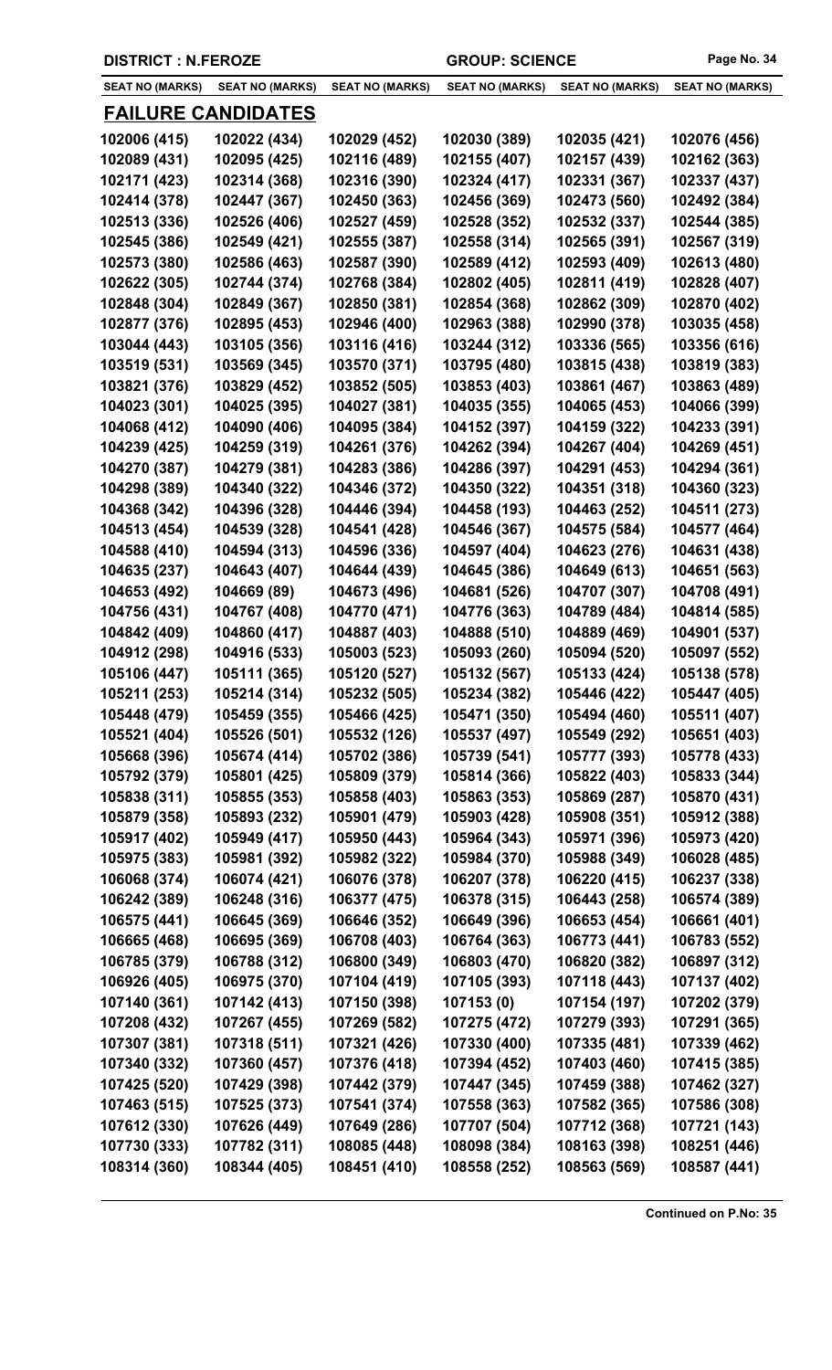| DISTRICT : N.FEROZE | | | GROUP: SCIENCE | | |
|---|---|---|---|---|---|
| SEAT NO (MARKS) | SEAT NO (MARKS) | SEAT NO (MARKS) | SEAT NO (MARKS) | SEAT NO (MARKS) | SEAT NO (MARKS) |

## FAILURE CANDIDATES

| | | | | | |
|---|---|---|---|---|---|
| 102006 (415) | 102022 (434) | 102029 (452) | 102030 (389) | 102035 (421) | 102076 (456) |
| 102089 (431) | 102095 (425) | 102116 (489) | 102155 (407) | 102157 (439) | 102162 (363) |
| 102171 (423) | 102314 (368) | 102316 (390) | 102324 (417) | 102331 (367) | 102337 (437) |
| 102414 (378) | 102447 (367) | 102450 (363) | 102456 (369) | 102473 (560) | 102492 (384) |
| 102513 (336) | 102526 (406) | 102527 (459) | 102528 (352) | 102532 (337) | 102544 (385) |
| 102545 (386) | 102549 (421) | 102555 (387) | 102558 (314) | 102565 (391) | 102567 (319) |
| 102573 (380) | 102586 (463) | 102587 (390) | 102589 (412) | 102593 (409) | 102613 (480) |
| 102622 (305) | 102744 (374) | 102768 (384) | 102802 (405) | 102811 (419) | 102828 (407) |
| 102848 (304) | 102849 (367) | 102850 (381) | 102854 (368) | 102862 (309) | 102870 (402) |
| 102877 (376) | 102895 (453) | 102946 (400) | 102963 (388) | 102990 (378) | 103035 (458) |
| 103044 (443) | 103105 (356) | 103116 (416) | 103244 (312) | 103336 (565) | 103356 (616) |
| 103519 (531) | 103569 (345) | 103570 (371) | 103795 (480) | 103815 (438) | 103819 (383) |
| 103821 (376) | 103829 (452) | 103852 (505) | 103853 (403) | 103861 (467) | 103863 (489) |
| 104023 (301) | 104025 (395) | 104027 (381) | 104035 (355) | 104065 (453) | 104066 (399) |
| 104068 (412) | 104090 (406) | 104095 (384) | 104152 (397) | 104159 (322) | 104233 (391) |
| 104239 (425) | 104259 (319) | 104261 (376) | 104262 (394) | 104267 (404) | 104269 (451) |
| 104270 (387) | 104279 (381) | 104283 (386) | 104286 (397) | 104291 (453) | 104294 (361) |
| 104298 (389) | 104340 (322) | 104346 (372) | 104350 (322) | 104351 (318) | 104360 (323) |
| 104368 (342) | 104396 (328) | 104446 (394) | 104458 (193) | 104463 (252) | 104511 (273) |
| 104513 (454) | 104539 (328) | 104541 (428) | 104546 (367) | 104575 (584) | 104577 (464) |
| 104588 (410) | 104594 (313) | 104596 (336) | 104597 (404) | 104623 (276) | 104631 (438) |
| 104635 (237) | 104643 (407) | 104644 (439) | 104645 (386) | 104649 (613) | 104651 (563) |
| 104653 (492) | 104669 (89) | 104673 (496) | 104681 (526) | 104707 (307) | 104708 (491) |
| 104756 (431) | 104767 (408) | 104770 (471) | 104776 (363) | 104789 (484) | 104814 (585) |
| 104842 (409) | 104860 (417) | 104887 (403) | 104888 (510) | 104889 (469) | 104901 (537) |
| 104912 (298) | 104916 (533) | 105003 (523) | 105093 (260) | 105094 (520) | 105097 (552) |
| 105106 (447) | 105111 (365) | 105120 (527) | 105132 (567) | 105133 (424) | 105138 (578) |
| 105211 (253) | 105214 (314) | 105232 (505) | 105234 (382) | 105446 (422) | 105447 (405) |
| 105448 (479) | 105459 (355) | 105466 (425) | 105471 (350) | 105494 (460) | 105511 (407) |
| 105521 (404) | 105526 (501) | 105532 (126) | 105537 (497) | 105549 (292) | 105651 (403) |
| 105668 (396) | 105674 (414) | 105702 (386) | 105739 (541) | 105777 (393) | 105778 (433) |
| 105792 (379) | 105801 (425) | 105809 (379) | 105814 (366) | 105822 (403) | 105833 (344) |
| 105838 (311) | 105855 (353) | 105858 (403) | 105863 (353) | 105869 (287) | 105870 (431) |
| 105879 (358) | 105893 (232) | 105901 (479) | 105903 (428) | 105908 (351) | 105912 (388) |
| 105917 (402) | 105949 (417) | 105950 (443) | 105964 (343) | 105971 (396) | 105973 (420) |
| 105975 (383) | 105981 (392) | 105982 (322) | 105984 (370) | 105988 (349) | 106028 (485) |
| 106068 (374) | 106074 (421) | 106076 (378) | 106207 (378) | 106220 (415) | 106237 (338) |
| 106242 (389) | 106248 (316) | 106377 (475) | 106378 (315) | 106443 (258) | 106574 (389) |
| 106575 (441) | 106645 (369) | 106646 (352) | 106649 (396) | 106653 (454) | 106661 (401) |
| 106665 (468) | 106695 (369) | 106708 (403) | 106764 (363) | 106773 (441) | 106783 (552) |
| 106785 (379) | 106788 (312) | 106800 (349) | 106803 (470) | 106820 (382) | 106897 (312) |
| 106926 (405) | 106975 (370) | 107104 (419) | 107105 (393) | 107118 (443) | 107137 (402) |
| 107140 (361) | 107142 (413) | 107150 (398) | 107153 (0) | 107154 (197) | 107202 (379) |
| 107208 (432) | 107267 (455) | 107269 (582) | 107275 (472) | 107279 (393) | 107291 (365) |
| 107307 (381) | 107318 (511) | 107321 (426) | 107330 (400) | 107335 (481) | 107339 (462) |
| 107340 (332) | 107360 (457) | 107376 (418) | 107394 (452) | 107403 (460) | 107415 (385) |
| 107425 (520) | 107429 (398) | 107442 (379) | 107447 (345) | 107459 (388) | 107462 (327) |
| 107463 (515) | 107525 (373) | 107541 (374) | 107558 (363) | 107582 (365) | 107586 (308) |
| 107612 (330) | 107626 (449) | 107649 (286) | 107707 (504) | 107712 (368) | 107721 (143) |
| 107730 (333) | 107782 (311) | 108085 (448) | 108098 (384) | 108163 (398) | 108251 (446) |
| 108314 (360) | 108344 (405) | 108451 (410) | 108558 (252) | 108563 (569) | 108587 (441) |

**Continued on P.No: 35**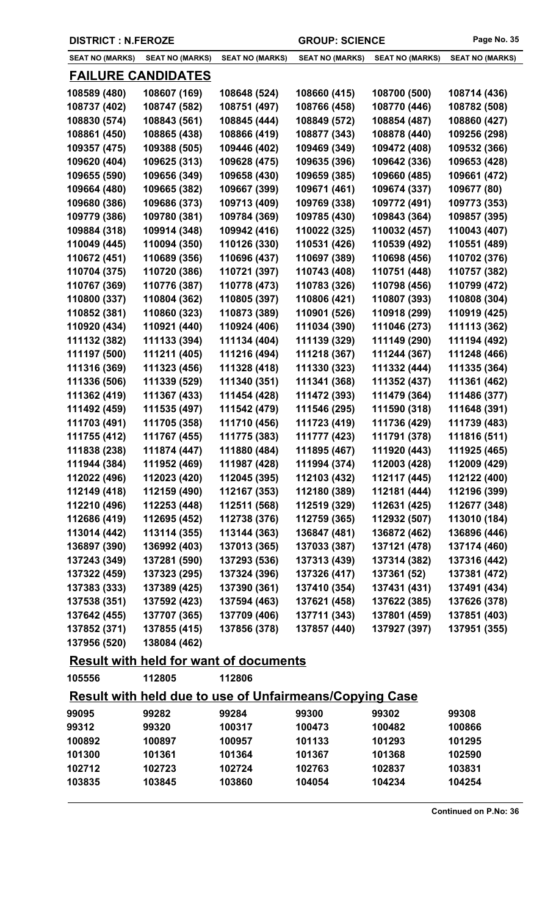DISTRICT : N.FEROZE | GROUP: SCIENCE

| SEAT NO (MARKS) | SEAT NO (MARKS) | SEAT NO (MARKS) | SEAT NO (MARKS) | SEAT NO (MARKS) | SEAT NO (MARKS) |
|---|---|---|---|---|---|

## FAILURE CANDIDATES

| | | | | | |
|---|---|---|---|---|---|
| 108589 (480) | 108607 (169) | 108648 (524) | 108660 (415) | 108700 (500) | 108714 (436) |
| 108737 (402) | 108747 (582) | 108751 (497) | 108766 (458) | 108770 (446) | 108782 (508) |
| 108830 (574) | 108843 (561) | 108845 (444) | 108849 (572) | 108854 (487) | 108860 (427) |
| 108861 (450) | 108865 (438) | 108866 (419) | 108877 (343) | 108878 (440) | 109256 (298) |
| 109357 (475) | 109388 (505) | 109446 (402) | 109469 (349) | 109472 (408) | 109532 (366) |
| 109620 (404) | 109625 (313) | 109628 (475) | 109635 (396) | 109642 (336) | 109653 (428) |
| 109655 (590) | 109656 (349) | 109658 (430) | 109659 (385) | 109660 (485) | 109661 (472) |
| 109664 (480) | 109665 (382) | 109667 (399) | 109671 (461) | 109674 (337) | 109677 (80) |
| 109680 (386) | 109686 (373) | 109713 (409) | 109769 (338) | 109772 (491) | 109773 (353) |
| 109779 (386) | 109780 (381) | 109784 (369) | 109785 (430) | 109843 (364) | 109857 (395) |
| 109884 (318) | 109914 (348) | 109942 (416) | 110022 (325) | 110032 (457) | 110043 (407) |
| 110049 (445) | 110094 (350) | 110126 (330) | 110531 (426) | 110539 (492) | 110551 (489) |
| 110672 (451) | 110689 (356) | 110696 (437) | 110697 (389) | 110698 (456) | 110702 (376) |
| 110704 (375) | 110720 (386) | 110721 (397) | 110743 (408) | 110751 (448) | 110757 (382) |
| 110767 (369) | 110776 (387) | 110778 (473) | 110783 (326) | 110798 (456) | 110799 (472) |
| 110800 (337) | 110804 (362) | 110805 (397) | 110806 (421) | 110807 (393) | 110808 (304) |
| 110852 (381) | 110860 (323) | 110873 (389) | 110901 (526) | 110918 (299) | 110919 (425) |
| 110920 (434) | 110921 (440) | 110924 (406) | 111034 (390) | 111046 (273) | 111113 (362) |
| 111132 (382) | 111133 (394) | 111134 (404) | 111139 (329) | 111149 (290) | 111194 (492) |
| 111197 (500) | 111211 (405) | 111216 (494) | 111218 (367) | 111244 (367) | 111248 (466) |
| 111316 (369) | 111323 (456) | 111328 (418) | 111330 (323) | 111332 (444) | 111335 (364) |
| 111336 (506) | 111339 (529) | 111340 (351) | 111341 (368) | 111352 (437) | 111361 (462) |
| 111362 (419) | 111367 (433) | 111454 (428) | 111472 (393) | 111479 (364) | 111486 (377) |
| 111492 (459) | 111535 (497) | 111542 (479) | 111546 (295) | 111590 (318) | 111648 (391) |
| 111703 (491) | 111705 (358) | 111710 (456) | 111723 (419) | 111736 (429) | 111739 (483) |
| 111755 (412) | 111767 (455) | 111775 (383) | 111777 (423) | 111791 (378) | 111816 (511) |
| 111838 (238) | 111874 (447) | 111880 (484) | 111895 (467) | 111920 (443) | 111925 (465) |
| 111944 (384) | 111952 (469) | 111987 (428) | 111994 (374) | 112003 (428) | 112009 (429) |
| 112022 (496) | 112023 (420) | 112045 (395) | 112103 (432) | 112117 (445) | 112122 (400) |
| 112149 (418) | 112159 (490) | 112167 (353) | 112180 (389) | 112181 (444) | 112196 (399) |
| 112210 (496) | 112253 (448) | 112511 (568) | 112519 (329) | 112631 (425) | 112677 (348) |
| 112686 (419) | 112695 (452) | 112738 (376) | 112759 (365) | 112932 (507) | 113010 (184) |
| 113014 (442) | 113114 (355) | 113144 (363) | 136847 (481) | 136872 (462) | 136896 (446) |
| 136897 (390) | 136992 (403) | 137013 (365) | 137033 (387) | 137121 (478) | 137174 (460) |
| 137243 (349) | 137281 (590) | 137293 (536) | 137313 (439) | 137314 (382) | 137316 (442) |
| 137322 (459) | 137323 (295) | 137324 (396) | 137326 (417) | 137361 (52) | 137381 (472) |
| 137383 (333) | 137389 (425) | 137390 (361) | 137410 (354) | 137431 (431) | 137491 (434) |
| 137538 (351) | 137592 (423) | 137594 (463) | 137621 (458) | 137622 (385) | 137626 (378) |
| 137642 (455) | 137707 (365) | 137709 (406) | 137711 (343) | 137801 (459) | 137851 (403) |
| 137852 (371) | 137855 (415) | 137856 (378) | 137857 (440) | 137927 (397) | 137951 (355) |
| 137956 (520) | 138084 (462) | | | | |

## Result with held for want of documents

| | | |
|---|---|---|
| 105556 | 112805 | 112806 |

## Result with held due to use of Unfairmeans/Copying Case

| | | | | | |
|---|---|---|---|---|---|
| 99095 | 99282 | 99284 | 99300 | 99302 | 99308 |
| 99312 | 99320 | 100317 | 100473 | 100482 | 100866 |
| 100892 | 100897 | 100957 | 101133 | 101293 | 101295 |
| 101300 | 101361 | 101364 | 101367 | 101368 | 102590 |
| 102712 | 102723 | 102724 | 102763 | 102837 | 103831 |
| 103835 | 103845 | 103860 | 104054 | 104234 | 104254 |

Continued on P.No: 36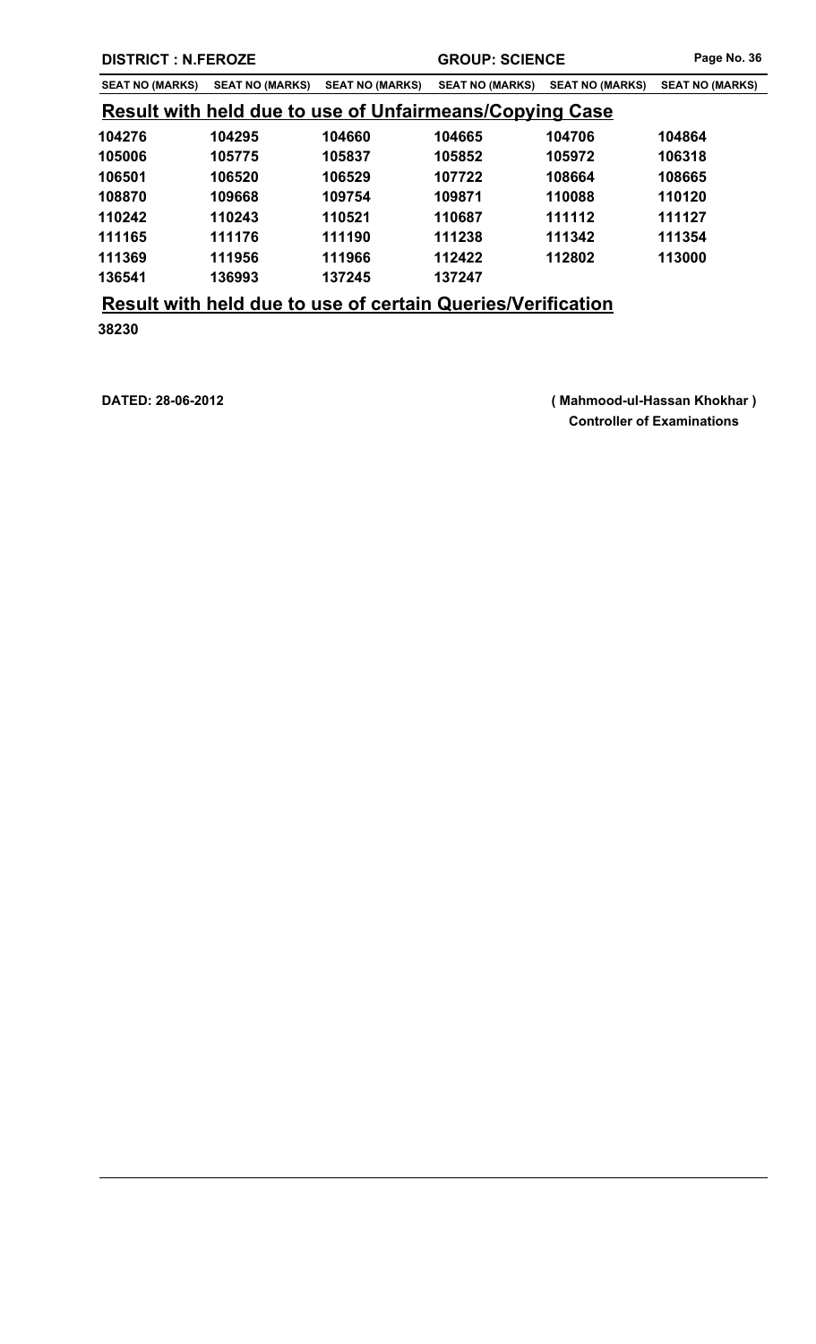**DISTRICT : N.FEROZE** **GROUP: SCIENCE**

| SEAT NO (MARKS) | SEAT NO (MARKS) | SEAT NO (MARKS) | SEAT NO (MARKS) | SEAT NO (MARKS) | SEAT NO (MARKS) |
|---|---|---|---|---|---|

## Result with held due to use of Unfairmeans/Copying Case

| | | | | | |
|---|---|---|---|---|---|
| 104276 | 104295 | 104660 | 104665 | 104706 | 104864 |
| 105006 | 105775 | 105837 | 105852 | 105972 | 106318 |
| 106501 | 106520 | 106529 | 107722 | 108664 | 108665 |
| 108870 | 109668 | 109754 | 109871 | 110088 | 110120 |
| 110242 | 110243 | 110521 | 110687 | 111112 | 111127 |
| 111165 | 111176 | 111190 | 111238 | 111342 | 111354 |
| 111369 | 111956 | 111966 | 112422 | 112802 | 113000 |
| 136541 | 136993 | 137245 | 137247 | | |

## Result with held due to use of certain Queries/Verification

**38230**

**DATED: 28-06-2012**

**( Mahmood-ul-Hassan Khokhar )**
**Controller of Examinations**